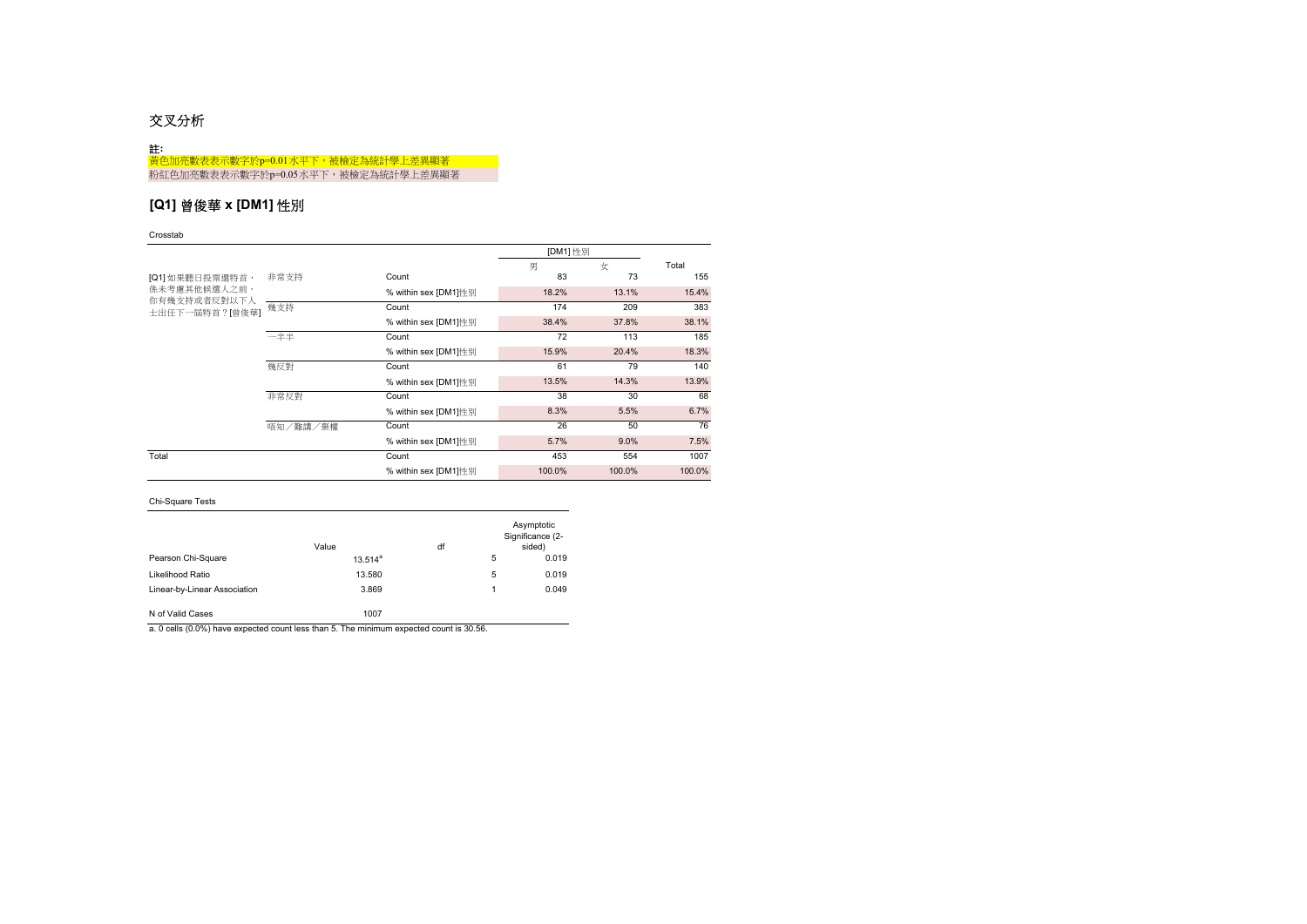# 交叉分析

**註:**

黃色加亮數表表示數字於p=0.01水平下，被檢定為統計學上差異顯著

粉紅色加亮數表表示數字於p=0.05水平下，被檢定為統計學上差異顯著

## [Q1] 曾俊華 x [DM1] 性別

Crosstab

| | | | [DM1] 性別 | | |
|---|---|---|---|---|---|
| | | | 男 | 女 | Total |
| [Q1] 如果聽日投票選特首，係未考慮其他候選人之前，你有幾支持或者反對以下人士出任下一屆特首？[曾俊華] | 非常支持 | Count | 83 | 73 | 155 |
| | | % within sex [DM1]性別 | 18.2% | 13.1% | 15.4% |
| | 幾支持 | Count | 174 | 209 | 383 |
| | | % within sex [DM1]性別 | 38.4% | 37.8% | 38.1% |
| | 一半半 | Count | 72 | 113 | 185 |
| | | % within sex [DM1]性別 | 15.9% | 20.4% | 18.3% |
| | 幾反對 | Count | 61 | 79 | 140 |
| | | % within sex [DM1]性別 | 13.5% | 14.3% | 13.9% |
| | 非常反對 | Count | 38 | 30 | 68 |
| | | % within sex [DM1]性別 | 8.3% | 5.5% | 6.7% |
| | 唔知／難講／棄權 | Count | 26 | 50 | 76 |
| | | % within sex [DM1]性別 | 5.7% | 9.0% | 7.5% |
| Total | | Count | 453 | 554 | 1007 |
| | | % within sex [DM1]性別 | 100.0% | 100.0% | 100.0% |

Chi-Square Tests

| | Value | df | Asymptotic Significance (2-sided) |
|---|---|---|---|
| Pearson Chi-Square | 13.514[a] | 5 | 0.019 |
| Likelihood Ratio | 13.580 | 5 | 0.019 |
| Linear-by-Linear Association | 3.869 | 1 | 0.049 |
| N of Valid Cases | 1007 | | |

a. 0 cells (0.0%) have expected count less than 5. The minimum expected count is 30.56.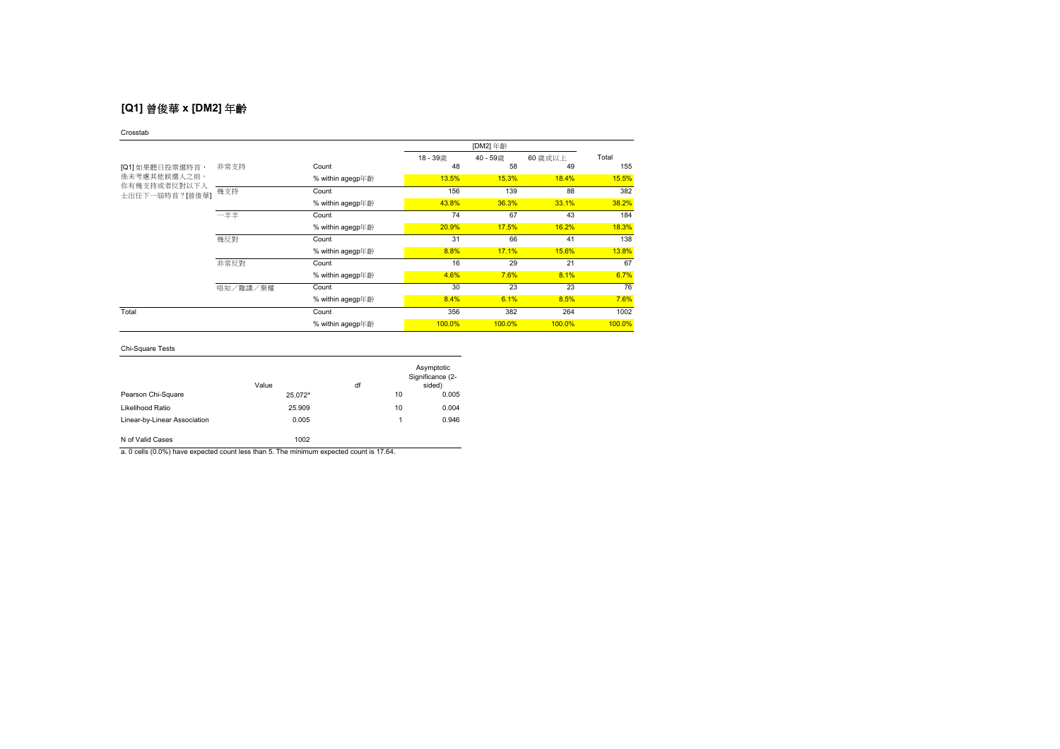## [Q1] 曾俊華 x [DM2] 年齡

Crosstab

| | | | [DM2] 年齡 | | | Total |
|---|---|---|---|---|---|---|
| | | | 18 - 39歲 | 40 - 59歲 | 60 歲或以上 | |
| [Q1] 如果聽日投票選特首，係未考慮其他候選人之前，你有幾支持或者反對以下人士出任下一屆特首？[曾俊華] | 非常支持 | Count | 48 | 58 | 49 | 155 |
| | | % within agegp年齡 | 13.5% | 15.3% | 18.4% | 15.5% |
| | 幾支持 | Count | 156 | 139 | 88 | 382 |
| | | % within agegp年齡 | 43.8% | 36.3% | 33.1% | 38.2% |
| | 一半半 | Count | 74 | 67 | 43 | 184 |
| | | % within agegp年齡 | 20.9% | 17.5% | 16.2% | 18.3% |
| | 幾反對 | Count | 31 | 66 | 41 | 138 |
| | | % within agegp年齡 | 8.8% | 17.1% | 15.6% | 13.8% |
| | 非常反對 | Count | 16 | 29 | 21 | 67 |
| | | % within agegp年齡 | 4.6% | 7.6% | 8.1% | 6.7% |
| | 唔知／難講／棄權 | Count | 30 | 23 | 23 | 76 |
| | | % within agegp年齡 | 8.4% | 6.1% | 8.5% | 7.6% |
| Total | | Count | 356 | 382 | 264 | 1002 |
| | | % within agegp年齡 | 100.0% | 100.0% | 100.0% | 100.0% |

Chi-Square Tests

| | Value | df | Asymptotic Significance (2-sided) |
|---|---|---|---|
| Pearson Chi-Square | 25.072[a] | 10 | 0.005 |
| Likelihood Ratio | 25.909 | 10 | 0.004 |
| Linear-by-Linear Association | 0.005 | 1 | 0.946 |
| N of Valid Cases | 1002 | | |

a. 0 cells (0.0%) have expected count less than 5. The minimum expected count is 17.64.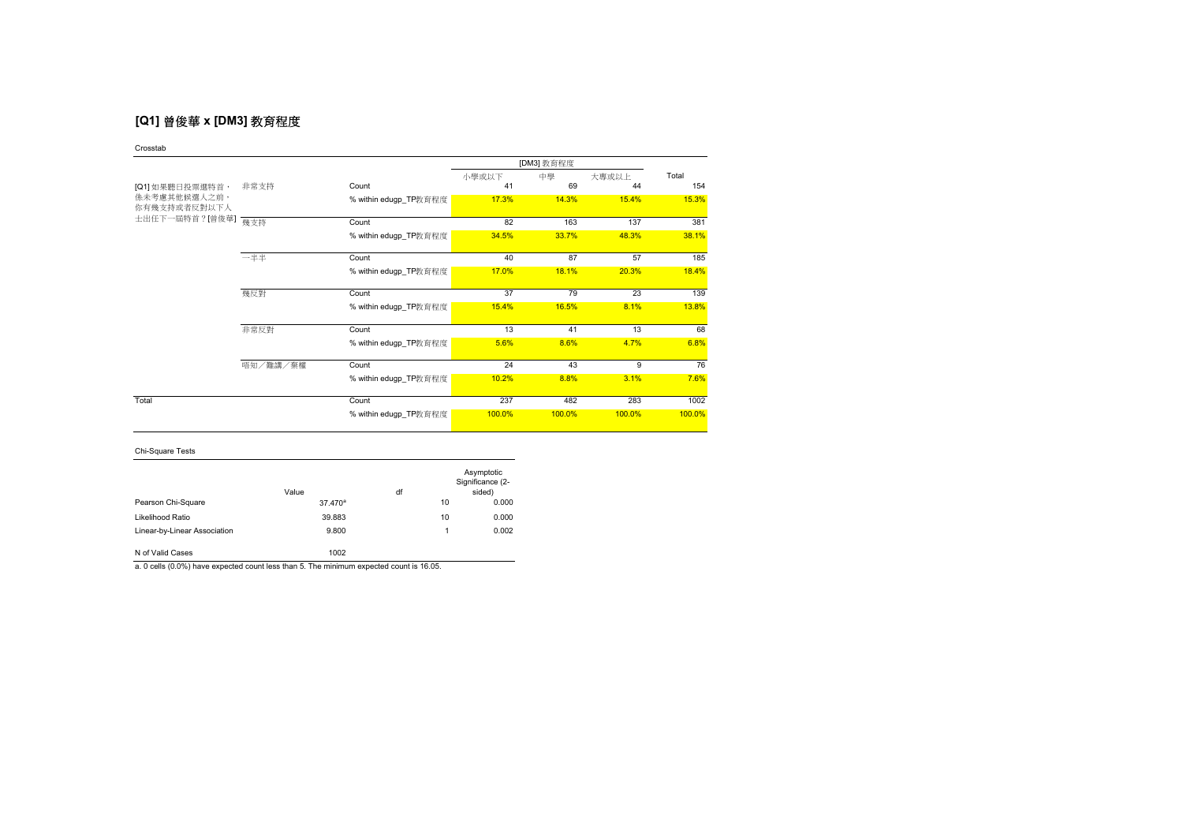## [Q1] 曾俊華 x [DM3] 教育程度

Crosstab

| | | | [DM3] 教育程度 | | | Total |
|---|---|---|---|---|---|---|
| | | | 小學或以下 | 中學 | 大專或以上 | |
| [Q1] 如果聽日投票選特首，係未考慮其他候選人之前，你有幾支持或者反對以下人士出任下一屆特首？[曾俊華] | 非常支持 | Count | 41 | 69 | 44 | 154 |
| | | % within edugp_TP教育程度 | 17.3% | 14.3% | 15.4% | 15.3% |
| | 幾支持 | Count | 82 | 163 | 137 | 381 |
| | | % within edugp_TP教育程度 | 34.5% | 33.7% | 48.3% | 38.1% |
| | 一半半 | Count | 40 | 87 | 57 | 185 |
| | | % within edugp_TP教育程度 | 17.0% | 18.1% | 20.3% | 18.4% |
| | 幾反對 | Count | 37 | 79 | 23 | 139 |
| | | % within edugp_TP教育程度 | 15.4% | 16.5% | 8.1% | 13.8% |
| | 非常反對 | Count | 13 | 41 | 13 | 68 |
| | | % within edugp_TP教育程度 | 5.6% | 8.6% | 4.7% | 6.8% |
| | 唔知／難講／棄權 | Count | 24 | 43 | 9 | 76 |
| | | % within edugp_TP教育程度 | 10.2% | 8.8% | 3.1% | 7.6% |
| Total | | Count | 237 | 482 | 283 | 1002 |
| | | % within edugp_TP教育程度 | 100.0% | 100.0% | 100.0% | 100.0% |

Chi-Square Tests

| | Value | df | Asymptotic Significance (2-sided) |
|---|---|---|---|
| Pearson Chi-Square | 37.470[a] | 10 | 0.000 |
| Likelihood Ratio | 39.883 | 10 | 0.000 |
| Linear-by-Linear Association | 9.800 | 1 | 0.002 |
| N of Valid Cases | 1002 | | |

a. 0 cells (0.0%) have expected count less than 5. The minimum expected count is 16.05.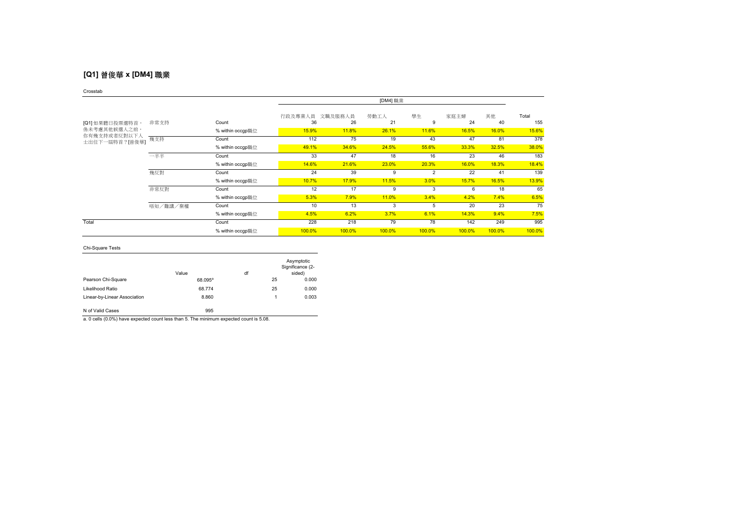## [Q1] 曾俊華 x [DM4] 職業

Crosstab

| | | | [DM4] 職業 | | | | | | |
|---|---|---|---|---|---|---|---|---|---|
| | | | 行政及專業人員 | 文職及服務人員 | 勞動工人 | 學生 | 家庭主婦 | 其他 | Total |
| [Q1] 如果聽日投票選特首，係未考慮其他候選人之前，你有幾支持或者反對以下人士出任下一屆特首？[曾俊華] | 非常支持 | Count | 36 | 26 | 21 | 9 | 24 | 40 | 155 |
| | | % within occgp職位 | 15.9% | 11.8% | 26.1% | 11.6% | 16.5% | 16.0% | 15.6% |
| | 幾支持 | Count | 112 | 75 | 19 | 43 | 47 | 81 | 378 |
| | | % within occgp職位 | 49.1% | 34.6% | 24.5% | 55.6% | 33.3% | 32.5% | 38.0% |
| | 一半半 | Count | 33 | 47 | 18 | 16 | 23 | 46 | 183 |
| | | % within occgp職位 | 14.6% | 21.6% | 23.0% | 20.3% | 16.0% | 18.3% | 18.4% |
| | 幾反對 | Count | 24 | 39 | 9 | 2 | 22 | 41 | 139 |
| | | % within occgp職位 | 10.7% | 17.9% | 11.5% | 3.0% | 15.7% | 16.5% | 13.9% |
| | 非常反對 | Count | 12 | 17 | 9 | 3 | 6 | 18 | 65 |
| | | % within occgp職位 | 5.3% | 7.9% | 11.0% | 3.4% | 4.2% | 7.4% | 6.5% |
| | 唔知／難講／棄權 | Count | 10 | 13 | 3 | 5 | 20 | 23 | 75 |
| | | % within occgp職位 | 4.5% | 6.2% | 3.7% | 6.1% | 14.3% | 9.4% | 7.5% |
| Total | | Count | 228 | 218 | 79 | 78 | 142 | 249 | 995 |
| | | % within occgp職位 | 100.0% | 100.0% | 100.0% | 100.0% | 100.0% | 100.0% | 100.0% |

Chi-Square Tests

| | Value | df | Asymptotic Significance (2-sided) |
|---|---|---|---|
| Pearson Chi-Square | 68.095[a] | 25 | 0.000 |
| Likelihood Ratio | 68.774 | 25 | 0.000 |
| Linear-by-Linear Association | 8.860 | 1 | 0.003 |
| N of Valid Cases | 995 | | |

a. 0 cells (0.0%) have expected count less than 5. The minimum expected count is 5.08.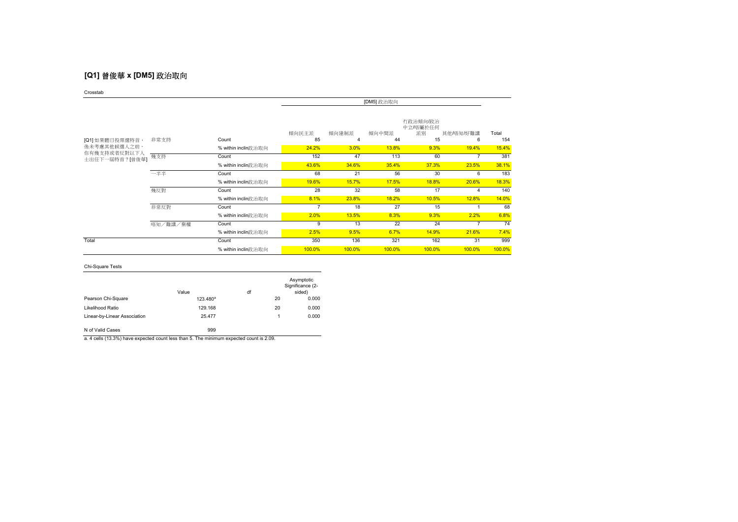## [Q1] 曾俊華 x [DM5] 政治取向

Crosstab

| | | | [DM5] 政治取向 | | | | | |
|---|---|---|---|---|---|---|---|---|
| | | | 傾向民主派 | 傾向建制派 | 傾向中間派 | 冇政治傾向/政治中立/唔屬於任何派別 | 其他/唔知/好難講 | Total |
| [Q1] 如果聽日投票選特首，係未考慮其他候選人之前，你有幾支持或者反對以下人士出任下一屆特首？[曾俊華] | 非常支持 | Count | 85 | 4 | 44 | 15 | 6 | 154 |
| | | % within inclin政治取向 | 24.2% | 3.0% | 13.8% | 9.3% | 19.4% | 15.4% |
| | 幾支持 | Count | 152 | 47 | 113 | 60 | 7 | 381 |
| | | % within inclin政治取向 | 43.6% | 34.6% | 35.4% | 37.3% | 23.5% | 38.1% |
| | 一半半 | Count | 68 | 21 | 56 | 30 | 6 | 183 |
| | | % within inclin政治取向 | 19.6% | 15.7% | 17.5% | 18.8% | 20.6% | 18.3% |
| | 幾反對 | Count | 28 | 32 | 58 | 17 | 4 | 140 |
| | | % within inclin政治取向 | 8.1% | 23.8% | 18.2% | 10.5% | 12.8% | 14.0% |
| | 非常反對 | Count | 7 | 18 | 27 | 15 | 1 | 68 |
| | | % within inclin政治取向 | 2.0% | 13.5% | 8.3% | 9.3% | 2.2% | 6.8% |
| | 唔知／難講／棄權 | Count | 9 | 13 | 22 | 24 | 7 | 74 |
| | | % within inclin政治取向 | 2.5% | 9.5% | 6.7% | 14.9% | 21.6% | 7.4% |
| Total | | Count | 350 | 136 | 321 | 162 | 31 | 999 |
| | | % within inclin政治取向 | 100.0% | 100.0% | 100.0% | 100.0% | 100.0% | 100.0% |

Chi-Square Tests

| | Value | df | Asymptotic Significance (2-sided) |
|---|---|---|---|
| Pearson Chi-Square | 123.480[a] | 20 | 0.000 |
| Likelihood Ratio | 129.168 | 20 | 0.000 |
| Linear-by-Linear Association | 25.477 | 1 | 0.000 |
| N of Valid Cases | 999 | | |

a. 4 cells (13.3%) have expected count less than 5. The minimum expected count is 2.09.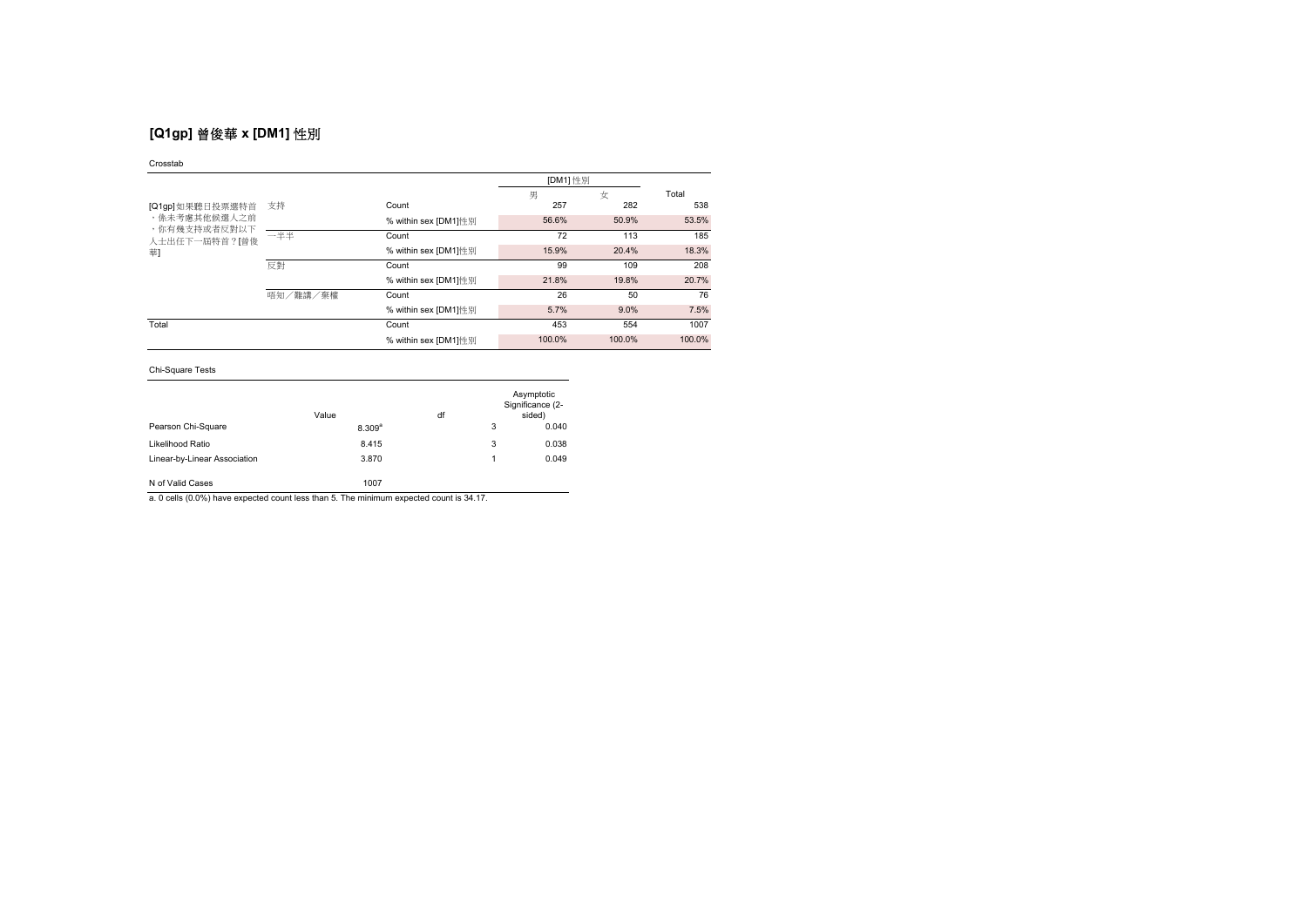## [Q1gp] 曾俊華 x [DM1] 性別

Crosstab

| | | | [DM1] 性別 | | Total |
|---|---|---|---|---|---|
| | | | 男 | 女 | |
| [Q1gp] 如果聽日投票選特首、係未考慮其他候選人之前，你有幾支持或者反對以下人士出任下一屆特首？[曾俊華] | 支持 | Count | 257 | 282 | 538 |
| | | % within sex [DM1]性別 | 56.6% | 50.9% | 53.5% |
| | 一半半 | Count | 72 | 113 | 185 |
| | | % within sex [DM1]性別 | 15.9% | 20.4% | 18.3% |
| | 反對 | Count | 99 | 109 | 208 |
| | | % within sex [DM1]性別 | 21.8% | 19.8% | 20.7% |
| | 唔知／難講／棄權 | Count | 26 | 50 | 76 |
| | | % within sex [DM1]性別 | 5.7% | 9.0% | 7.5% |
| Total | | Count | 453 | 554 | 1007 |
| | | % within sex [DM1]性別 | 100.0% | 100.0% | 100.0% |

Chi-Square Tests

| | Value | df | Asymptotic Significance (2-sided) |
|---|---|---|---|
| Pearson Chi-Square | 8.309[a] | 3 | 0.040 |
| Likelihood Ratio | 8.415 | 3 | 0.038 |
| Linear-by-Linear Association | 3.870 | 1 | 0.049 |
| N of Valid Cases | 1007 | | |

a. 0 cells (0.0%) have expected count less than 5. The minimum expected count is 34.17.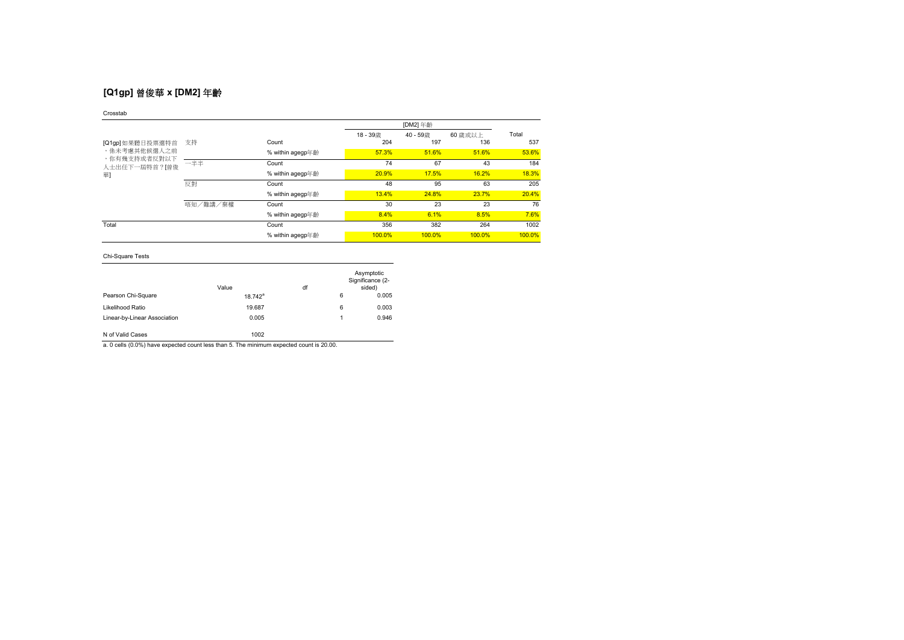## [Q1gp] 曾俊華 x [DM2] 年齡

Crosstab

| | | | [DM2] 年齡 | | | Total |
|---|---|---|---|---|---|---|
| | | | 18 - 39歲 | 40 - 59歲 | 60 歲或以上 | |
| [Q1gp] 如果聽日投票選特首、係未考慮其他候選人之前，你有幾支持或者反對以下人士出任下一屆特首？[曾俊華] | 支持 | Count | 204 | 197 | 136 | 537 |
| | | % within agegp年齡 | 57.3% | 51.6% | 51.6% | 53.6% |
| | 一半半 | Count | 74 | 67 | 43 | 184 |
| | | % within agegp年齡 | 20.9% | 17.5% | 16.2% | 18.3% |
| | 反對 | Count | 48 | 95 | 63 | 205 |
| | | % within agegp年齡 | 13.4% | 24.8% | 23.7% | 20.4% |
| | 唔知／難講／棄權 | Count | 30 | 23 | 23 | 76 |
| | | % within agegp年齡 | 8.4% | 6.1% | 8.5% | 7.6% |
| Total | | Count | 356 | 382 | 264 | 1002 |
| | | % within agegp年齡 | 100.0% | 100.0% | 100.0% | 100.0% |

Chi-Square Tests

| | Value | df | Asymptotic Significance (2-sided) |
|---|---|---|---|
| Pearson Chi-Square | 18.742[a] | 6 | 0.005 |
| Likelihood Ratio | 19.687 | 6 | 0.003 |
| Linear-by-Linear Association | 0.005 | 1 | 0.946 |
| N of Valid Cases | 1002 | | |

a. 0 cells (0.0%) have expected count less than 5. The minimum expected count is 20.00.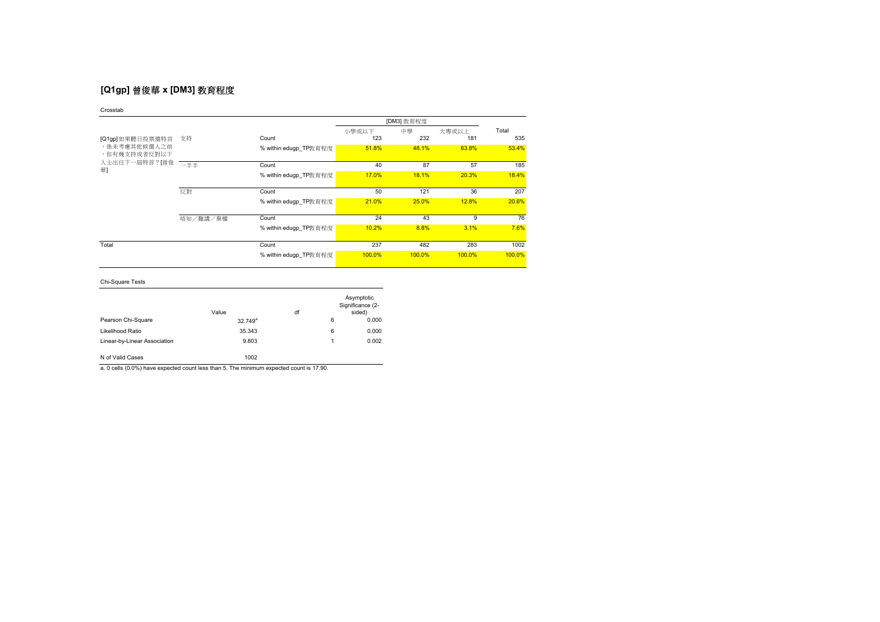## [Q1gp] 曾俊華 x [DM3] 教育程度

Crosstab

| | | | [DM3] 教育程度 | | | Total |
|---|---|---|---|---|---|---|
| | | | 小學或以下 | 中學 | 大專或以上 | |
| [Q1gp] 如果聽日投票選特首，係未考慮其他候選人之前，你有幾支持或者反對以下人士出任下一屆特首？[曾俊華] | 支持 | Count | 123 | 232 | 181 | 535 |
| | | % within edugp_TP教育程度 | 51.8% | 48.1% | 63.8% | 53.4% |
| | 一半半 | Count | 40 | 87 | 57 | 185 |
| | | % within edugp_TP教育程度 | 17.0% | 18.1% | 20.3% | 18.4% |
| | 反對 | Count | 50 | 121 | 36 | 207 |
| | | % within edugp_TP教育程度 | 21.0% | 25.0% | 12.8% | 20.6% |
| | 唔知／難講／棄權 | Count | 24 | 43 | 9 | 76 |
| | | % within edugp_TP教育程度 | 10.2% | 8.8% | 3.1% | 7.6% |
| Total | | Count | 237 | 482 | 283 | 1002 |
| | | % within edugp_TP教育程度 | 100.0% | 100.0% | 100.0% | 100.0% |

Chi-Square Tests

| | Value | df | Asymptotic Significance (2-sided) |
|---|---|---|---|
| Pearson Chi-Square | 32.749[a] | 6 | 0.000 |
| Likelihood Ratio | 35.343 | 6 | 0.000 |
| Linear-by-Linear Association | 9.803 | 1 | 0.002 |
| N of Valid Cases | 1002 | | |

a. 0 cells (0.0%) have expected count less than 5. The minimum expected count is 17.90.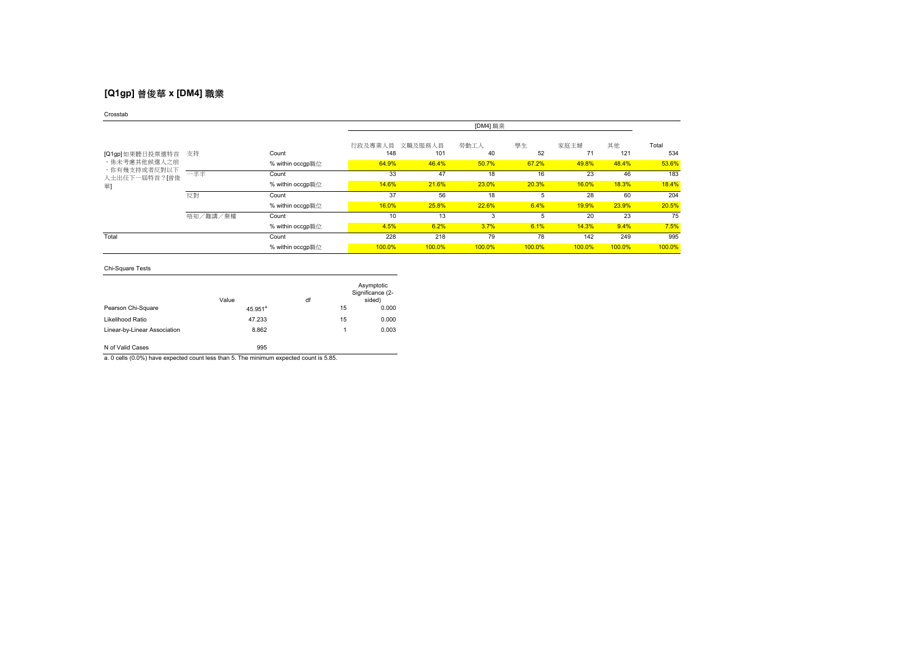## [Q1gp] 曾俊華 x [DM4] 職業

Crosstab

| | | | [DM4] 職業 | | | | | | |
|---|---|---|---|---|---|---|---|---|---|
| | | | 行政及專業人員 | 文職及服務人員 | 勞動工人 | 學生 | 家庭主婦 | 其他 | Total |
| [Q1gp] 如果聽日投票選特首，係未考慮其他候選人之前，你有幾支持或者反對以下人士出任下一屆特首？[曾俊華] | 支持 | Count | 148 | 101 | 40 | 52 | 71 | 121 | 534 |
| | | % within occgp職位 | 64.9% | 46.4% | 50.7% | 67.2% | 49.8% | 48.4% | 53.6% |
| | 一半半 | Count | 33 | 47 | 18 | 16 | 23 | 46 | 183 |
| | | % within occgp職位 | 14.6% | 21.6% | 23.0% | 20.3% | 16.0% | 18.3% | 18.4% |
| | 反對 | Count | 37 | 56 | 18 | 5 | 28 | 60 | 204 |
| | | % within occgp職位 | 16.0% | 25.8% | 22.6% | 6.4% | 19.9% | 23.9% | 20.5% |
| | 唔知／難講／棄權 | Count | 10 | 13 | 3 | 5 | 20 | 23 | 75 |
| | | % within occgp職位 | 4.5% | 6.2% | 3.7% | 6.1% | 14.3% | 9.4% | 7.5% |
| Total | | Count | 228 | 218 | 79 | 78 | 142 | 249 | 995 |
| | | % within occgp職位 | 100.0% | 100.0% | 100.0% | 100.0% | 100.0% | 100.0% | 100.0% |

Chi-Square Tests

| | Value | df | Asymptotic Significance (2-sided) |
|---|---|---|---|
| Pearson Chi-Square | 45.951[a] | 15 | 0.000 |
| Likelihood Ratio | 47.233 | 15 | 0.000 |
| Linear-by-Linear Association | 8.862 | 1 | 0.003 |
| N of Valid Cases | 995 | | |

a. 0 cells (0.0%) have expected count less than 5. The minimum expected count is 5.85.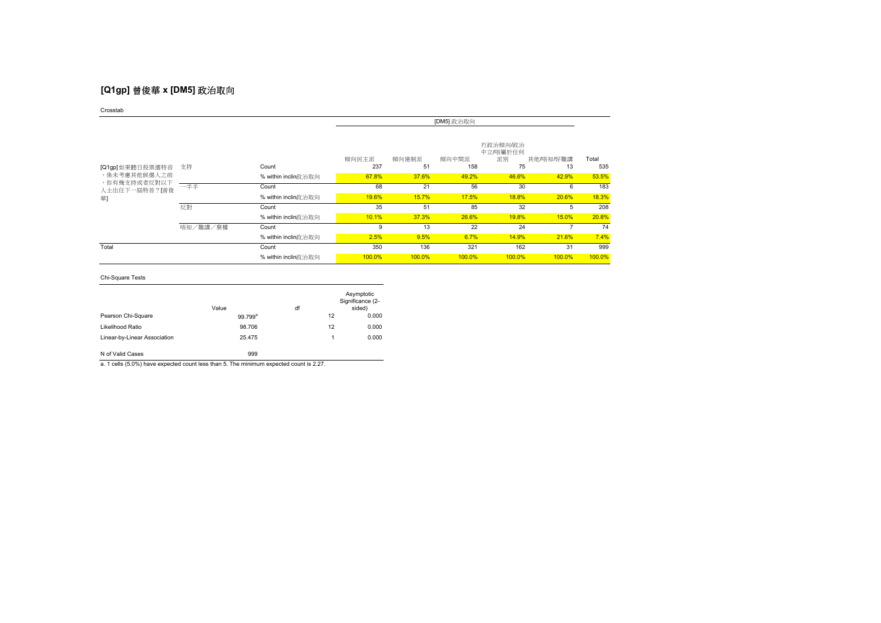## [Q1gp] 曾俊華 x [DM5] 政治取向

Crosstab

| | | | [DM5] 政治取向 | | | | | |
|---|---|---|---|---|---|---|---|---|
| | | | 傾向民主派 | 傾向建制派 | 傾向中間派 | 冇政治傾向/政治中立/唔屬於任何派別 | 其他/唔知/好難講 | Total |
| [Q1gp] 如果聽日投票選特首，係未考慮其他候選人之前，你有幾支持或者反對以下人士出任下一屆特首？[曾俊華] | 支持 | Count | 237 | 51 | 158 | 75 | 13 | 535 |
| | | % within inclin政治取向 | 67.8% | 37.6% | 49.2% | 46.6% | 42.9% | 53.5% |
| | 一半半 | Count | 68 | 21 | 56 | 30 | 6 | 183 |
| | | % within inclin政治取向 | 19.6% | 15.7% | 17.5% | 18.8% | 20.6% | 18.3% |
| | 反對 | Count | 35 | 51 | 85 | 32 | 5 | 208 |
| | | % within inclin政治取向 | 10.1% | 37.3% | 26.6% | 19.8% | 15.0% | 20.8% |
| | 唔知／難講／棄權 | Count | 9 | 13 | 22 | 24 | 7 | 74 |
| | | % within inclin政治取向 | 2.5% | 9.5% | 6.7% | 14.9% | 21.6% | 7.4% |
| Total | | Count | 350 | 136 | 321 | 162 | 31 | 999 |
| | | % within inclin政治取向 | 100.0% | 100.0% | 100.0% | 100.0% | 100.0% | 100.0% |

Chi-Square Tests

| | Value | df | Asymptotic Significance (2-sided) |
|---|---|---|---|
| Pearson Chi-Square | 99.799[a] | 12 | 0.000 |
| Likelihood Ratio | 98.706 | 12 | 0.000 |
| Linear-by-Linear Association | 25.475 | 1 | 0.000 |
| N of Valid Cases | 999 | | |

a. 1 cells (5.0%) have expected count less than 5. The minimum expected count is 2.27.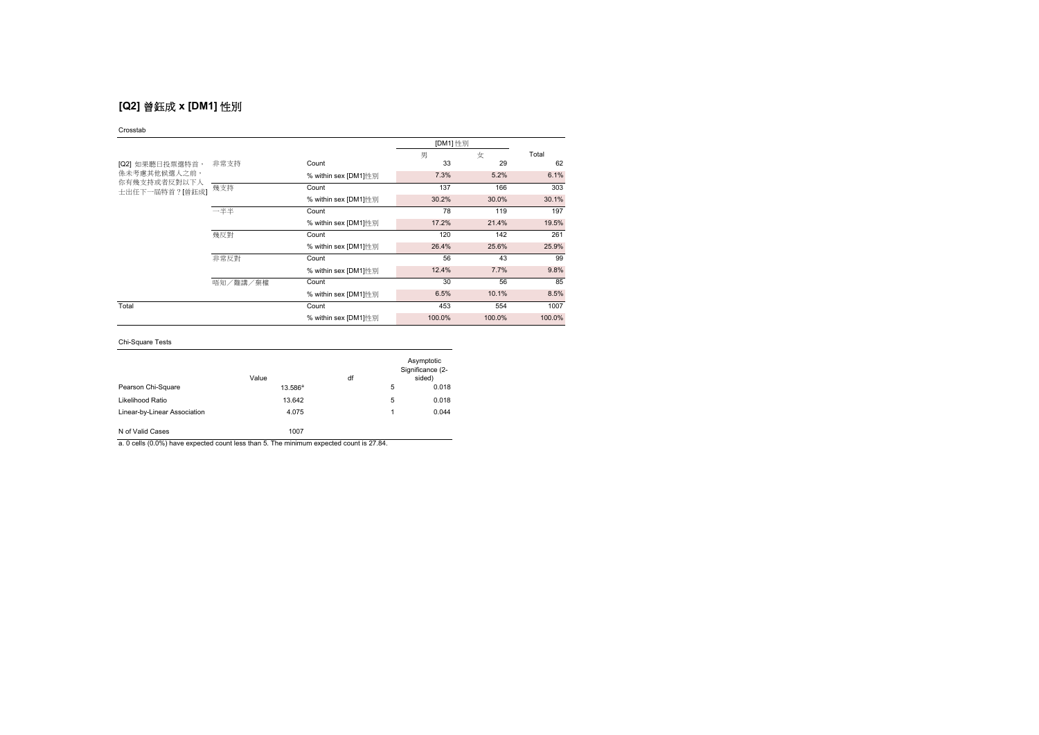## [Q2] 曾鈺成 x [DM1] 性別

Crosstab

| | | | [DM1] 性別 | | Total |
|---|---|---|---|---|---|
| | | | 男 | 女 | |
| [Q2] 如果聽日投票選特首，係未考慮其他候選人之前，你有幾支持或者反對以下人士出任下一屆特首？[曾鈺成] | 非常支持 | Count | 33 | 29 | 62 |
| | | % within sex [DM1]性別 | 7.3% | 5.2% | 6.1% |
| | 幾支持 | Count | 137 | 166 | 303 |
| | | % within sex [DM1]性別 | 30.2% | 30.0% | 30.1% |
| | 一半半 | Count | 78 | 119 | 197 |
| | | % within sex [DM1]性別 | 17.2% | 21.4% | 19.5% |
| | 幾反對 | Count | 120 | 142 | 261 |
| | | % within sex [DM1]性別 | 26.4% | 25.6% | 25.9% |
| | 非常反對 | Count | 56 | 43 | 99 |
| | | % within sex [DM1]性別 | 12.4% | 7.7% | 9.8% |
| | 唔知／難講／棄權 | Count | 30 | 56 | 85 |
| | | % within sex [DM1]性別 | 6.5% | 10.1% | 8.5% |
| Total | | Count | 453 | 554 | 1007 |
| | | % within sex [DM1]性別 | 100.0% | 100.0% | 100.0% |

Chi-Square Tests

| | Value | df | Asymptotic Significance (2-sided) |
|---|---|---|---|
| Pearson Chi-Square | 13.586[a] | 5 | 0.018 |
| Likelihood Ratio | 13.642 | 5 | 0.018 |
| Linear-by-Linear Association | 4.075 | 1 | 0.044 |
| N of Valid Cases | 1007 | | |

a. 0 cells (0.0%) have expected count less than 5. The minimum expected count is 27.84.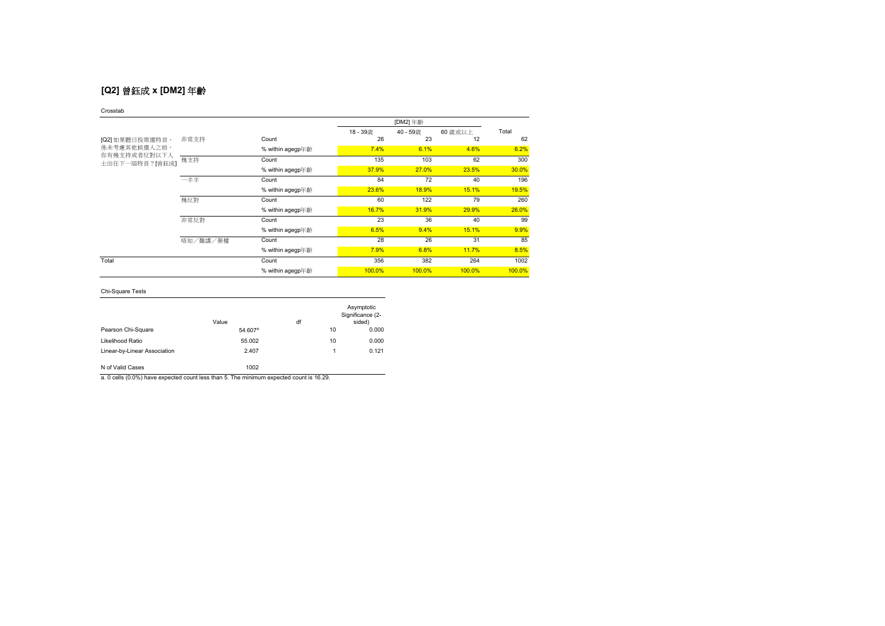## [Q2] 曾鈺成 x [DM2] 年齡

Crosstab

| | | | [DM2] 年齡 | | | Total |
|---|---|---|---|---|---|---|
| | | | 18 - 39歲 | 40 - 59歲 | 60 歲或以上 | |
| [Q2] 如果聽日投票選特首，係未考慮其他候選人之前，你有幾支持或者反對以下人士出任下一屆特首？[曾鈺成] | 非常支持 | Count | 26 | 23 | 12 | 62 |
| | | % within agegp年齡 | 7.4% | 6.1% | 4.6% | 6.2% |
| | 幾支持 | Count | 135 | 103 | 62 | 300 |
| | | % within agegp年齡 | 37.9% | 27.0% | 23.5% | 30.0% |
| | 一半半 | Count | 84 | 72 | 40 | 196 |
| | | % within agegp年齡 | 23.6% | 18.9% | 15.1% | 19.5% |
| | 幾反對 | Count | 60 | 122 | 79 | 260 |
| | | % within agegp年齡 | 16.7% | 31.9% | 29.9% | 26.0% |
| | 非常反對 | Count | 23 | 36 | 40 | 99 |
| | | % within agegp年齡 | 6.5% | 9.4% | 15.1% | 9.9% |
| | 唔知／難講／棄權 | Count | 28 | 26 | 31 | 85 |
| | | % within agegp年齡 | 7.9% | 6.8% | 11.7% | 8.5% |
| Total | | Count | 356 | 382 | 264 | 1002 |
| | | % within agegp年齡 | 100.0% | 100.0% | 100.0% | 100.0% |

Chi-Square Tests

| | Value | df | Asymptotic Significance (2-sided) |
|---|---|---|---|
| Pearson Chi-Square | 54.607[a] | 10 | 0.000 |
| Likelihood Ratio | 55.002 | 10 | 0.000 |
| Linear-by-Linear Association | 2.407 | 1 | 0.121 |
| N of Valid Cases | 1002 | | |

a. 0 cells (0.0%) have expected count less than 5. The minimum expected count is 16.29.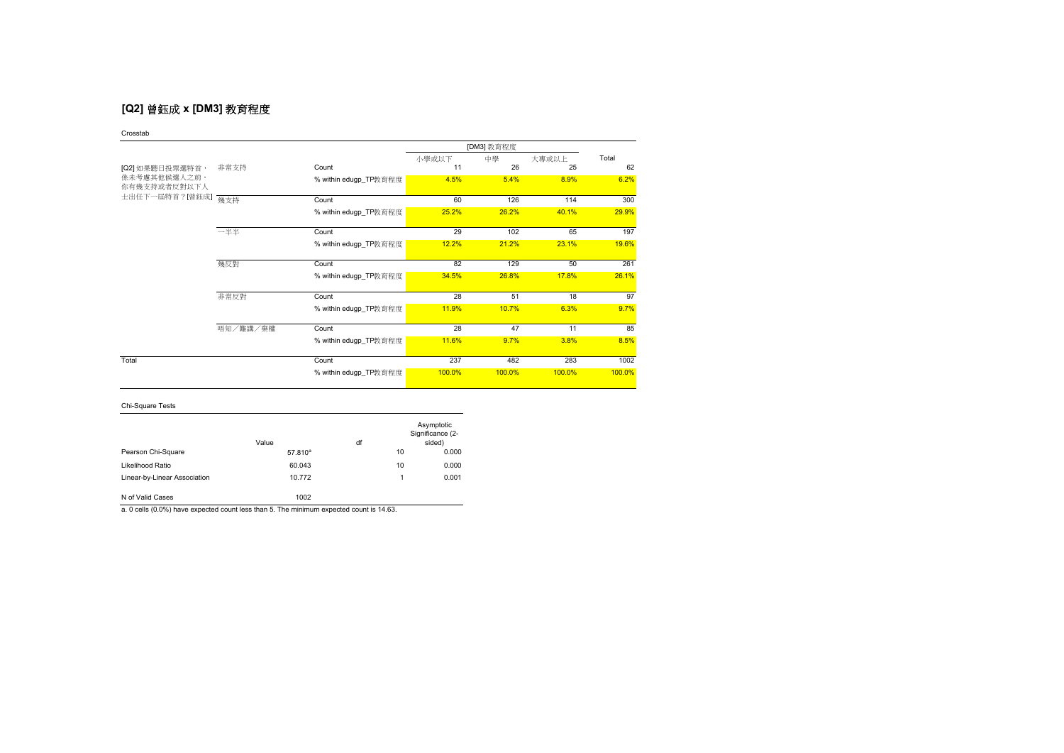## [Q2] 曾鈺成 x [DM3] 教育程度

Crosstab

| | | | [DM3] 教育程度 | | | Total |
|---|---|---|---|---|---|---|
| | | | 小學或以下 | 中學 | 大專或以上 | |
| [Q2] 如果聽日投票選特首，係未考慮其他候選人之前，你有幾支持或者反對以下人士出任下一屆特首？[曾鈺成] | 非常支持 | Count | 11 | 26 | 25 | 62 |
| | | % within edugp_TP教育程度 | 4.5% | 5.4% | 8.9% | 6.2% |
| | 幾支持 | Count | 60 | 126 | 114 | 300 |
| | | % within edugp_TP教育程度 | 25.2% | 26.2% | 40.1% | 29.9% |
| | 一半半 | Count | 29 | 102 | 65 | 197 |
| | | % within edugp_TP教育程度 | 12.2% | 21.2% | 23.1% | 19.6% |
| | 幾反對 | Count | 82 | 129 | 50 | 261 |
| | | % within edugp_TP教育程度 | 34.5% | 26.8% | 17.8% | 26.1% |
| | 非常反對 | Count | 28 | 51 | 18 | 97 |
| | | % within edugp_TP教育程度 | 11.9% | 10.7% | 6.3% | 9.7% |
| | 唔知／難講／棄權 | Count | 28 | 47 | 11 | 85 |
| | | % within edugp_TP教育程度 | 11.6% | 9.7% | 3.8% | 8.5% |
| Total | | Count | 237 | 482 | 283 | 1002 |
| | | % within edugp_TP教育程度 | 100.0% | 100.0% | 100.0% | 100.0% |

Chi-Square Tests

| | Value | df | Asymptotic Significance (2-sided) |
|---|---|---|---|
| Pearson Chi-Square | 57.810[a] | 10 | 0.000 |
| Likelihood Ratio | 60.043 | 10 | 0.000 |
| Linear-by-Linear Association | 10.772 | 1 | 0.001 |
| N of Valid Cases | 1002 | | |

a. 0 cells (0.0%) have expected count less than 5. The minimum expected count is 14.63.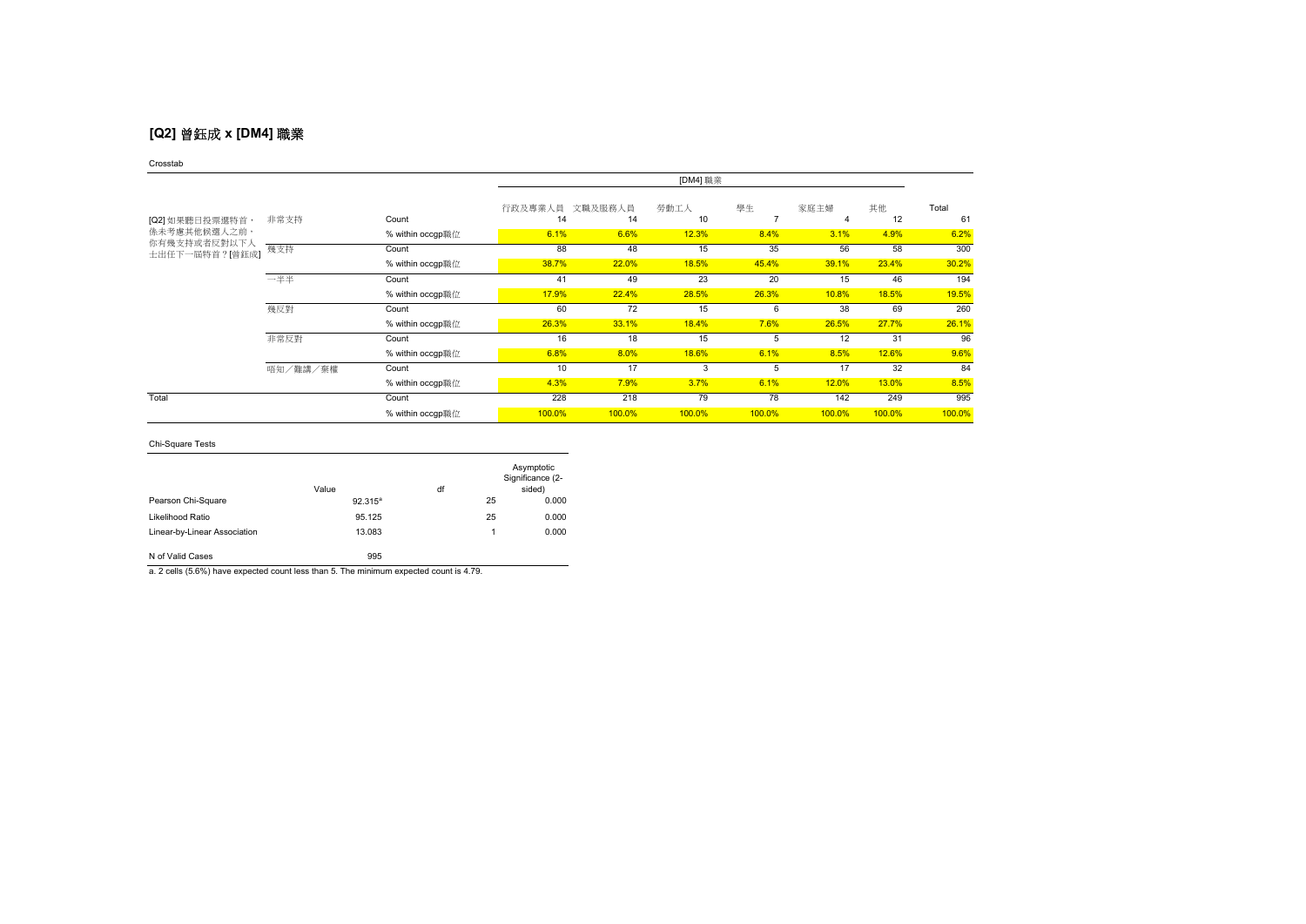## [Q2] 曾鈺成 x [DM4] 職業

Crosstab

| | | | [DM4] 職業 | | | | | | |
|---|---|---|---|---|---|---|---|---|---|
| | | | 行政及專業人員 | 文職及服務人員 | 勞動工人 | 學生 | 家庭主婦 | 其他 | Total |
| [Q2] 如果聽日投票選特首，係未考慮其他候選人之前，你有幾支持或者反對以下人士出任下一屆特首？[曾鈺成] | 非常支持 | Count | 14 | 14 | 10 | 7 | 4 | 12 | 61 |
| | | % within occgp職位 | 6.1% | 6.6% | 12.3% | 8.4% | 3.1% | 4.9% | 6.2% |
| | 幾支持 | Count | 88 | 48 | 15 | 35 | 56 | 58 | 300 |
| | | % within occgp職位 | 38.7% | 22.0% | 18.5% | 45.4% | 39.1% | 23.4% | 30.2% |
| | 一半半 | Count | 41 | 49 | 23 | 20 | 15 | 46 | 194 |
| | | % within occgp職位 | 17.9% | 22.4% | 28.5% | 26.3% | 10.8% | 18.5% | 19.5% |
| | 幾反對 | Count | 60 | 72 | 15 | 6 | 38 | 69 | 260 |
| | | % within occgp職位 | 26.3% | 33.1% | 18.4% | 7.6% | 26.5% | 27.7% | 26.1% |
| | 非常反對 | Count | 16 | 18 | 15 | 5 | 12 | 31 | 96 |
| | | % within occgp職位 | 6.8% | 8.0% | 18.6% | 6.1% | 8.5% | 12.6% | 9.6% |
| | 唔知／難講／棄權 | Count | 10 | 17 | 3 | 5 | 17 | 32 | 84 |
| | | % within occgp職位 | 4.3% | 7.9% | 3.7% | 6.1% | 12.0% | 13.0% | 8.5% |
| Total | | Count | 228 | 218 | 79 | 78 | 142 | 249 | 995 |
| | | % within occgp職位 | 100.0% | 100.0% | 100.0% | 100.0% | 100.0% | 100.0% | 100.0% |

Chi-Square Tests

| | Value | df | Asymptotic Significance (2-sided) |
|---|---|---|---|
| Pearson Chi-Square | 92.315[a] | 25 | 0.000 |
| Likelihood Ratio | 95.125 | 25 | 0.000 |
| Linear-by-Linear Association | 13.083 | 1 | 0.000 |
| N of Valid Cases | 995 | | |

a. 2 cells (5.6%) have expected count less than 5. The minimum expected count is 4.79.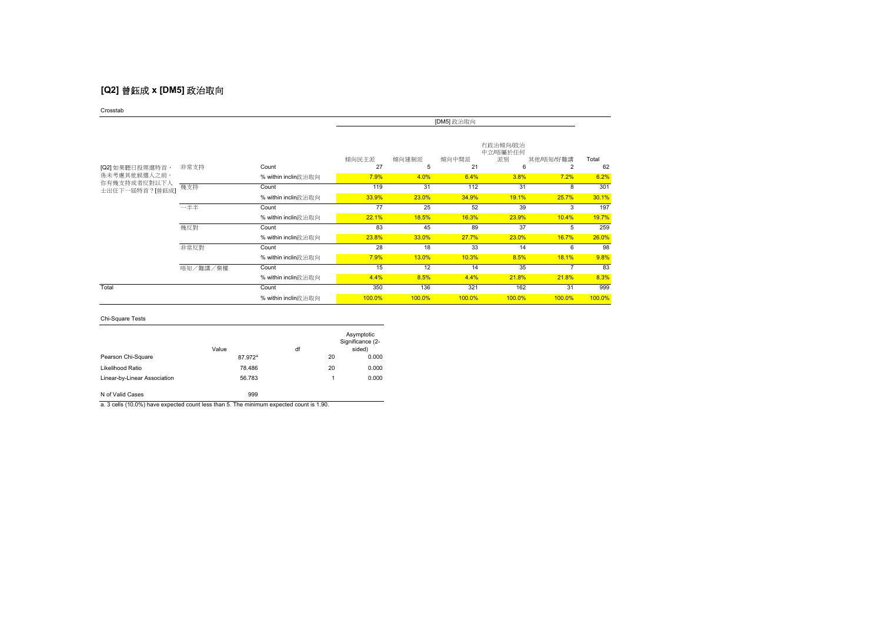## [Q2] 曾鈺成 x [DM5] 政治取向

Crosstab

| | | | [DM5] 政治取向 | | | | | |
|---|---|---|---|---|---|---|---|---|
| | | | 傾向民主派 | 傾向建制派 | 傾向中間派 | 冇政治傾向/政治中立/唔屬於任何派別 | 其他/唔知/好難講 | Total |
| [Q2] 如果聽日投票選特首，係未考慮其他候選人之前，你有幾支持或者反對以下人士出任下一屆特首？[曾鈺成] | 非常支持 | Count | 27 | 5 | 21 | 6 | 2 | 62 |
| | | % within inclin政治取向 | 7.9% | 4.0% | 6.4% | 3.8% | 7.2% | 6.2% |
| | 幾支持 | Count | 119 | 31 | 112 | 31 | 8 | 301 |
| | | % within inclin政治取向 | 33.9% | 23.0% | 34.9% | 19.1% | 25.7% | 30.1% |
| | 一半半 | Count | 77 | 25 | 52 | 39 | 3 | 197 |
| | | % within inclin政治取向 | 22.1% | 18.5% | 16.3% | 23.9% | 10.4% | 19.7% |
| | 幾反對 | Count | 83 | 45 | 89 | 37 | 5 | 259 |
| | | % within inclin政治取向 | 23.8% | 33.0% | 27.7% | 23.0% | 16.7% | 26.0% |
| | 非常反對 | Count | 28 | 18 | 33 | 14 | 6 | 98 |
| | | % within inclin政治取向 | 7.9% | 13.0% | 10.3% | 8.5% | 18.1% | 9.8% |
| | 唔知／難講／棄權 | Count | 15 | 12 | 14 | 35 | 7 | 83 |
| | | % within inclin政治取向 | 4.4% | 8.5% | 4.4% | 21.8% | 21.8% | 8.3% |
| Total | | Count | 350 | 136 | 321 | 162 | 31 | 999 |
| | | % within inclin政治取向 | 100.0% | 100.0% | 100.0% | 100.0% | 100.0% | 100.0% |

Chi-Square Tests

| | Value | df | Asymptotic Significance (2-sided) |
|---|---|---|---|
| Pearson Chi-Square | 87.972[a] | 20 | 0.000 |
| Likelihood Ratio | 78.486 | 20 | 0.000 |
| Linear-by-Linear Association | 56.783 | 1 | 0.000 |
| N of Valid Cases | 999 | | |

a. 3 cells (10.0%) have expected count less than 5. The minimum expected count is 1.90.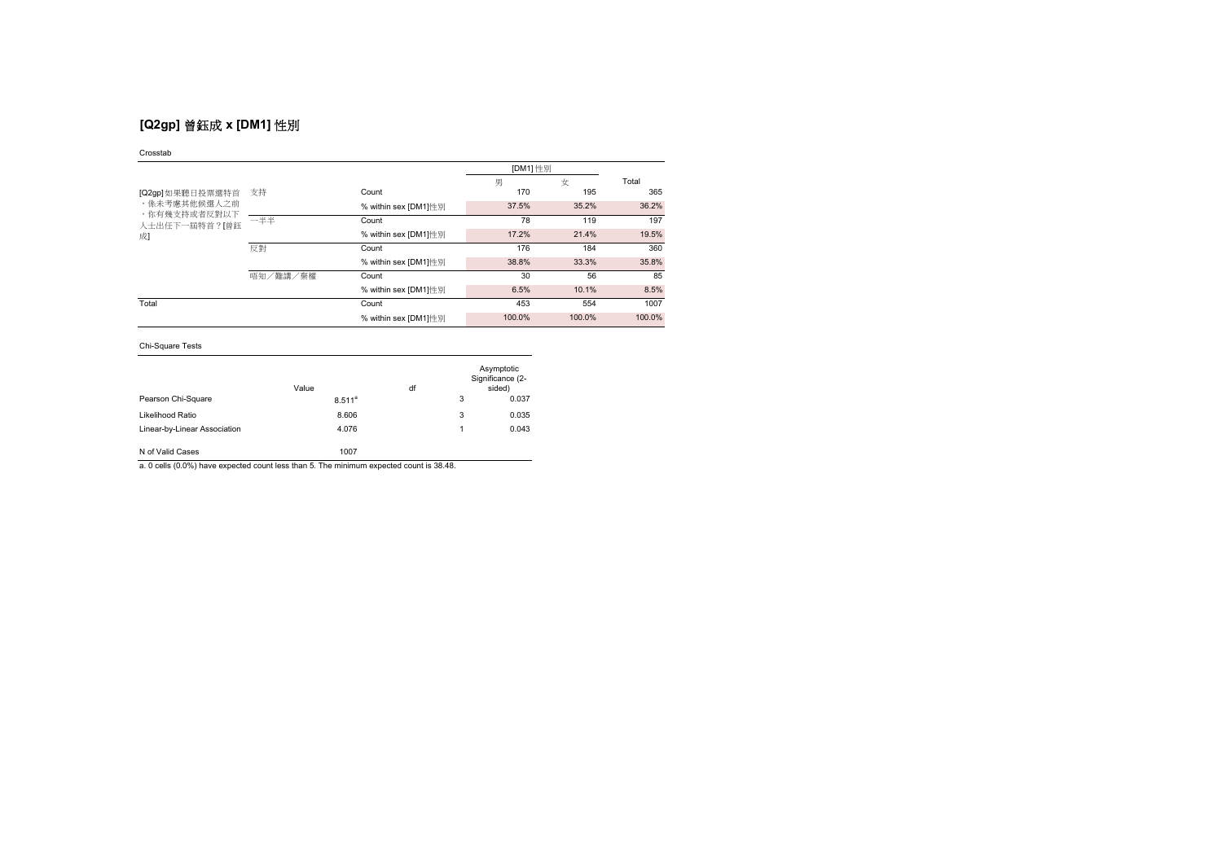## [Q2gp] 曾鈺成 x [DM1] 性別

Crosstab

| | | | [DM1] 性別 | | Total |
|---|---|---|---|---|---|
| | | | 男 | 女 | |
| [Q2gp] 如果聽日投票選特首、係未考慮其他候選人之前，你有幾支持或者反對以下人士出任下一屆特首？[曾鈺成] | 支持 | Count | 170 | 195 | 365 |
| | | % within sex [DM1]性別 | 37.5% | 35.2% | 36.2% |
| | 一半半 | Count | 78 | 119 | 197 |
| | | % within sex [DM1]性別 | 17.2% | 21.4% | 19.5% |
| | 反對 | Count | 176 | 184 | 360 |
| | | % within sex [DM1]性別 | 38.8% | 33.3% | 35.8% |
| | 唔知／難講／棄權 | Count | 30 | 56 | 85 |
| | | % within sex [DM1]性別 | 6.5% | 10.1% | 8.5% |
| Total | | Count | 453 | 554 | 1007 |
| | | % within sex [DM1]性別 | 100.0% | 100.0% | 100.0% |

Chi-Square Tests

| | Value | df | Asymptotic Significance (2-sided) |
|---|---|---|---|
| Pearson Chi-Square | 8.511[a] | 3 | 0.037 |
| Likelihood Ratio | 8.606 | 3 | 0.035 |
| Linear-by-Linear Association | 4.076 | 1 | 0.043 |
| N of Valid Cases | 1007 | | |

a. 0 cells (0.0%) have expected count less than 5. The minimum expected count is 38.48.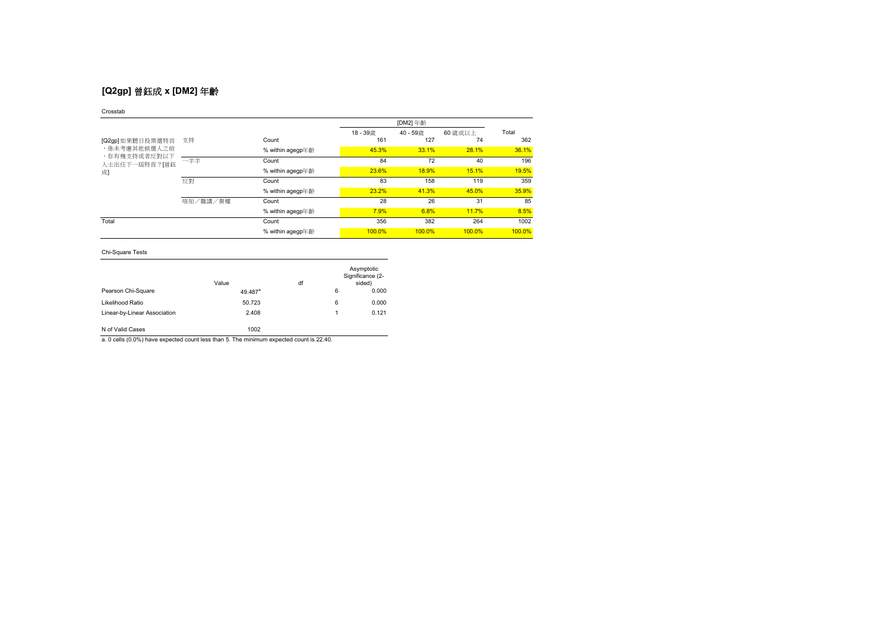## [Q2gp] 曾鈺成 x [DM2] 年齡

Crosstab

| | | | [DM2] 年齡 | | | Total |
|---|---|---|---|---|---|---|
| | | | 18 - 39歲 | 40 - 59歲 | 60 歲或以上 | |
| [Q2gp] 如果聽日投票選特首、係未考慮其他候選人之前，你有幾支持或者反對以下人士出任下一屆特首？[曾鈺成] | 支持 | Count | 161 | 127 | 74 | 362 |
| | | % within agegp年齡 | 45.3% | 33.1% | 28.1% | 36.1% |
| | 一半半 | Count | 84 | 72 | 40 | 196 |
| | | % within agegp年齡 | 23.6% | 18.9% | 15.1% | 19.5% |
| | 反對 | Count | 83 | 158 | 119 | 359 |
| | | % within agegp年齡 | 23.2% | 41.3% | 45.0% | 35.9% |
| | 唔知／難講／棄權 | Count | 28 | 26 | 31 | 85 |
| | | % within agegp年齡 | 7.9% | 6.8% | 11.7% | 8.5% |
| Total | | Count | 356 | 382 | 264 | 1002 |
| | | % within agegp年齡 | 100.0% | 100.0% | 100.0% | 100.0% |

Chi-Square Tests

| | Value | df | Asymptotic Significance (2-sided) |
|---|---|---|---|
| Pearson Chi-Square | 49.487[a] | 6 | 0.000 |
| Likelihood Ratio | 50.723 | 6 | 0.000 |
| Linear-by-Linear Association | 2.408 | 1 | 0.121 |
| N of Valid Cases | 1002 | | |

a. 0 cells (0.0%) have expected count less than 5. The minimum expected count is 22.40.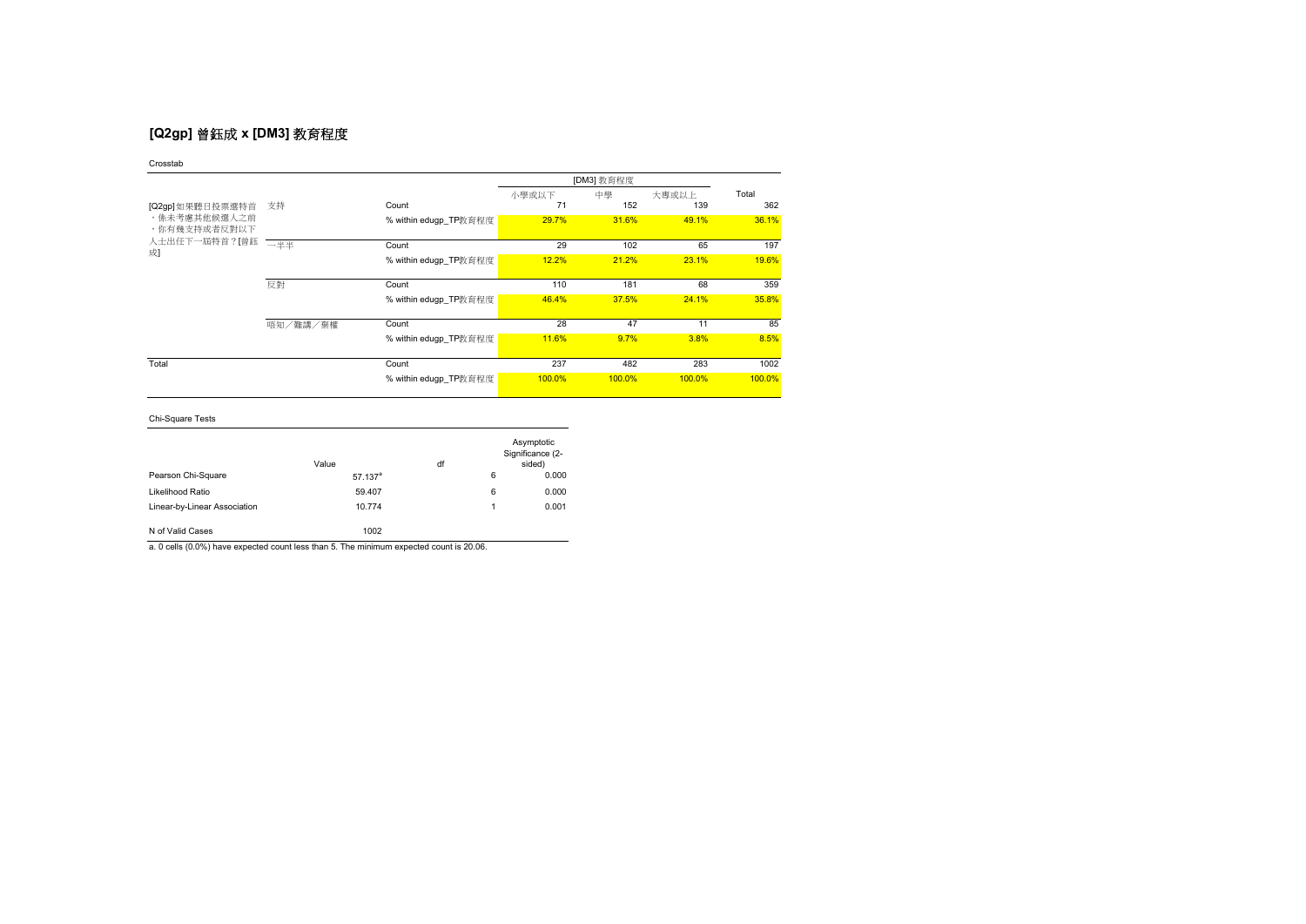## [Q2gp] 曾鈺成 x [DM3] 教育程度

Crosstab

| | | | [DM3] 教育程度 | | | Total |
|---|---|---|---|---|---|---|
| | | | 小學或以下 | 中學 | 大專或以上 | |
| [Q2gp] 如果聽日投票選特首、係未考慮其他候選人之前，你有幾支持或者反對以下人士出任下一屆特首？[曾鈺成] | 支持 | Count | 71 | 152 | 139 | 362 |
| | | % within edugp_TP教育程度 | 29.7% | 31.6% | 49.1% | 36.1% |
| | 一半半 | Count | 29 | 102 | 65 | 197 |
| | | % within edugp_TP教育程度 | 12.2% | 21.2% | 23.1% | 19.6% |
| | 反對 | Count | 110 | 181 | 68 | 359 |
| | | % within edugp_TP教育程度 | 46.4% | 37.5% | 24.1% | 35.8% |
| | 唔知／難講／棄權 | Count | 28 | 47 | 11 | 85 |
| | | % within edugp_TP教育程度 | 11.6% | 9.7% | 3.8% | 8.5% |
| Total | | Count | 237 | 482 | 283 | 1002 |
| | | % within edugp_TP教育程度 | 100.0% | 100.0% | 100.0% | 100.0% |

Chi-Square Tests

| | Value | df | Asymptotic Significance (2-sided) |
|---|---|---|---|
| Pearson Chi-Square | 57.137[a] | 6 | 0.000 |
| Likelihood Ratio | 59.407 | 6 | 0.000 |
| Linear-by-Linear Association | 10.774 | 1 | 0.001 |
| N of Valid Cases | 1002 | | |

a. 0 cells (0.0%) have expected count less than 5. The minimum expected count is 20.06.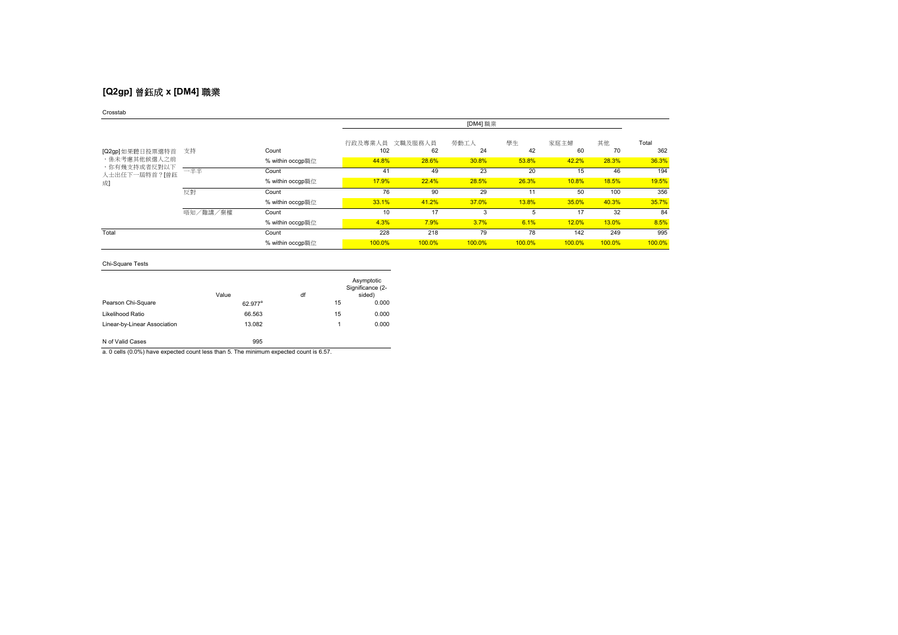## [Q2gp] 曾鈺成 x [DM4] 職業

Crosstab

| | | | [DM4] 職業 | | | | | | | |
|---|---|---|---|---|---|---|---|---|---|---|
| | | | 行政及專業人員 | 文職及服務人員 | 勞動工人 | 學生 | 家庭主婦 | 其他 | Total |
| [Q2gp] 如果聽日投票選特首，係未考慮其他候選人之前，你有幾支持或者反對以下人士出任下一屆特首？[曾鈺成] | 支持 | Count | 102 | 62 | 24 | 42 | 60 | 70 | 362 |
| | | % within occgp職位 | 44.8% | 28.6% | 30.8% | 53.8% | 42.2% | 28.3% | 36.3% |
| | 一半半 | Count | 41 | 49 | 23 | 20 | 15 | 46 | 194 |
| | | % within occgp職位 | 17.9% | 22.4% | 28.5% | 26.3% | 10.8% | 18.5% | 19.5% |
| | 反對 | Count | 76 | 90 | 29 | 11 | 50 | 100 | 356 |
| | | % within occgp職位 | 33.1% | 41.2% | 37.0% | 13.8% | 35.0% | 40.3% | 35.7% |
| | 唔知／難講／棄權 | Count | 10 | 17 | 3 | 5 | 17 | 32 | 84 |
| | | % within occgp職位 | 4.3% | 7.9% | 3.7% | 6.1% | 12.0% | 13.0% | 8.5% |
| Total | | Count | 228 | 218 | 79 | 78 | 142 | 249 | 995 |
| | | % within occgp職位 | 100.0% | 100.0% | 100.0% | 100.0% | 100.0% | 100.0% | 100.0% |

Chi-Square Tests

| | Value | df | Asymptotic Significance (2-sided) |
|---|---|---|---|
| Pearson Chi-Square | 62.977[a] | 15 | 0.000 |
| Likelihood Ratio | 66.563 | 15 | 0.000 |
| Linear-by-Linear Association | 13.082 | 1 | 0.000 |
| N of Valid Cases | 995 | | |

a. 0 cells (0.0%) have expected count less than 5. The minimum expected count is 6.57.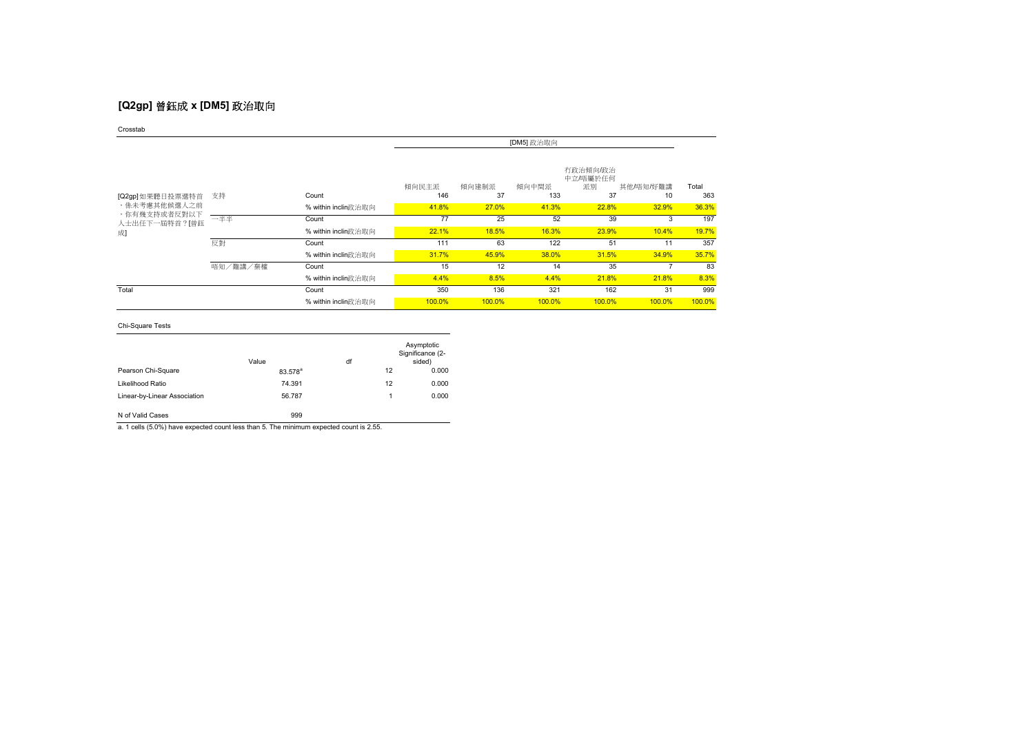## [Q2gp] 曾鈺成 x [DM5] 政治取向

Crosstab

| | | | [DM5] 政治取向 | | | | | |
|---|---|---|---|---|---|---|---|---|
| | | | 傾向民主派 | 傾向建制派 | 傾向中間派 | 冇政治傾向/政治中立/唔屬於任何派別 | 其他/唔知/好難講 | Total |
| [Q2gp] 如果聽日投票選特首，係未考慮其他候選人之前，你有幾支持或者反對以下人士出任下一屆特首？[曾鈺成] | 支持 | Count | 146 | 37 | 133 | 37 | 10 | 363 |
| | | % within inclin政治取向 | 41.8% | 27.0% | 41.3% | 22.8% | 32.9% | 36.3% |
| | 一半半 | Count | 77 | 25 | 52 | 39 | 3 | 197 |
| | | % within inclin政治取向 | 22.1% | 18.5% | 16.3% | 23.9% | 10.4% | 19.7% |
| | 反對 | Count | 111 | 63 | 122 | 51 | 11 | 357 |
| | | % within inclin政治取向 | 31.7% | 45.9% | 38.0% | 31.5% | 34.9% | 35.7% |
| | 唔知／難講／棄權 | Count | 15 | 12 | 14 | 35 | 7 | 83 |
| | | % within inclin政治取向 | 4.4% | 8.5% | 4.4% | 21.8% | 21.8% | 8.3% |
| Total | | Count | 350 | 136 | 321 | 162 | 31 | 999 |
| | | % within inclin政治取向 | 100.0% | 100.0% | 100.0% | 100.0% | 100.0% | 100.0% |

Chi-Square Tests

| | Value | df | Asymptotic Significance (2-sided) |
|---|---|---|---|
| Pearson Chi-Square | 83.578[a] | 12 | 0.000 |
| Likelihood Ratio | 74.391 | 12 | 0.000 |
| Linear-by-Linear Association | 56.787 | 1 | 0.000 |
| N of Valid Cases | 999 | | |

a. 1 cells (5.0%) have expected count less than 5. The minimum expected count is 2.55.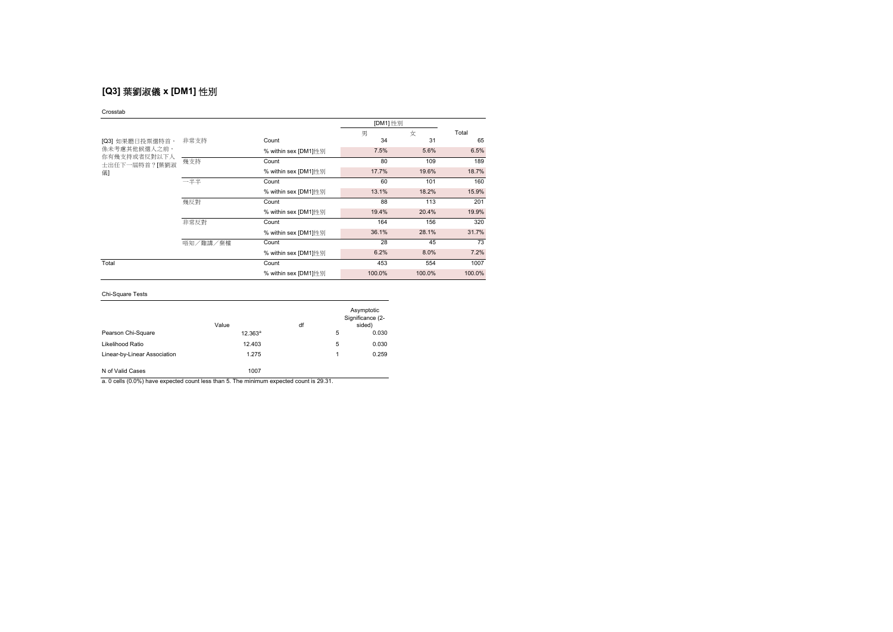## [Q3] 葉劉淑儀 x [DM1] 性別

Crosstab

| | | | [DM1] 性別 | | Total |
|---|---|---|---|---|---|
| | | | 男 | 女 | |
| [Q3] 如果聽日投票選特首，係未考慮其他候選人之前，你有幾支持或者反對以下人士出任下一屆特首？[葉劉淑儀] | 非常支持 | Count | 34 | 31 | 65 |
| | | % within sex [DM1]性別 | 7.5% | 5.6% | 6.5% |
| | 幾支持 | Count | 80 | 109 | 189 |
| | | % within sex [DM1]性別 | 17.7% | 19.6% | 18.7% |
| | 一半半 | Count | 60 | 101 | 160 |
| | | % within sex [DM1]性別 | 13.1% | 18.2% | 15.9% |
| | 幾反對 | Count | 88 | 113 | 201 |
| | | % within sex [DM1]性別 | 19.4% | 20.4% | 19.9% |
| | 非常反對 | Count | 164 | 156 | 320 |
| | | % within sex [DM1]性別 | 36.1% | 28.1% | 31.7% |
| | 唔知／難講／棄權 | Count | 28 | 45 | 73 |
| | | % within sex [DM1]性別 | 6.2% | 8.0% | 7.2% |
| Total | | Count | 453 | 554 | 1007 |
| | | % within sex [DM1]性別 | 100.0% | 100.0% | 100.0% |

Chi-Square Tests

| | Value | df | Asymptotic Significance (2-sided) |
|---|---|---|---|
| Pearson Chi-Square | 12.363[a] | 5 | 0.030 |
| Likelihood Ratio | 12.403 | 5 | 0.030 |
| Linear-by-Linear Association | 1.275 | 1 | 0.259 |
| N of Valid Cases | 1007 | | |

a. 0 cells (0.0%) have expected count less than 5. The minimum expected count is 29.31.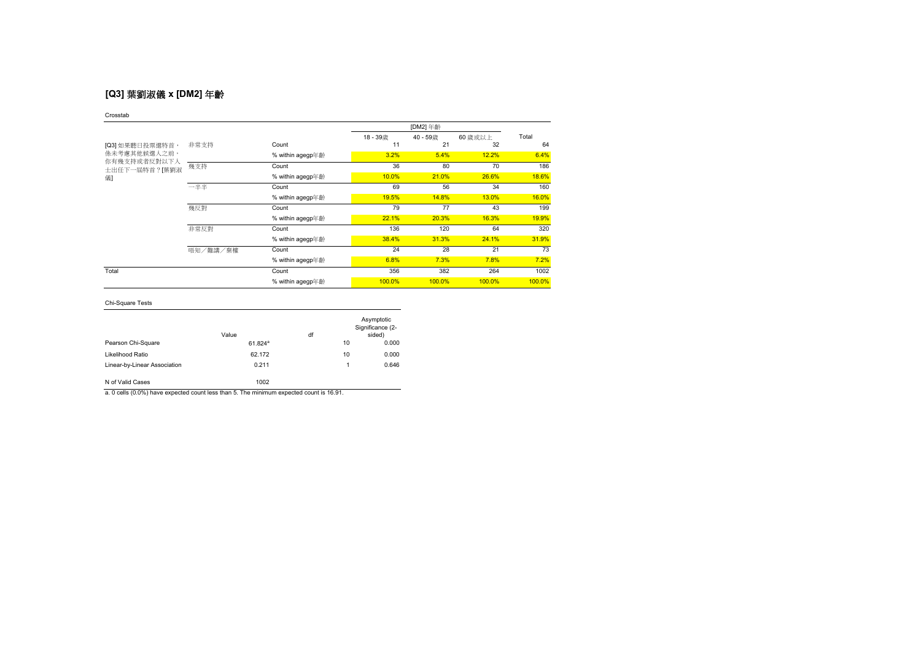## [Q3] 葉劉淑儀 x [DM2] 年齡

Crosstab

| | | | [DM2] 年齡 | | | Total |
|---|---|---|---|---|---|---|
| | | | 18 - 39歲 | 40 - 59歲 | 60 歲或以上 | |
| [Q3] 如果聽日投票選特首，係未考慮其他候選人之前，你有幾支持或者反對以下人士出任下一屆特首？[葉劉淑儀] | 非常支持 | Count | 11 | 21 | 32 | 64 |
| | | % within agegp年齡 | 3.2% | 5.4% | 12.2% | 6.4% |
| | 幾支持 | Count | 36 | 80 | 70 | 186 |
| | | % within agegp年齡 | 10.0% | 21.0% | 26.6% | 18.6% |
| | 一半半 | Count | 69 | 56 | 34 | 160 |
| | | % within agegp年齡 | 19.5% | 14.8% | 13.0% | 16.0% |
| | 幾反對 | Count | 79 | 77 | 43 | 199 |
| | | % within agegp年齡 | 22.1% | 20.3% | 16.3% | 19.9% |
| | 非常反對 | Count | 136 | 120 | 64 | 320 |
| | | % within agegp年齡 | 38.4% | 31.3% | 24.1% | 31.9% |
| | 唔知／難講／棄權 | Count | 24 | 28 | 21 | 73 |
| | | % within agegp年齡 | 6.8% | 7.3% | 7.8% | 7.2% |
| Total | | Count | 356 | 382 | 264 | 1002 |
| | | % within agegp年齡 | 100.0% | 100.0% | 100.0% | 100.0% |

Chi-Square Tests

| | Value | df | Asymptotic Significance (2-sided) |
|---|---|---|---|
| Pearson Chi-Square | 61.824[a] | 10 | 0.000 |
| Likelihood Ratio | 62.172 | 10 | 0.000 |
| Linear-by-Linear Association | 0.211 | 1 | 0.646 |
| N of Valid Cases | 1002 | | |

a. 0 cells (0.0%) have expected count less than 5. The minimum expected count is 16.91.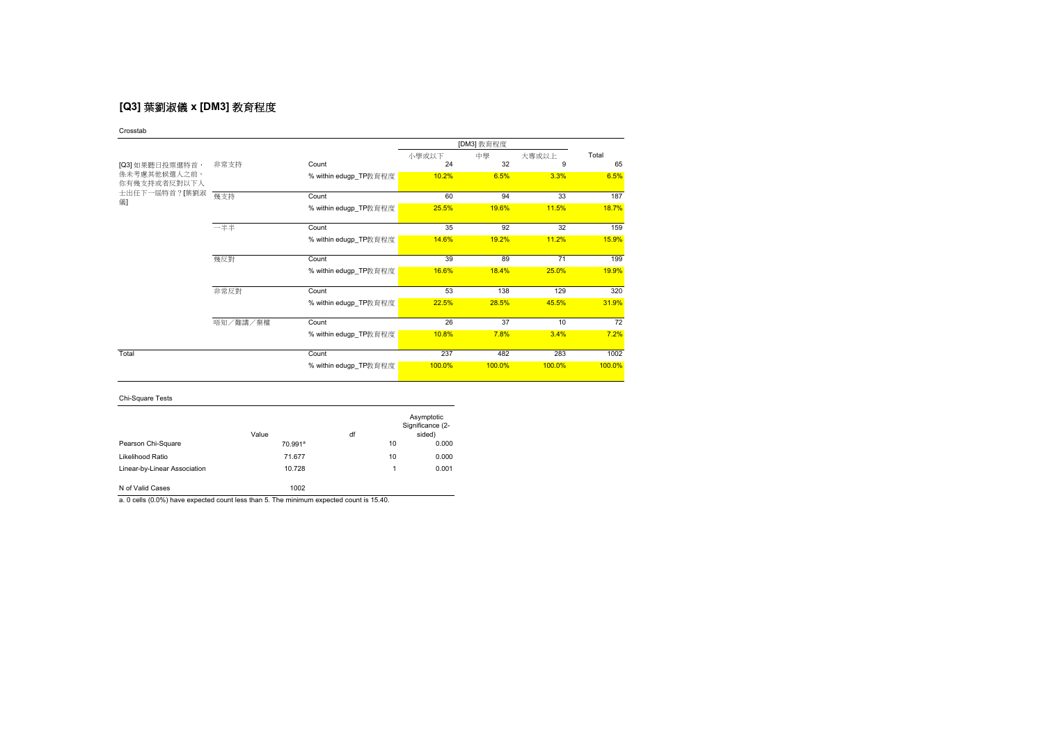## [Q3] 葉劉淑儀 x [DM3] 教育程度

Crosstab

| | | | [DM3] 教育程度 | | | Total |
|---|---|---|---|---|---|---|
| | | | 小學或以下 | 中學 | 大專或以上 | |
| [Q3] 如果聽日投票選特首，係未考慮其他候選人之前，你有幾支持或者反對以下人士出任下一屆特首？[葉劉淑儀] | 非常支持 | Count | 24 | 32 | 9 | 65 |
| | | % within edugp_TP教育程度 | 10.2% | 6.5% | 3.3% | 6.5% |
| | 幾支持 | Count | 60 | 94 | 33 | 187 |
| | | % within edugp_TP教育程度 | 25.5% | 19.6% | 11.5% | 18.7% |
| | 一半半 | Count | 35 | 92 | 32 | 159 |
| | | % within edugp_TP教育程度 | 14.6% | 19.2% | 11.2% | 15.9% |
| | 幾反對 | Count | 39 | 89 | 71 | 199 |
| | | % within edugp_TP教育程度 | 16.6% | 18.4% | 25.0% | 19.9% |
| | 非常反對 | Count | 53 | 138 | 129 | 320 |
| | | % within edugp_TP教育程度 | 22.5% | 28.5% | 45.5% | 31.9% |
| | 唔知／難講／棄權 | Count | 26 | 37 | 10 | 72 |
| | | % within edugp_TP教育程度 | 10.8% | 7.8% | 3.4% | 7.2% |
| Total | | Count | 237 | 482 | 283 | 1002 |
| | | % within edugp_TP教育程度 | 100.0% | 100.0% | 100.0% | 100.0% |

Chi-Square Tests

| | Value | df | Asymptotic Significance (2-sided) |
|---|---|---|---|
| Pearson Chi-Square | 70.991[a] | 10 | 0.000 |
| Likelihood Ratio | 71.677 | 10 | 0.000 |
| Linear-by-Linear Association | 10.728 | 1 | 0.001 |
| N of Valid Cases | 1002 | | |

a. 0 cells (0.0%) have expected count less than 5. The minimum expected count is 15.40.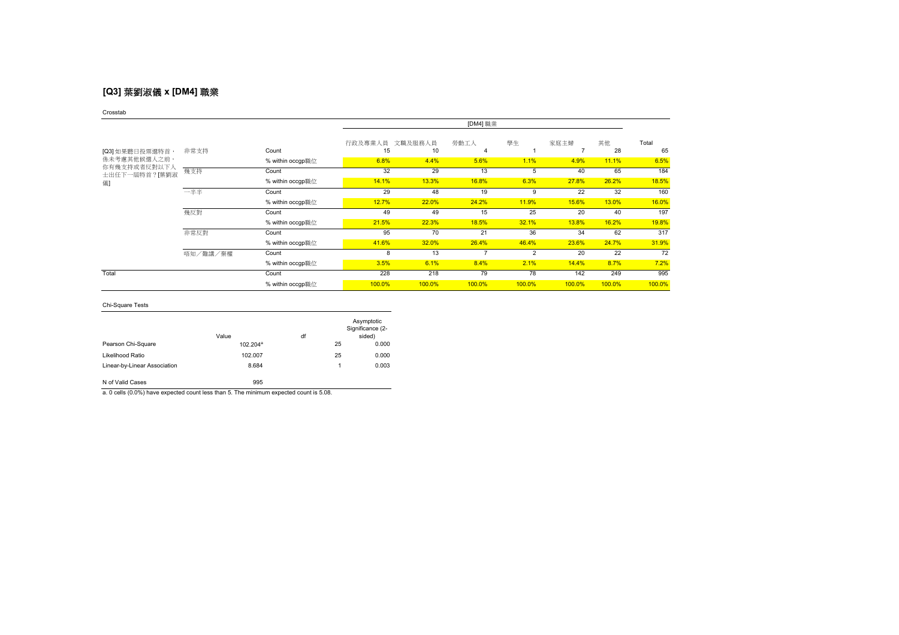## [Q3] 葉劉淑儀 x [DM4] 職業

Crosstab

| | | | [DM4] 職業 | | | | | | |
|---|---|---|---|---|---|---|---|---|---|
| | | | 行政及專業人員 | 文職及服務人員 | 勞動工人 | 學生 | 家庭主婦 | 其他 | Total |
| [Q3] 如果聽日投票選特首，係未考慮其他候選人之前，你有幾支持或者反對以下人士出任下一屆特首？[葉劉淑儀] | 非常支持 | Count | 15 | 10 | 4 | 1 | 7 | 28 | 65 |
| | | % within occgp職位 | 6.8% | 4.4% | 5.6% | 1.1% | 4.9% | 11.1% | 6.5% |
| | 幾支持 | Count | 32 | 29 | 13 | 5 | 40 | 65 | 184 |
| | | % within occgp職位 | 14.1% | 13.3% | 16.8% | 6.3% | 27.8% | 26.2% | 18.5% |
| | 一半半 | Count | 29 | 48 | 19 | 9 | 22 | 32 | 160 |
| | | % within occgp職位 | 12.7% | 22.0% | 24.2% | 11.9% | 15.6% | 13.0% | 16.0% |
| | 幾反對 | Count | 49 | 49 | 15 | 25 | 20 | 40 | 197 |
| | | % within occgp職位 | 21.5% | 22.3% | 18.5% | 32.1% | 13.8% | 16.2% | 19.8% |
| | 非常反對 | Count | 95 | 70 | 21 | 36 | 34 | 62 | 317 |
| | | % within occgp職位 | 41.6% | 32.0% | 26.4% | 46.4% | 23.6% | 24.7% | 31.9% |
| | 唔知／難講／棄權 | Count | 8 | 13 | 7 | 2 | 20 | 22 | 72 |
| | | % within occgp職位 | 3.5% | 6.1% | 8.4% | 2.1% | 14.4% | 8.7% | 7.2% |
| Total | | Count | 228 | 218 | 79 | 78 | 142 | 249 | 995 |
| | | % within occgp職位 | 100.0% | 100.0% | 100.0% | 100.0% | 100.0% | 100.0% | 100.0% |

Chi-Square Tests

| | Value | df | Asymptotic Significance (2-sided) |
|---|---|---|---|
| Pearson Chi-Square | 102.204[a] | 25 | 0.000 |
| Likelihood Ratio | 102.007 | 25 | 0.000 |
| Linear-by-Linear Association | 8.684 | 1 | 0.003 |
| N of Valid Cases | 995 | | |

a. 0 cells (0.0%) have expected count less than 5. The minimum expected count is 5.08.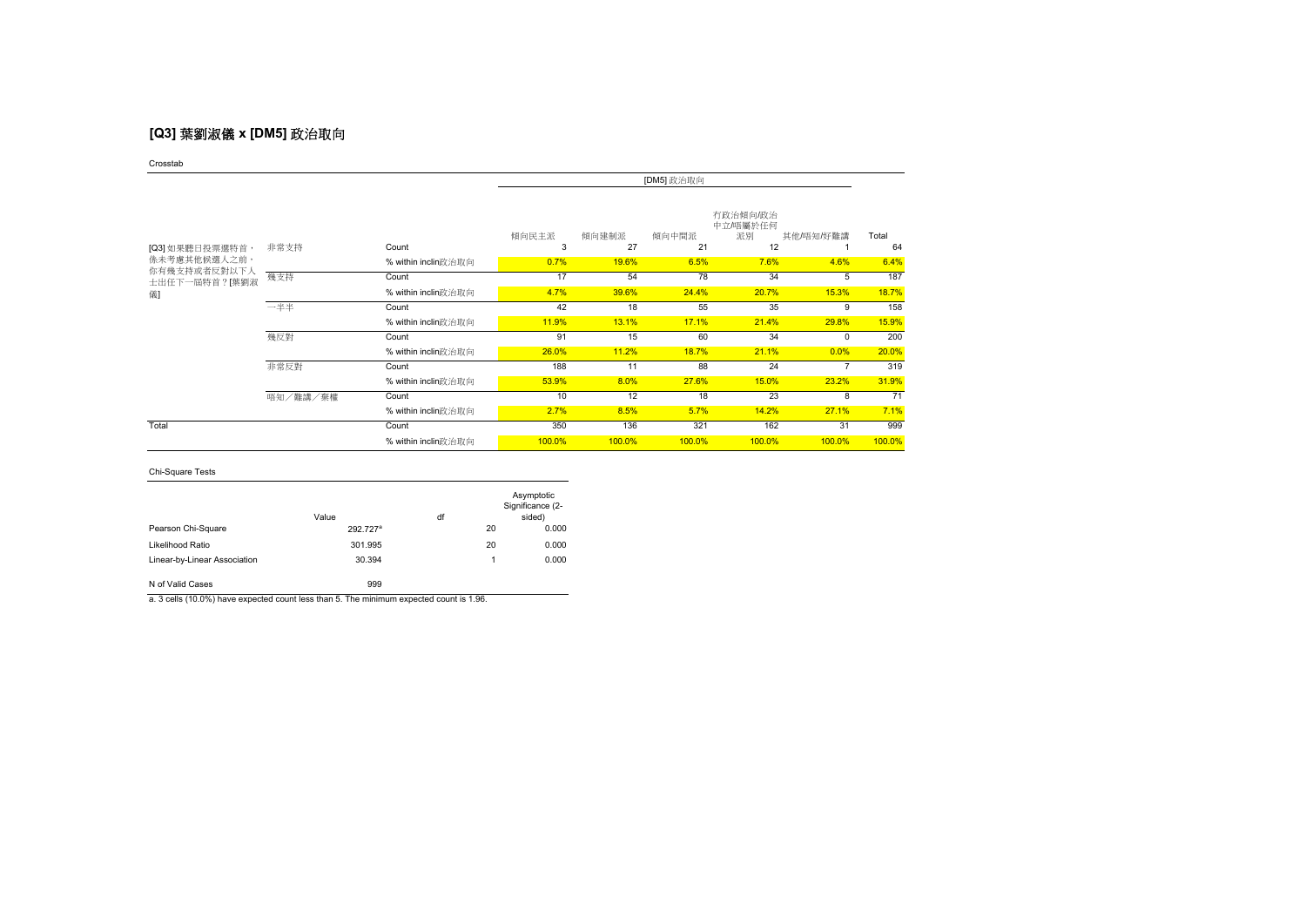## [Q3] 葉劉淑儀 x [DM5] 政治取向

Crosstab

| | | | [DM5] 政治取向 | | | | | |
|---|---|---|---|---|---|---|---|---|
| | | | 傾向民主派 | 傾向建制派 | 傾向中間派 | 冇政治傾向/政治中立/唔屬於任何派別 | 其他/唔知/好難講 | Total |
| [Q3] 如果聽日投票選特首，係未考慮其他候選人之前，你有幾支持或者反對以下人士出任下一屆特首？[葉劉淑儀] | 非常支持 | Count | 3 | 27 | 21 | 12 | 1 | 64 |
| | | % within inclin政治取向 | 0.7% | 19.6% | 6.5% | 7.6% | 4.6% | 6.4% |
| | 幾支持 | Count | 17 | 54 | 78 | 34 | 5 | 187 |
| | | % within inclin政治取向 | 4.7% | 39.6% | 24.4% | 20.7% | 15.3% | 18.7% |
| | 一半半 | Count | 42 | 18 | 55 | 35 | 9 | 158 |
| | | % within inclin政治取向 | 11.9% | 13.1% | 17.1% | 21.4% | 29.8% | 15.9% |
| | 幾反對 | Count | 91 | 15 | 60 | 34 | 0 | 200 |
| | | % within inclin政治取向 | 26.0% | 11.2% | 18.7% | 21.1% | 0.0% | 20.0% |
| | 非常反對 | Count | 188 | 11 | 88 | 24 | 7 | 319 |
| | | % within inclin政治取向 | 53.9% | 8.0% | 27.6% | 15.0% | 23.2% | 31.9% |
| | 唔知／難講／棄權 | Count | 10 | 12 | 18 | 23 | 8 | 71 |
| | | % within inclin政治取向 | 2.7% | 8.5% | 5.7% | 14.2% | 27.1% | 7.1% |
| Total | | Count | 350 | 136 | 321 | 162 | 31 | 999 |
| | | % within inclin政治取向 | 100.0% | 100.0% | 100.0% | 100.0% | 100.0% | 100.0% |

Chi-Square Tests

| | Value | df | Asymptotic Significance (2-sided) |
|---|---|---|---|
| Pearson Chi-Square | 292.727[a] | 20 | 0.000 |
| Likelihood Ratio | 301.995 | 20 | 0.000 |
| Linear-by-Linear Association | 30.394 | 1 | 0.000 |
| N of Valid Cases | 999 | | |

a. 3 cells (10.0%) have expected count less than 5. The minimum expected count is 1.96.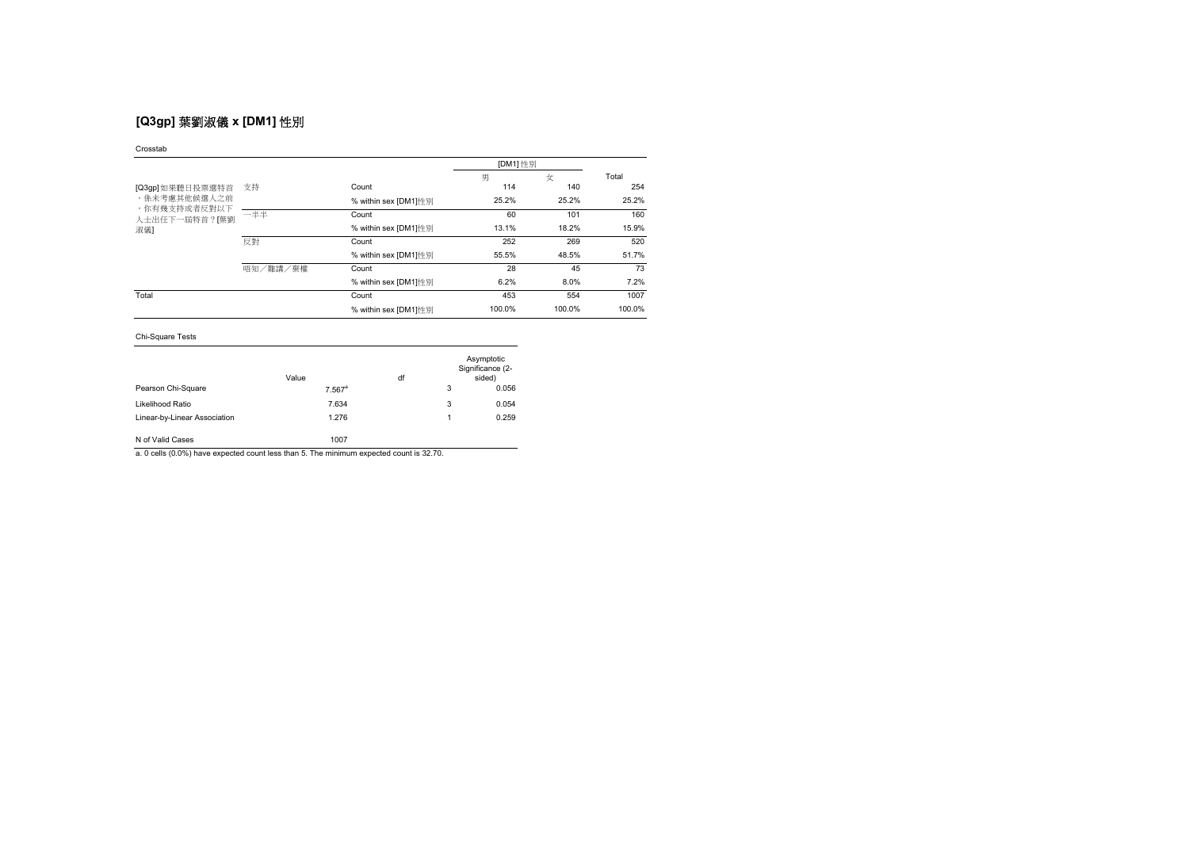## [Q3gp] 葉劉淑儀 x [DM1] 性別

Crosstab

| | | | [DM1] 性別 | | |
|---|---|---|---|---|---|
| | | | 男 | 女 | Total |
| [Q3gp] 如果聽日投票選特首、係未考慮其他候選人之前，你有幾支持或者反對以下人士出任下一屆特首？[葉劉淑儀] | 支持 | Count | 114 | 140 | 254 |
| | | % within sex [DM1]性別 | 25.2% | 25.2% | 25.2% |
| | 一半半 | Count | 60 | 101 | 160 |
| | | % within sex [DM1]性別 | 13.1% | 18.2% | 15.9% |
| | 反對 | Count | 252 | 269 | 520 |
| | | % within sex [DM1]性別 | 55.5% | 48.5% | 51.7% |
| | 唔知／難講／棄權 | Count | 28 | 45 | 73 |
| | | % within sex [DM1]性別 | 6.2% | 8.0% | 7.2% |
| Total | | Count | 453 | 554 | 1007 |
| | | % within sex [DM1]性別 | 100.0% | 100.0% | 100.0% |

Chi-Square Tests

| | Value | df | Asymptotic Significance (2-sided) |
|---|---|---|---|
| Pearson Chi-Square | 7.567[a] | 3 | 0.056 |
| Likelihood Ratio | 7.634 | 3 | 0.054 |
| Linear-by-Linear Association | 1.276 | 1 | 0.259 |
| N of Valid Cases | 1007 | | |

a. 0 cells (0.0%) have expected count less than 5. The minimum expected count is 32.70.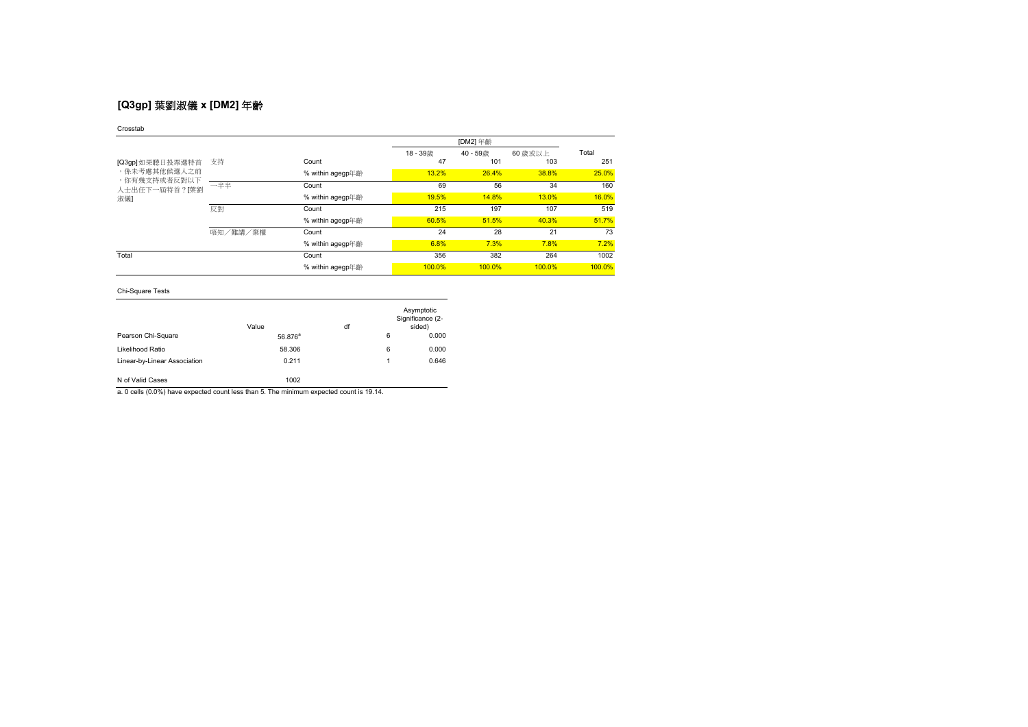## [Q3gp] 葉劉淑儀 x [DM2] 年齡

Crosstab

| | | | [DM2] 年齡 | | | Total |
|---|---|---|---|---|---|---|
| | | | 18 - 39歲 | 40 - 59歲 | 60 歲或以上 | |
| [Q3gp] 如果聽日投票選特首，係未考慮其他候選人之前，你有幾支持或者反對以下人士出任下一屆特首？[葉劉淑儀] | 支持 | Count | 47 | 101 | 103 | 251 |
| | | % within agegp年齡 | 13.2% | 26.4% | 38.8% | 25.0% |
| | 一半半 | Count | 69 | 56 | 34 | 160 |
| | | % within agegp年齡 | 19.5% | 14.8% | 13.0% | 16.0% |
| | 反對 | Count | 215 | 197 | 107 | 519 |
| | | % within agegp年齡 | 60.5% | 51.5% | 40.3% | 51.7% |
| | 唔知／難講／棄權 | Count | 24 | 28 | 21 | 73 |
| | | % within agegp年齡 | 6.8% | 7.3% | 7.8% | 7.2% |
| Total | | Count | 356 | 382 | 264 | 1002 |
| | | % within agegp年齡 | 100.0% | 100.0% | 100.0% | 100.0% |

Chi-Square Tests

| | Value | df | Asymptotic Significance (2-sided) |
|---|---|---|---|
| Pearson Chi-Square | 56.876[a] | 6 | 0.000 |
| Likelihood Ratio | 58.306 | 6 | 0.000 |
| Linear-by-Linear Association | 0.211 | 1 | 0.646 |
| N of Valid Cases | 1002 | | |

a. 0 cells (0.0%) have expected count less than 5. The minimum expected count is 19.14.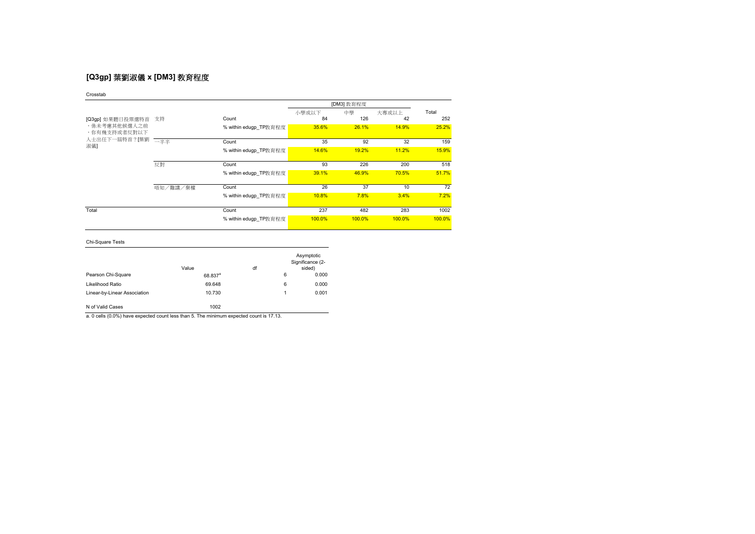## [Q3gp] 葉劉淑儀 x [DM3] 教育程度

Crosstab

| | | | [DM3] 教育程度 | | | Total |
|---|---|---|---|---|---|---|
| | | | 小學或以下 | 中學 | 大專或以上 | |
| [Q3gp] 如果聽日投票選特首、係未考慮其他候選人之前、你有幾支持或者反對以下人士出任下一屆特首？[葉劉淑儀] | 支持 | Count | 84 | 126 | 42 | 252 |
| | | % within edugp_TP教育程度 | 35.6% | 26.1% | 14.9% | 25.2% |
| | 一半半 | Count | 35 | 92 | 32 | 159 |
| | | % within edugp_TP教育程度 | 14.6% | 19.2% | 11.2% | 15.9% |
| | 反對 | Count | 93 | 226 | 200 | 518 |
| | | % within edugp_TP教育程度 | 39.1% | 46.9% | 70.5% | 51.7% |
| | 唔知／難講／棄權 | Count | 26 | 37 | 10 | 72 |
| | | % within edugp_TP教育程度 | 10.8% | 7.8% | 3.4% | 7.2% |
| Total | | Count | 237 | 482 | 283 | 1002 |
| | | % within edugp_TP教育程度 | 100.0% | 100.0% | 100.0% | 100.0% |

Chi-Square Tests

| | Value | df | Asymptotic Significance (2-sided) |
|---|---|---|---|
| Pearson Chi-Square | 68.837[a] | 6 | 0.000 |
| Likelihood Ratio | 69.648 | 6 | 0.000 |
| Linear-by-Linear Association | 10.730 | 1 | 0.001 |
| N of Valid Cases | 1002 | | |

a. 0 cells (0.0%) have expected count less than 5. The minimum expected count is 17.13.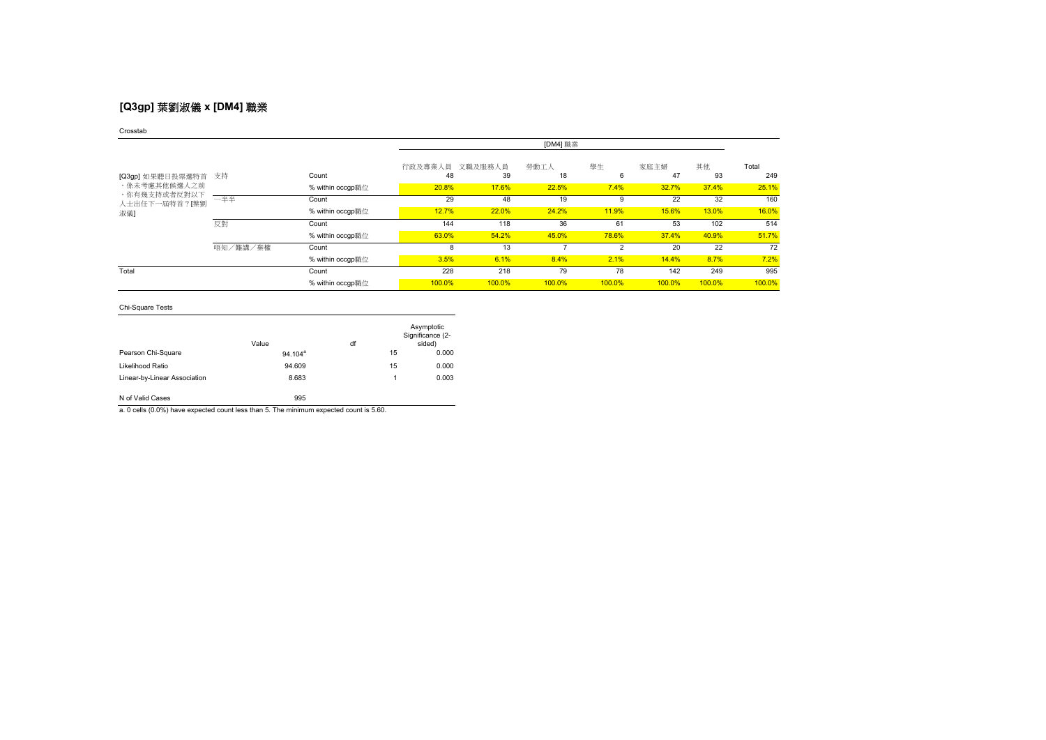## [Q3gp] 葉劉淑儀 x [DM4] 職業

Crosstab

| | | | [DM4] 職業 | | | | | | | |
|---|---|---|---|---|---|---|---|---|---|---|
| | | | 行政及專業人員 | 文職及服務人員 | 勞動工人 | 學生 | 家庭主婦 | 其他 | Total |
| [Q3gp] 如果聽日投票選特首，係未考慮其他候選人之前，你有幾支持或者反對以下人士出任下一屆特首？[葉劉淑儀] | 支持 | Count | 48 | 39 | 18 | 6 | 47 | 93 | 249 |
| | | % within occgp職位 | 20.8% | 17.6% | 22.5% | 7.4% | 32.7% | 37.4% | 25.1% |
| | 一半半 | Count | 29 | 48 | 19 | 9 | 22 | 32 | 160 |
| | | % within occgp職位 | 12.7% | 22.0% | 24.2% | 11.9% | 15.6% | 13.0% | 16.0% |
| | 反對 | Count | 144 | 118 | 36 | 61 | 53 | 102 | 514 |
| | | % within occgp職位 | 63.0% | 54.2% | 45.0% | 78.6% | 37.4% | 40.9% | 51.7% |
| | 唔知／難講／棄權 | Count | 8 | 13 | 7 | 2 | 20 | 22 | 72 |
| | | % within occgp職位 | 3.5% | 6.1% | 8.4% | 2.1% | 14.4% | 8.7% | 7.2% |
| Total | | Count | 228 | 218 | 79 | 78 | 142 | 249 | 995 |
| | | % within occgp職位 | 100.0% | 100.0% | 100.0% | 100.0% | 100.0% | 100.0% | 100.0% |

Chi-Square Tests

| | Value | df | Asymptotic Significance (2-sided) |
|---|---|---|---|
| Pearson Chi-Square | 94.104[a] | 15 | 0.000 |
| Likelihood Ratio | 94.609 | 15 | 0.000 |
| Linear-by-Linear Association | 8.683 | 1 | 0.003 |
| N of Valid Cases | 995 | | |

a. 0 cells (0.0%) have expected count less than 5. The minimum expected count is 5.60.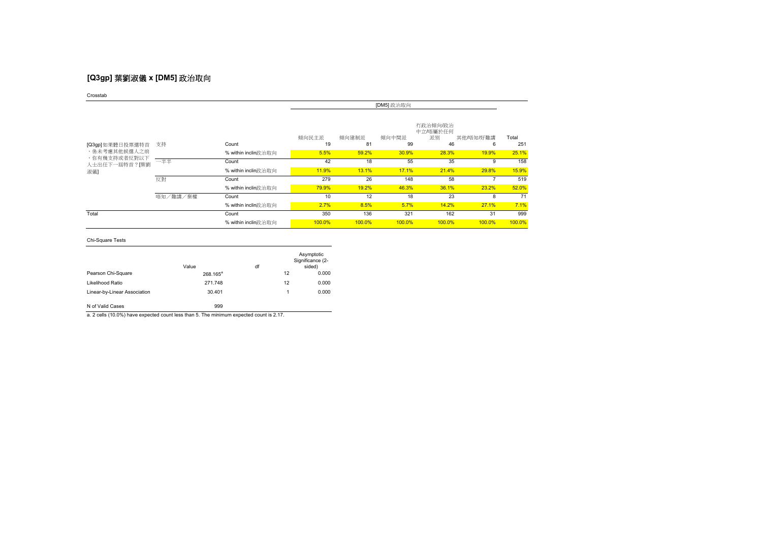## [Q3gp] 葉劉淑儀 x [DM5] 政治取向

Crosstab

| | | | [DM5] 政治取向 | | | | | |
|---|---|---|---|---|---|---|---|---|
| | | | 傾向民主派 | 傾向建制派 | 傾向中間派 | 冇政治傾向/政治中立/唔屬於任何派別 | 其他/唔知/好難講 | Total |
| [Q3gp] 如果聽日投票選特首，係未考慮其他候選人之前，你有幾支持或者反對以下人士出任下一屆特首？[葉劉淑儀] | 支持 | Count | 19 | 81 | 99 | 46 | 6 | 251 |
| | | % within inclin政治取向 | 5.5% | 59.2% | 30.9% | 28.3% | 19.9% | 25.1% |
| | 一半半 | Count | 42 | 18 | 55 | 35 | 9 | 158 |
| | | % within inclin政治取向 | 11.9% | 13.1% | 17.1% | 21.4% | 29.8% | 15.9% |
| | 反對 | Count | 279 | 26 | 148 | 58 | 7 | 519 |
| | | % within inclin政治取向 | 79.9% | 19.2% | 46.3% | 36.1% | 23.2% | 52.0% |
| | 唔知／難講／棄權 | Count | 10 | 12 | 18 | 23 | 8 | 71 |
| | | % within inclin政治取向 | 2.7% | 8.5% | 5.7% | 14.2% | 27.1% | 7.1% |
| Total | | Count | 350 | 136 | 321 | 162 | 31 | 999 |
| | | % within inclin政治取向 | 100.0% | 100.0% | 100.0% | 100.0% | 100.0% | 100.0% |

Chi-Square Tests

| | Value | df | Asymptotic Significance (2-sided) |
|---|---|---|---|
| Pearson Chi-Square | 268.165[a] | 12 | 0.000 |
| Likelihood Ratio | 271.748 | 12 | 0.000 |
| Linear-by-Linear Association | 30.401 | 1 | 0.000 |
| N of Valid Cases | 999 | | |

a. 2 cells (10.0%) have expected count less than 5. The minimum expected count is 2.17.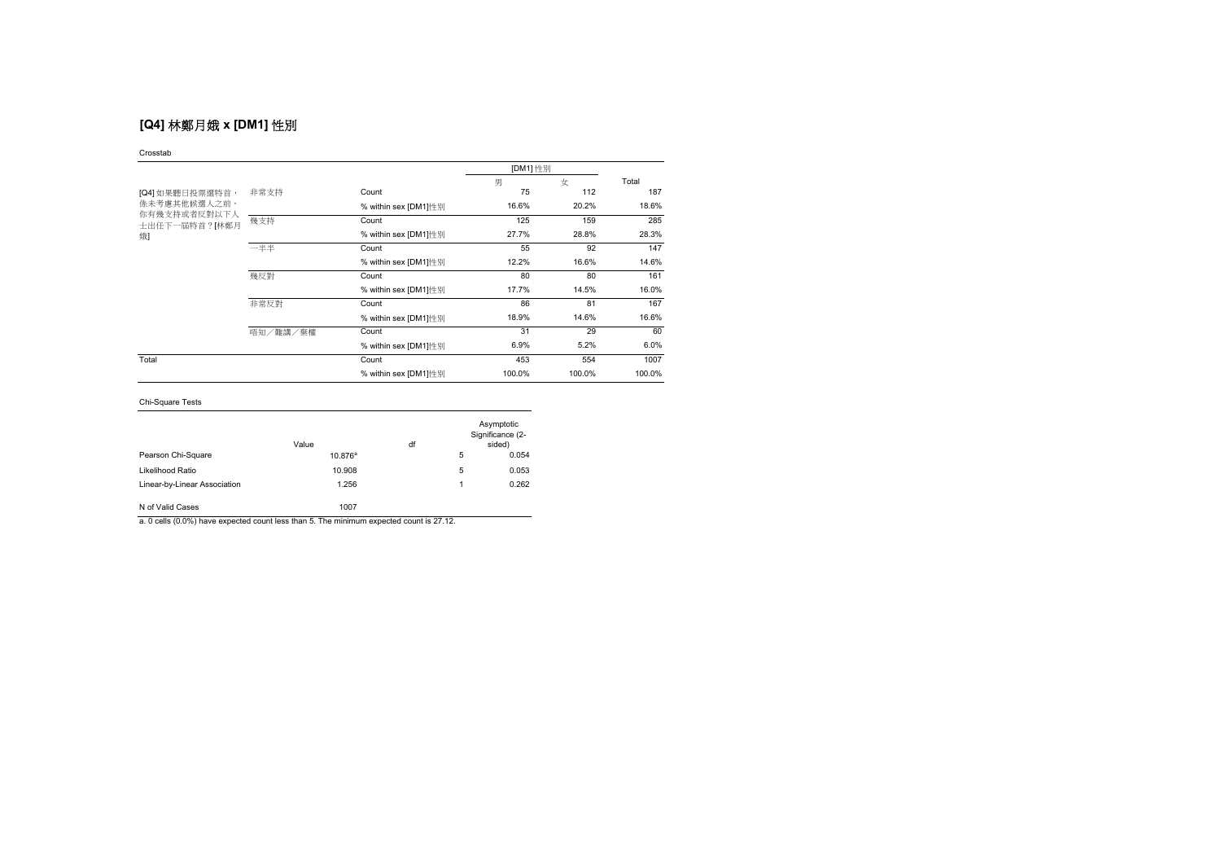## [Q4] 林鄭月娥 x [DM1] 性別

Crosstab

| | | | [DM1] 性別 | | Total |
|---|---|---|---|---|---|
| | | | 男 | 女 | |
| [Q4] 如果聽日投票選特首，係未考慮其他候選人之前，你有幾支持或者反對以下人士出任下一屆特首？[林鄭月娥] | 非常支持 | Count | 75 | 112 | 187 |
| | | % within sex [DM1]性別 | 16.6% | 20.2% | 18.6% |
| | 幾支持 | Count | 125 | 159 | 285 |
| | | % within sex [DM1]性別 | 27.7% | 28.8% | 28.3% |
| | 一半半 | Count | 55 | 92 | 147 |
| | | % within sex [DM1]性別 | 12.2% | 16.6% | 14.6% |
| | 幾反對 | Count | 80 | 80 | 161 |
| | | % within sex [DM1]性別 | 17.7% | 14.5% | 16.0% |
| | 非常反對 | Count | 86 | 81 | 167 |
| | | % within sex [DM1]性別 | 18.9% | 14.6% | 16.6% |
| | 唔知／難講／棄權 | Count | 31 | 29 | 60 |
| | | % within sex [DM1]性別 | 6.9% | 5.2% | 6.0% |
| Total | | Count | 453 | 554 | 1007 |
| | | % within sex [DM1]性別 | 100.0% | 100.0% | 100.0% |

Chi-Square Tests

| | Value | df | Asymptotic Significance (2-sided) |
|---|---|---|---|
| Pearson Chi-Square | 10.876[a] | 5 | 0.054 |
| Likelihood Ratio | 10.908 | 5 | 0.053 |
| Linear-by-Linear Association | 1.256 | 1 | 0.262 |
| N of Valid Cases | 1007 | | |

a. 0 cells (0.0%) have expected count less than 5. The minimum expected count is 27.12.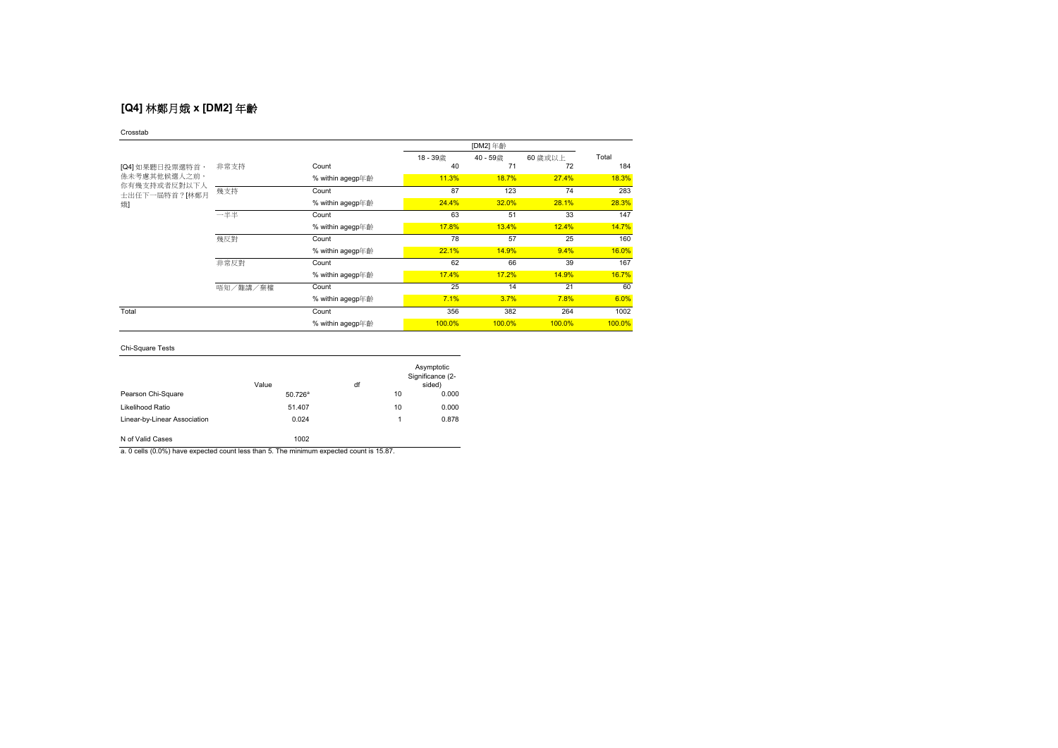## [Q4] 林鄭月娥 x [DM2] 年齡

Crosstab

| | | | [DM2] 年齡 | | | Total |
|---|---|---|---|---|---|---|
| | | | 18 - 39歲 | 40 - 59歲 | 60 歲或以上 | |
| [Q4] 如果聽日投票選特首，係未考慮其他候選人之前，你有幾支持或者反對以下人士出任下一屆特首？[林鄭月娥] | 非常支持 | Count | 40 | 71 | 72 | 184 |
| | | % within agegp年齡 | 11.3% | 18.7% | 27.4% | 18.3% |
| | 幾支持 | Count | 87 | 123 | 74 | 283 |
| | | % within agegp年齡 | 24.4% | 32.0% | 28.1% | 28.3% |
| | 一半半 | Count | 63 | 51 | 33 | 147 |
| | | % within agegp年齡 | 17.8% | 13.4% | 12.4% | 14.7% |
| | 幾反對 | Count | 78 | 57 | 25 | 160 |
| | | % within agegp年齡 | 22.1% | 14.9% | 9.4% | 16.0% |
| | 非常反對 | Count | 62 | 66 | 39 | 167 |
| | | % within agegp年齡 | 17.4% | 17.2% | 14.9% | 16.7% |
| | 唔知／難講／棄權 | Count | 25 | 14 | 21 | 60 |
| | | % within agegp年齡 | 7.1% | 3.7% | 7.8% | 6.0% |
| Total | | Count | 356 | 382 | 264 | 1002 |
| | | % within agegp年齡 | 100.0% | 100.0% | 100.0% | 100.0% |

Chi-Square Tests

| | Value | df | Asymptotic Significance (2-sided) |
|---|---|---|---|
| Pearson Chi-Square | 50.726[a] | 10 | 0.000 |
| Likelihood Ratio | 51.407 | 10 | 0.000 |
| Linear-by-Linear Association | 0.024 | 1 | 0.878 |
| N of Valid Cases | 1002 | | |

a. 0 cells (0.0%) have expected count less than 5. The minimum expected count is 15.87.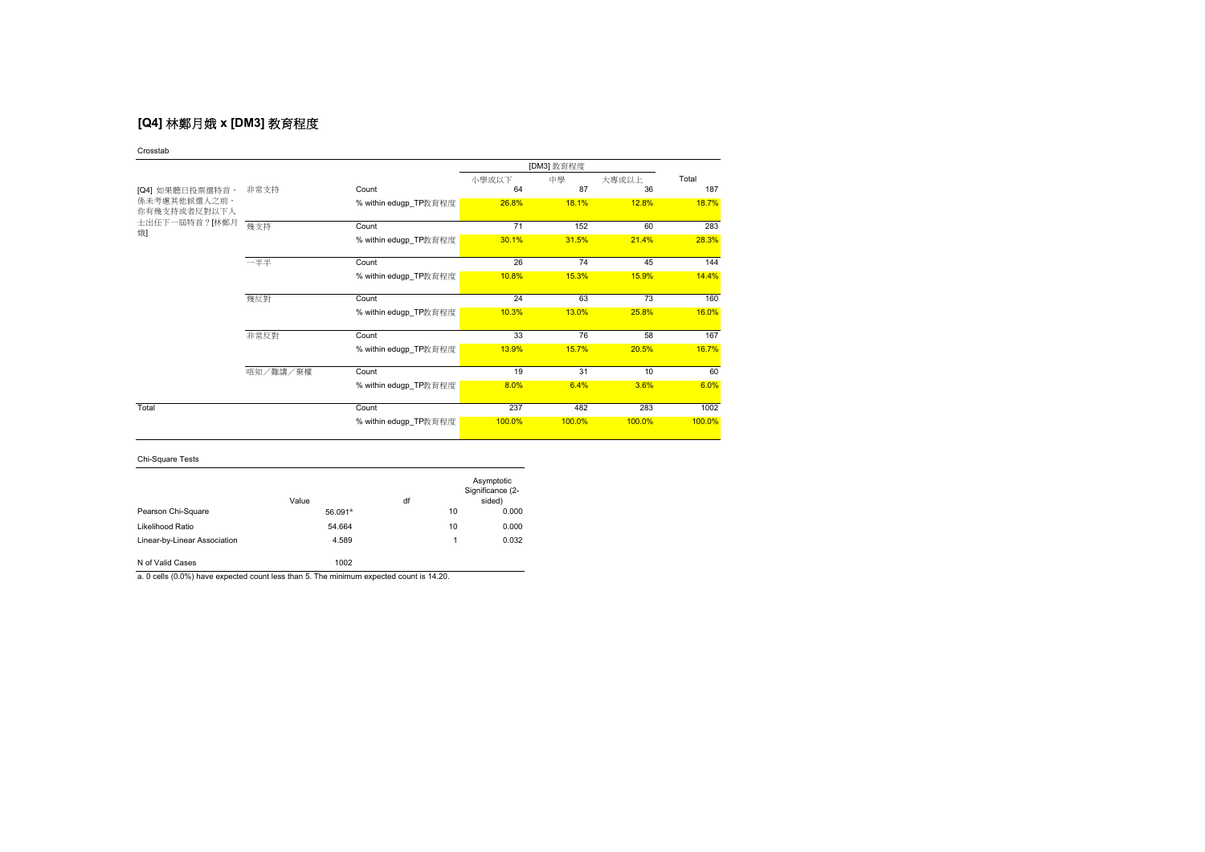## [Q4] 林鄭月娥 x [DM3] 教育程度

Crosstab

| | | | [DM3] 教育程度 | | | Total |
|---|---|---|---|---|---|---|
| | | | 小學或以下 | 中學 | 大專或以上 | |
| [Q4] 如果聽日投票選特首，係未考慮其他候選人之前，你有幾支持或者反對以下人士出任下一屆特首？[林鄭月娥] | 非常支持 | Count | 64 | 87 | 36 | 187 |
| | | % within edugp_TP教育程度 | 26.8% | 18.1% | 12.8% | 18.7% |
| | 幾支持 | Count | 71 | 152 | 60 | 283 |
| | | % within edugp_TP教育程度 | 30.1% | 31.5% | 21.4% | 28.3% |
| | 一半半 | Count | 26 | 74 | 45 | 144 |
| | | % within edugp_TP教育程度 | 10.8% | 15.3% | 15.9% | 14.4% |
| | 幾反對 | Count | 24 | 63 | 73 | 160 |
| | | % within edugp_TP教育程度 | 10.3% | 13.0% | 25.8% | 16.0% |
| | 非常反對 | Count | 33 | 76 | 58 | 167 |
| | | % within edugp_TP教育程度 | 13.9% | 15.7% | 20.5% | 16.7% |
| | 唔知／難講／棄權 | Count | 19 | 31 | 10 | 60 |
| | | % within edugp_TP教育程度 | 8.0% | 6.4% | 3.6% | 6.0% |
| Total | | Count | 237 | 482 | 283 | 1002 |
| | | % within edugp_TP教育程度 | 100.0% | 100.0% | 100.0% | 100.0% |

Chi-Square Tests

| | Value | df | Asymptotic Significance (2-sided) |
|---|---|---|---|
| Pearson Chi-Square | 56.091[a] | 10 | 0.000 |
| Likelihood Ratio | 54.664 | 10 | 0.000 |
| Linear-by-Linear Association | 4.589 | 1 | 0.032 |
| N of Valid Cases | 1002 | | |

a. 0 cells (0.0%) have expected count less than 5. The minimum expected count is 14.20.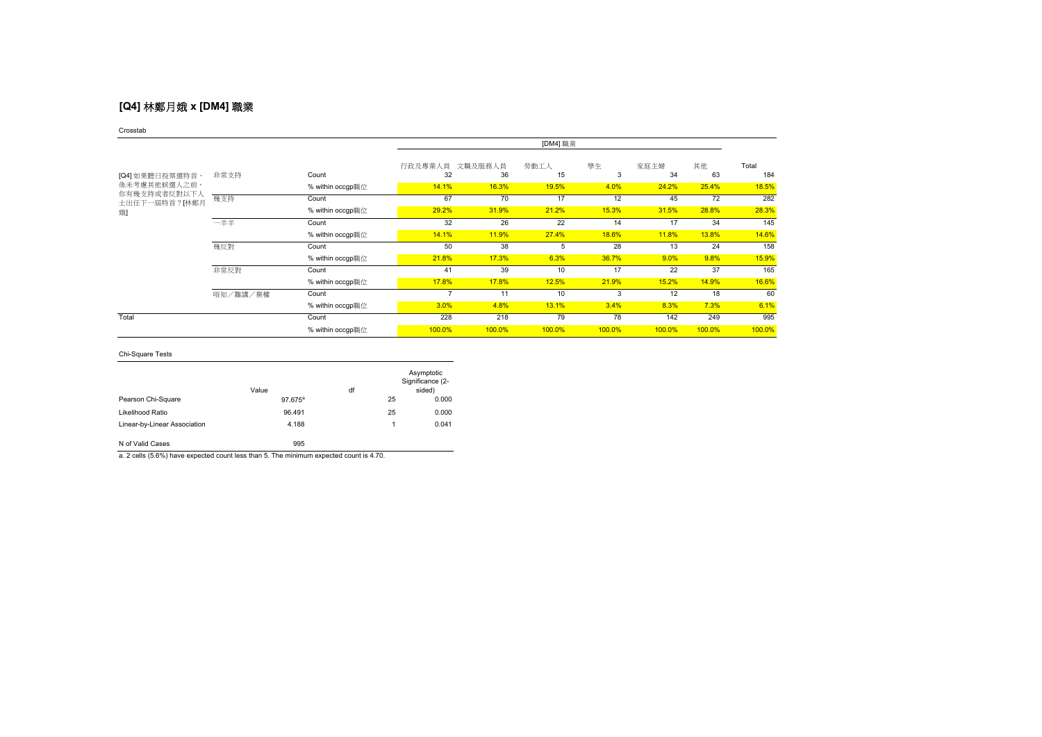## [Q4] 林鄭月娥 x [DM4] 職業

Crosstab

| | | | [DM4] 職業 | | | | | | |
|---|---|---|---|---|---|---|---|---|---|
| | | | 行政及專業人員 | 文職及服務人員 | 勞動工人 | 學生 | 家庭主婦 | 其他 | Total |
| [Q4] 如果聽日投票選特首，係未考慮其他候選人之前，你有幾支持或者反對以下人士出任下一屆特首？[林鄭月娥] | 非常支持 | Count | 32 | 36 | 15 | 3 | 34 | 63 | 184 |
| | | % within occgp職位 | 14.1% | 16.3% | 19.5% | 4.0% | 24.2% | 25.4% | 18.5% |
| | 幾支持 | Count | 67 | 70 | 17 | 12 | 45 | 72 | 282 |
| | | % within occgp職位 | 29.2% | 31.9% | 21.2% | 15.3% | 31.5% | 28.8% | 28.3% |
| | 一半半 | Count | 32 | 26 | 22 | 14 | 17 | 34 | 145 |
| | | % within occgp職位 | 14.1% | 11.9% | 27.4% | 18.6% | 11.8% | 13.8% | 14.6% |
| | 幾反對 | Count | 50 | 38 | 5 | 28 | 13 | 24 | 158 |
| | | % within occgp職位 | 21.8% | 17.3% | 6.3% | 36.7% | 9.0% | 9.8% | 15.9% |
| | 非常反對 | Count | 41 | 39 | 10 | 17 | 22 | 37 | 165 |
| | | % within occgp職位 | 17.8% | 17.8% | 12.5% | 21.9% | 15.2% | 14.9% | 16.6% |
| | 唔知／難講／棄權 | Count | 7 | 11 | 10 | 3 | 12 | 18 | 60 |
| | | % within occgp職位 | 3.0% | 4.8% | 13.1% | 3.4% | 8.3% | 7.3% | 6.1% |
| Total | | Count | 228 | 218 | 79 | 78 | 142 | 249 | 995 |
| | | % within occgp職位 | 100.0% | 100.0% | 100.0% | 100.0% | 100.0% | 100.0% | 100.0% |

Chi-Square Tests

| | Value | df | Asymptotic Significance (2-sided) |
|---|---|---|---|
| Pearson Chi-Square | 97.675[a] | 25 | 0.000 |
| Likelihood Ratio | 96.491 | 25 | 0.000 |
| Linear-by-Linear Association | 4.188 | 1 | 0.041 |
| N of Valid Cases | 995 | | |

a. 2 cells (5.6%) have expected count less than 5. The minimum expected count is 4.70.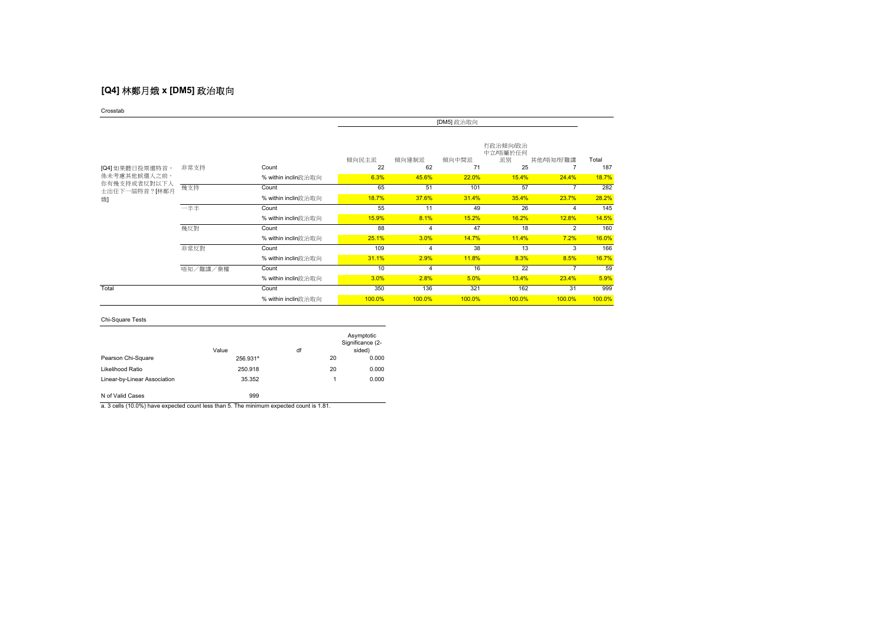## [Q4] 林鄭月娥 x [DM5] 政治取向

Crosstab

| | | | [DM5] 政治取向 | | | | | |
|---|---|---|---|---|---|---|---|---|
| | | | 傾向民主派 | 傾向建制派 | 傾向中間派 | 冇政治傾向/政治中立/唔屬於任何派別 | 其他/唔知/好難講 | Total |
| [Q4] 如果聽日投票選特首，係未考慮其他候選人之前，你有幾支持或者反對以下人士出任下一屆特首？[林鄭月娥] | 非常支持 | Count | 22 | 62 | 71 | 25 | 7 | 187 |
| | | % within inclin政治取向 | 6.3% | 45.6% | 22.0% | 15.4% | 24.4% | 18.7% |
| | 幾支持 | Count | 65 | 51 | 101 | 57 | 7 | 282 |
| | | % within inclin政治取向 | 18.7% | 37.6% | 31.4% | 35.4% | 23.7% | 28.2% |
| | 一半半 | Count | 55 | 11 | 49 | 26 | 4 | 145 |
| | | % within inclin政治取向 | 15.9% | 8.1% | 15.2% | 16.2% | 12.8% | 14.5% |
| | 幾反對 | Count | 88 | 4 | 47 | 18 | 2 | 160 |
| | | % within inclin政治取向 | 25.1% | 3.0% | 14.7% | 11.4% | 7.2% | 16.0% |
| | 非常反對 | Count | 109 | 4 | 38 | 13 | 3 | 166 |
| | | % within inclin政治取向 | 31.1% | 2.9% | 11.8% | 8.3% | 8.5% | 16.7% |
| | 唔知／難講／棄權 | Count | 10 | 4 | 16 | 22 | 7 | 59 |
| | | % within inclin政治取向 | 3.0% | 2.8% | 5.0% | 13.4% | 23.4% | 5.9% |
| Total | | Count | 350 | 136 | 321 | 162 | 31 | 999 |
| | | % within inclin政治取向 | 100.0% | 100.0% | 100.0% | 100.0% | 100.0% | 100.0% |

Chi-Square Tests

| | Value | df | Asymptotic Significance (2-sided) |
|---|---|---|---|
| Pearson Chi-Square | 256.931[a] | 20 | 0.000 |
| Likelihood Ratio | 250.918 | 20 | 0.000 |
| Linear-by-Linear Association | 35.352 | 1 | 0.000 |
| N of Valid Cases | 999 | | |

a. 3 cells (10.0%) have expected count less than 5. The minimum expected count is 1.81.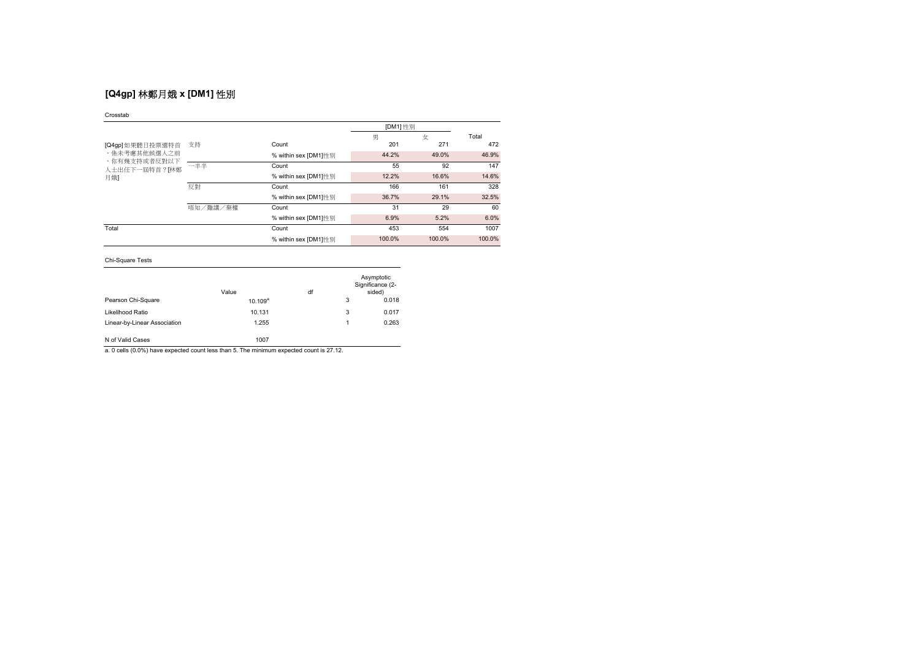## [Q4gp] 林鄭月娥 x [DM1] 性別

Crosstab

| | | | [DM1] 性別 | | Total |
|---|---|---|---|---|---|
| | | | 男 | 女 | |
| [Q4gp] 如果聽日投票選特首、係未考慮其他候選人之前、你有幾支持或者反對以下人士出任下一屆特首？[林鄭月娥] | 支持 | Count | 201 | 271 | 472 |
| | | % within sex [DM1]性別 | 44.2% | 49.0% | 46.9% |
| | 一半半 | Count | 55 | 92 | 147 |
| | | % within sex [DM1]性別 | 12.2% | 16.6% | 14.6% |
| | 反對 | Count | 166 | 161 | 328 |
| | | % within sex [DM1]性別 | 36.7% | 29.1% | 32.5% |
| | 唔知／難講／棄權 | Count | 31 | 29 | 60 |
| | | % within sex [DM1]性別 | 6.9% | 5.2% | 6.0% |
| Total | | Count | 453 | 554 | 1007 |
| | | % within sex [DM1]性別 | 100.0% | 100.0% | 100.0% |

Chi-Square Tests

| | Value | df | Asymptotic Significance (2-sided) |
|---|---|---|---|
| Pearson Chi-Square | 10.109[a] | 3 | 0.018 |
| Likelihood Ratio | 10.131 | 3 | 0.017 |
| Linear-by-Linear Association | 1.255 | 1 | 0.263 |
| N of Valid Cases | 1007 | | |

a. 0 cells (0.0%) have expected count less than 5. The minimum expected count is 27.12.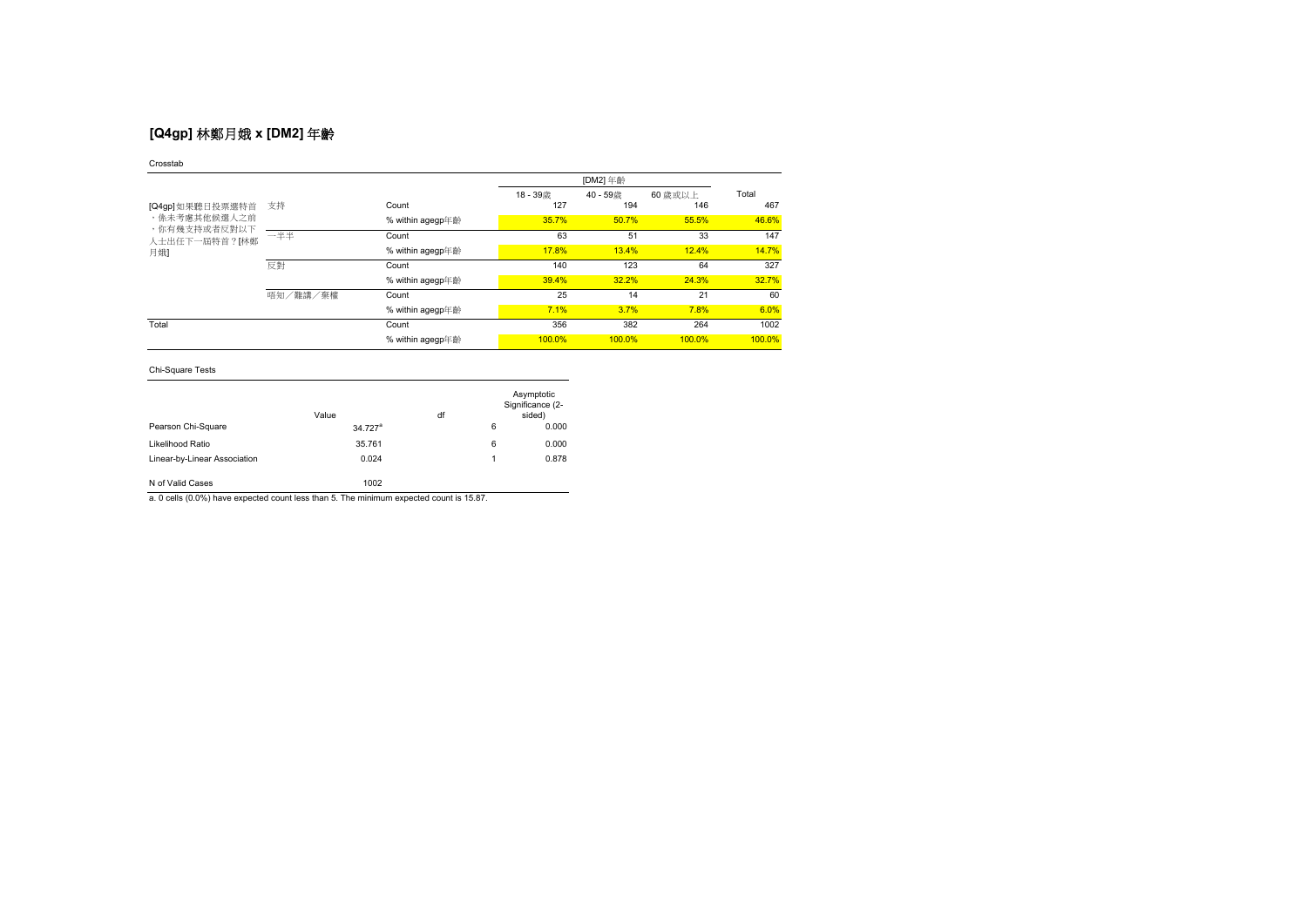## [Q4gp] 林鄭月娥 x [DM2] 年齡

Crosstab

| | | | [DM2] 年齡 | | | Total |
|---|---|---|---|---|---|---|
| | | | 18 - 39歲 | 40 - 59歲 | 60 歲或以上 | |
| [Q4gp] 如果聽日投票選特首、係未考慮其他候選人之前，你有幾支持或者反對以下人士出任下一屆特首？[林鄭月娥] | 支持 | Count | 127 | 194 | 146 | 467 |
| | | % within agegp年齡 | 35.7% | 50.7% | 55.5% | 46.6% |
| | 一半半 | Count | 63 | 51 | 33 | 147 |
| | | % within agegp年齡 | 17.8% | 13.4% | 12.4% | 14.7% |
| | 反對 | Count | 140 | 123 | 64 | 327 |
| | | % within agegp年齡 | 39.4% | 32.2% | 24.3% | 32.7% |
| | 唔知／難講／棄權 | Count | 25 | 14 | 21 | 60 |
| | | % within agegp年齡 | 7.1% | 3.7% | 7.8% | 6.0% |
| Total | | Count | 356 | 382 | 264 | 1002 |
| | | % within agegp年齡 | 100.0% | 100.0% | 100.0% | 100.0% |

Chi-Square Tests

| | Value | df | Asymptotic Significance (2-sided) |
|---|---|---|---|
| Pearson Chi-Square | 34.727[a] | 6 | 0.000 |
| Likelihood Ratio | 35.761 | 6 | 0.000 |
| Linear-by-Linear Association | 0.024 | 1 | 0.878 |
| N of Valid Cases | 1002 | | |

a. 0 cells (0.0%) have expected count less than 5. The minimum expected count is 15.87.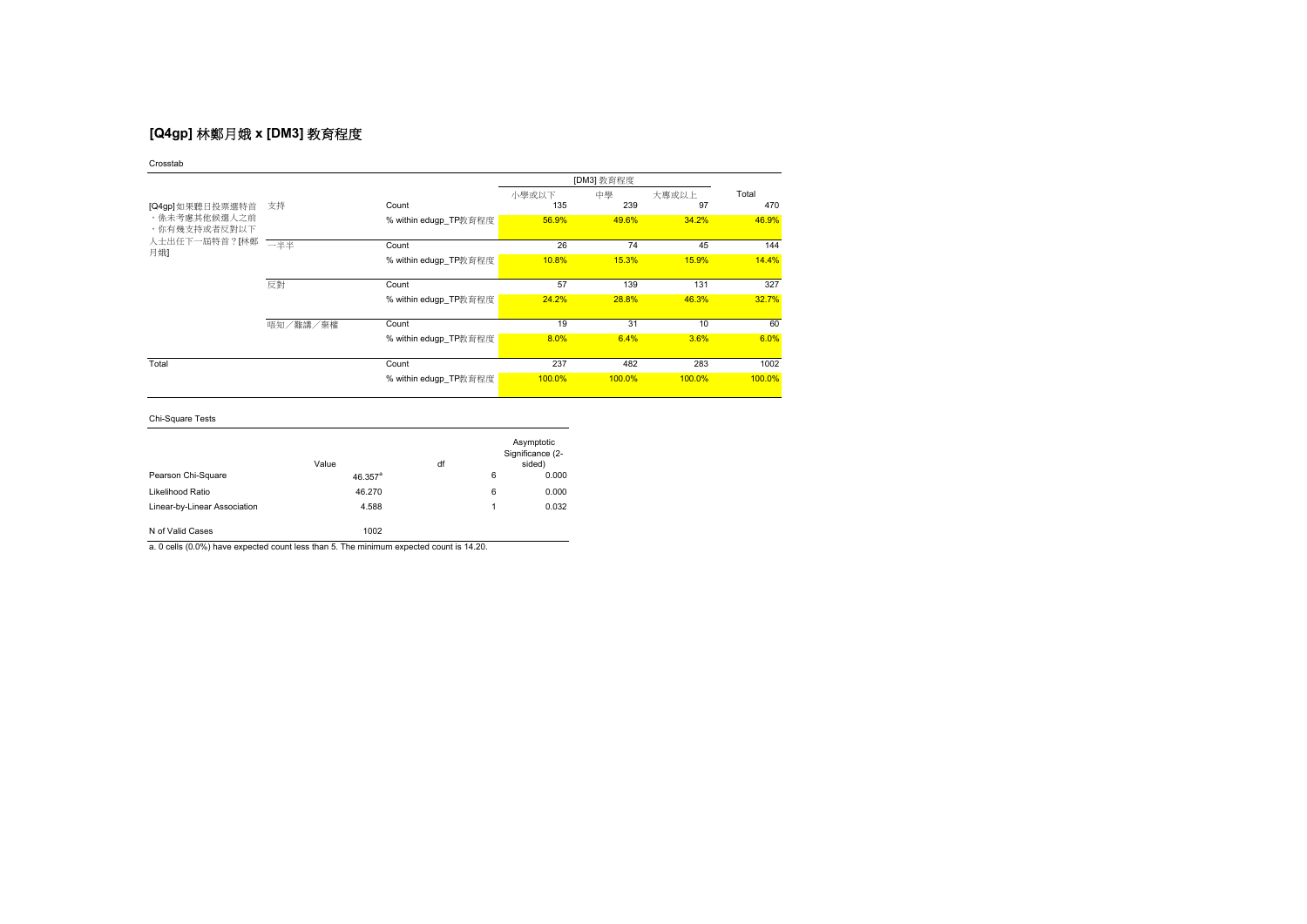## [Q4gp] 林鄭月娥 x [DM3] 教育程度

Crosstab

| | | | [DM3] 教育程度 | | | Total |
|---|---|---|---|---|---|---|
| | | | 小學或以下 | 中學 | 大專或以上 | |
| [Q4gp] 如果聽日投票選特首、係未考慮其他候選人之前、你有幾支持或者反對以下人士出任下一屆特首？[林鄭月娥] | 支持 | Count | 135 | 239 | 97 | 470 |
| | | % within edugp_TP教育程度 | 56.9% | 49.6% | 34.2% | 46.9% |
| | 一半半 | Count | 26 | 74 | 45 | 144 |
| | | % within edugp_TP教育程度 | 10.8% | 15.3% | 15.9% | 14.4% |
| | 反對 | Count | 57 | 139 | 131 | 327 |
| | | % within edugp_TP教育程度 | 24.2% | 28.8% | 46.3% | 32.7% |
| | 唔知／難講／棄權 | Count | 19 | 31 | 10 | 60 |
| | | % within edugp_TP教育程度 | 8.0% | 6.4% | 3.6% | 6.0% |
| Total | | Count | 237 | 482 | 283 | 1002 |
| | | % within edugp_TP教育程度 | 100.0% | 100.0% | 100.0% | 100.0% |

Chi-Square Tests

| | Value | df | Asymptotic Significance (2-sided) |
|---|---|---|---|
| Pearson Chi-Square | 46.357[a] | 6 | 0.000 |
| Likelihood Ratio | 46.270 | 6 | 0.000 |
| Linear-by-Linear Association | 4.588 | 1 | 0.032 |
| N of Valid Cases | 1002 | | |

a. 0 cells (0.0%) have expected count less than 5. The minimum expected count is 14.20.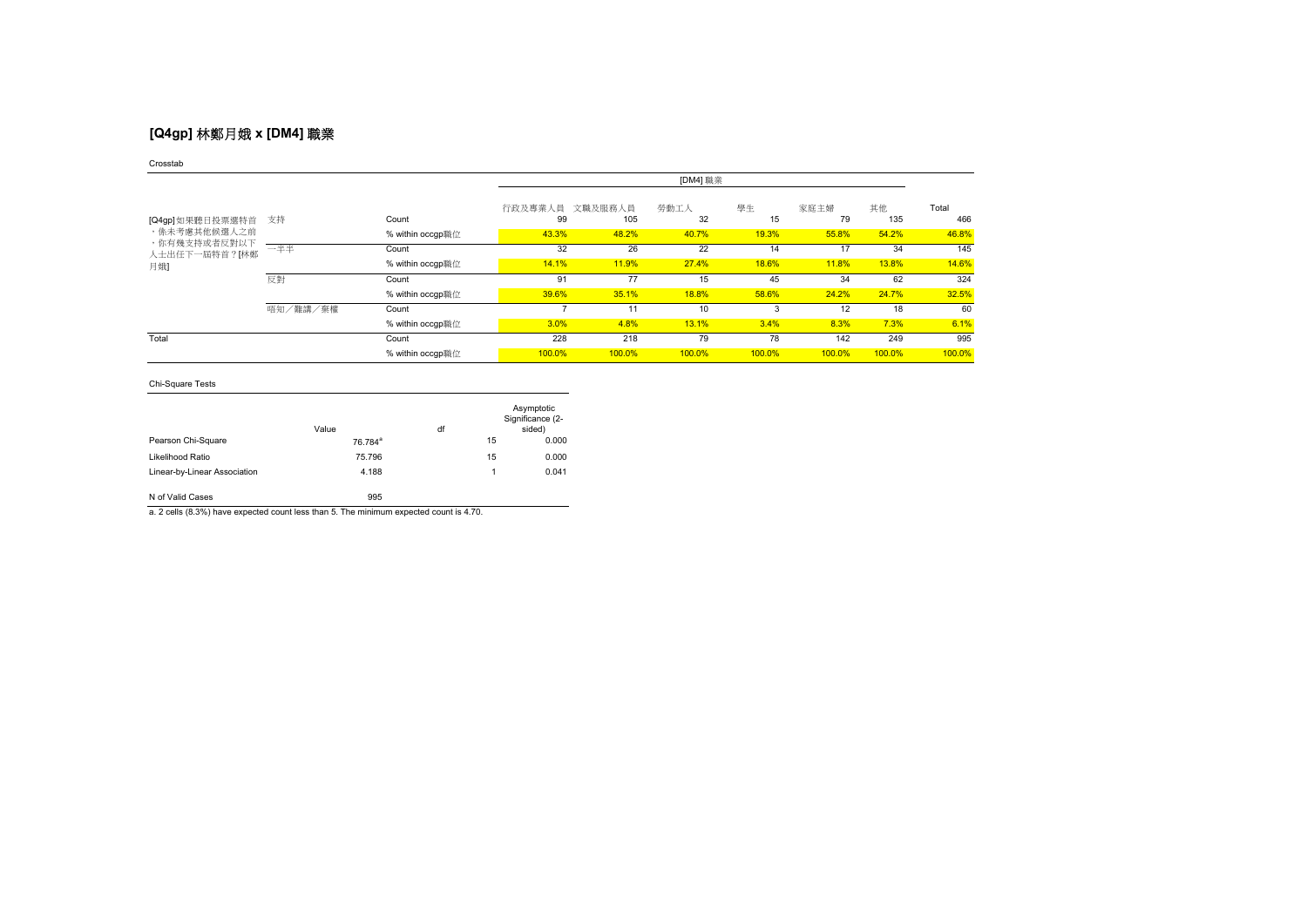## [Q4gp] 林鄭月娥 x [DM4] 職業

Crosstab

| | | | [DM4] 職業 | | | | | | |
|---|---|---|---|---|---|---|---|---|---|
| | | | 行政及專業人員 | 文職及服務人員 | 勞動工人 | 學生 | 家庭主婦 | 其他 | Total |
| [Q4gp] 如果聽日投票選特首，係未考慮其他候選人之前，你有幾支持或者反對以下人士出任下一屆特首？[林鄭月娥] | 支持 | Count | 99 | 105 | 32 | 15 | 79 | 135 | 466 |
| | | % within occgp職位 | 43.3% | 48.2% | 40.7% | 19.3% | 55.8% | 54.2% | 46.8% |
| | 一半半 | Count | 32 | 26 | 22 | 14 | 17 | 34 | 145 |
| | | % within occgp職位 | 14.1% | 11.9% | 27.4% | 18.6% | 11.8% | 13.8% | 14.6% |
| | 反對 | Count | 91 | 77 | 15 | 45 | 34 | 62 | 324 |
| | | % within occgp職位 | 39.6% | 35.1% | 18.8% | 58.6% | 24.2% | 24.7% | 32.5% |
| | 唔知／難講／棄權 | Count | 7 | 11 | 10 | 3 | 12 | 18 | 60 |
| | | % within occgp職位 | 3.0% | 4.8% | 13.1% | 3.4% | 8.3% | 7.3% | 6.1% |
| Total | | Count | 228 | 218 | 79 | 78 | 142 | 249 | 995 |
| | | % within occgp職位 | 100.0% | 100.0% | 100.0% | 100.0% | 100.0% | 100.0% | 100.0% |

Chi-Square Tests

| | Value | df | Asymptotic Significance (2-sided) |
|---|---|---|---|
| Pearson Chi-Square | 76.784[a] | 15 | 0.000 |
| Likelihood Ratio | 75.796 | 15 | 0.000 |
| Linear-by-Linear Association | 4.188 | 1 | 0.041 |
| N of Valid Cases | 995 | | |

a. 2 cells (8.3%) have expected count less than 5. The minimum expected count is 4.70.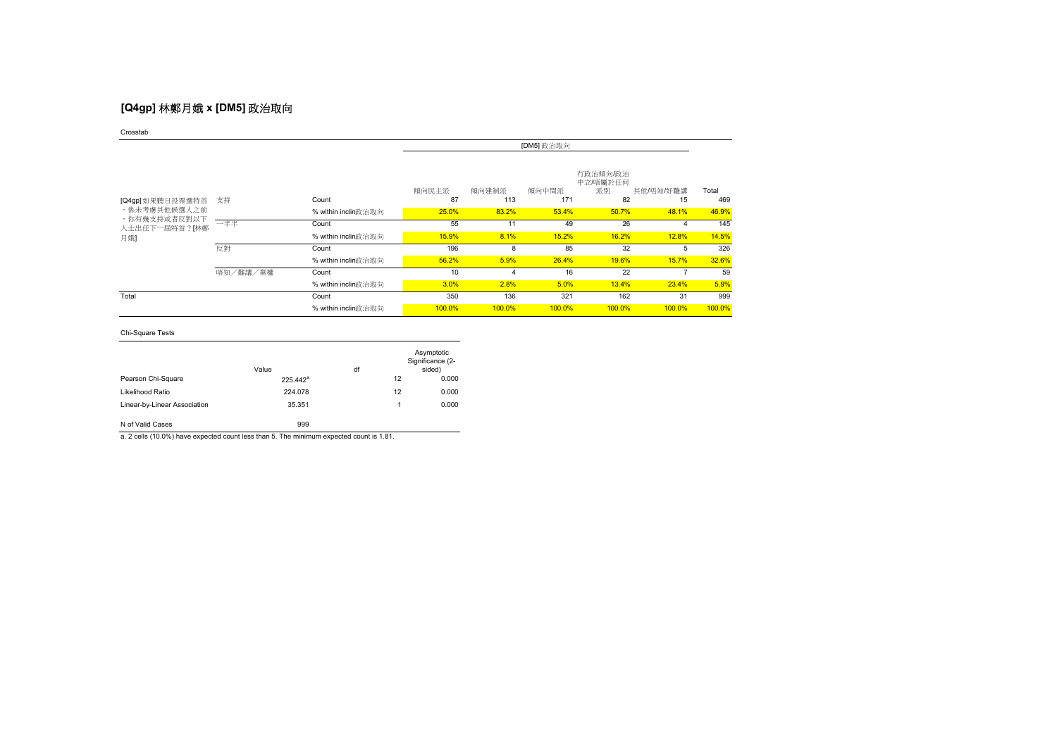## [Q4gp] 林鄭月娥 x [DM5] 政治取向

Crosstab

| | | | [DM5] 政治取向 | | | | | |
|---|---|---|---|---|---|---|---|---|
| | | | 傾向民主派 | 傾向建制派 | 傾向中間派 | 冇政治傾向/政治中立/唔屬於任何派別 | 其他/唔知/好難講 | Total |
| [Q4gp] 如果聽日投票選特首，係未考慮其他候選人之前，你有幾支持或者反對以下人士出任下一屆特首？[林鄭月娥] | 支持 | Count | 87 | 113 | 171 | 82 | 15 | 469 |
| | | % within inclin政治取向 | 25.0% | 83.2% | 53.4% | 50.7% | 48.1% | 46.9% |
| | 一半半 | Count | 55 | 11 | 49 | 26 | 4 | 145 |
| | | % within inclin政治取向 | 15.9% | 8.1% | 15.2% | 16.2% | 12.8% | 14.5% |
| | 反對 | Count | 196 | 8 | 85 | 32 | 5 | 326 |
| | | % within inclin政治取向 | 56.2% | 5.9% | 26.4% | 19.6% | 15.7% | 32.6% |
| | 唔知／難講／棄權 | Count | 10 | 4 | 16 | 22 | 7 | 59 |
| | | % within inclin政治取向 | 3.0% | 2.8% | 5.0% | 13.4% | 23.4% | 5.9% |
| Total | | Count | 350 | 136 | 321 | 162 | 31 | 999 |
| | | % within inclin政治取向 | 100.0% | 100.0% | 100.0% | 100.0% | 100.0% | 100.0% |

Chi-Square Tests

| | Value | df | Asymptotic Significance (2-sided) |
|---|---|---|---|
| Pearson Chi-Square | 225.442[a] | 12 | 0.000 |
| Likelihood Ratio | 224.078 | 12 | 0.000 |
| Linear-by-Linear Association | 35.351 | 1 | 0.000 |
| N of Valid Cases | 999 | | |

a. 2 cells (10.0%) have expected count less than 5. The minimum expected count is 1.81.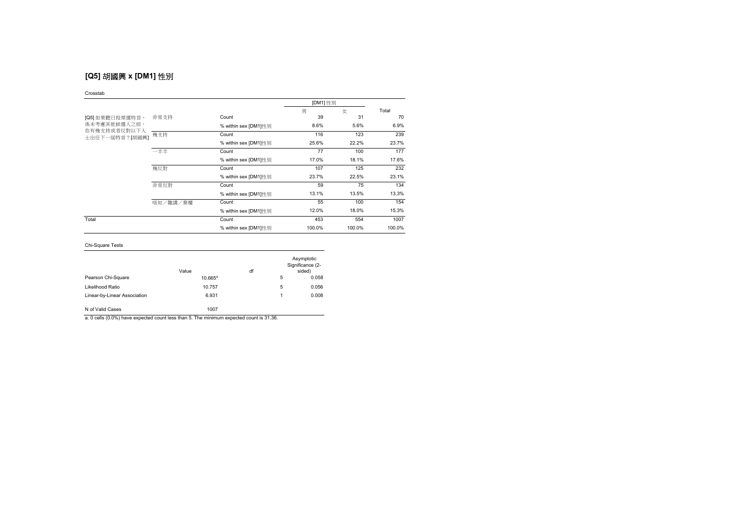## [Q5] 胡國興 x [DM1] 性別

Crosstab

| | | | [DM1] 性別 | | |
|---|---|---|---|---|---|
| | | | 男 | 女 | Total |
| [Q5] 如果聽日投票選特首，係未考慮其他候選人之前，你有幾支持或者反對以下人士出任下一屆特首？[胡國興] | 非常支持 | Count | 39 | 31 | 70 |
| | | % within sex [DM1]性別 | 8.6% | 5.6% | 6.9% |
| | 幾支持 | Count | 116 | 123 | 239 |
| | | % within sex [DM1]性別 | 25.6% | 22.2% | 23.7% |
| | 一半半 | Count | 77 | 100 | 177 |
| | | % within sex [DM1]性別 | 17.0% | 18.1% | 17.6% |
| | 幾反對 | Count | 107 | 125 | 232 |
| | | % within sex [DM1]性別 | 23.7% | 22.5% | 23.1% |
| | 非常反對 | Count | 59 | 75 | 134 |
| | | % within sex [DM1]性別 | 13.1% | 13.5% | 13.3% |
| | 唔知／難講／棄權 | Count | 55 | 100 | 154 |
| | | % within sex [DM1]性別 | 12.0% | 18.0% | 15.3% |
| Total | | Count | 453 | 554 | 1007 |
| | | % within sex [DM1]性別 | 100.0% | 100.0% | 100.0% |

Chi-Square Tests

| | Value | df | Asymptotic Significance (2-sided) |
|---|---|---|---|
| Pearson Chi-Square | 10.665[a] | 5 | 0.058 |
| Likelihood Ratio | 10.757 | 5 | 0.056 |
| Linear-by-Linear Association | 6.931 | 1 | 0.008 |
| N of Valid Cases | 1007 | | |

a. 0 cells (0.0%) have expected count less than 5. The minimum expected count is 31.36.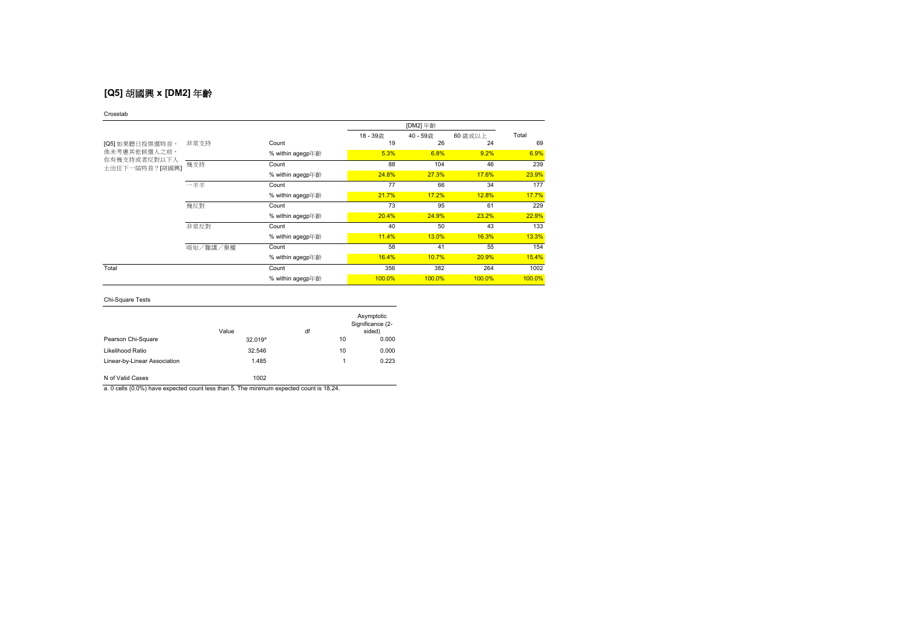## [Q5] 胡國興 x [DM2] 年齡

Crosstab

| | | | [DM2] 年齡 | | | Total |
|---|---|---|---|---|---|---|
| | | | 18 - 39歲 | 40 - 59歲 | 60 歲或以上 | |
| [Q5] 如果聽日投票選特首，係未考慮其他候選人之前，你有幾支持或者反對以下人士出任下一屆特首？[胡國興] | 非常支持 | Count | 19 | 26 | 24 | 69 |
| | | % within agegp年齡 | 5.3% | 6.8% | 9.2% | 6.9% |
| | 幾支持 | Count | 88 | 104 | 46 | 239 |
| | | % within agegp年齡 | 24.8% | 27.3% | 17.6% | 23.9% |
| | 一半半 | Count | 77 | 66 | 34 | 177 |
| | | % within agegp年齡 | 21.7% | 17.2% | 12.8% | 17.7% |
| | 幾反對 | Count | 73 | 95 | 61 | 229 |
| | | % within agegp年齡 | 20.4% | 24.9% | 23.2% | 22.9% |
| | 非常反對 | Count | 40 | 50 | 43 | 133 |
| | | % within agegp年齡 | 11.4% | 13.0% | 16.3% | 13.3% |
| | 唔知／難講／棄權 | Count | 58 | 41 | 55 | 154 |
| | | % within agegp年齡 | 16.4% | 10.7% | 20.9% | 15.4% |
| Total | | Count | 356 | 382 | 264 | 1002 |
| | | % within agegp年齡 | 100.0% | 100.0% | 100.0% | 100.0% |

Chi-Square Tests

| | Value | df | Asymptotic Significance (2-sided) |
|---|---|---|---|
| Pearson Chi-Square | 32.019[a] | 10 | 0.000 |
| Likelihood Ratio | 32.546 | 10 | 0.000 |
| Linear-by-Linear Association | 1.485 | 1 | 0.223 |
| N of Valid Cases | 1002 | | |

a. 0 cells (0.0%) have expected count less than 5. The minimum expected count is 18.24.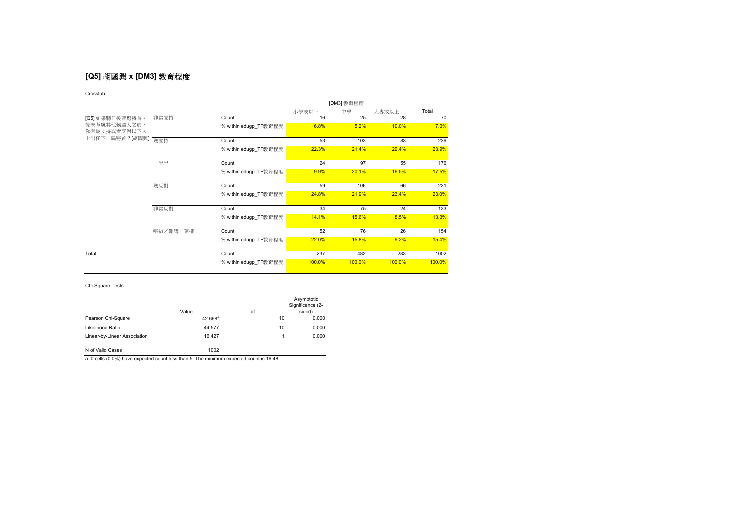## [Q5] 胡國興 x [DM3] 教育程度

Crosstab

| | | | [DM3] 教育程度 | | | Total |
|---|---|---|---|---|---|---|
| | | | 小學或以下 | 中學 | 大專或以上 | |
| [Q5] 如果聽日投票選特首，係未考慮其他候選人之前，你有幾支持或者反對以下人士出任下一屆特首？[胡國興] | 非常支持 | Count | 16 | 25 | 28 | 70 |
| | | % within edugp_TP教育程度 | 6.8% | 5.2% | 10.0% | 7.0% |
| | 幾支持 | Count | 53 | 103 | 83 | 239 |
| | | % within edugp_TP教育程度 | 22.3% | 21.4% | 29.4% | 23.9% |
| | 一半半 | Count | 24 | 97 | 55 | 176 |
| | | % within edugp_TP教育程度 | 9.9% | 20.1% | 19.5% | 17.5% |
| | 幾反對 | Count | 59 | 106 | 66 | 231 |
| | | % within edugp_TP教育程度 | 24.8% | 21.9% | 23.4% | 23.0% |
| | 非常反對 | Count | 34 | 75 | 24 | 133 |
| | | % within edugp_TP教育程度 | 14.1% | 15.6% | 8.5% | 13.3% |
| | 唔知／難講／棄權 | Count | 52 | 76 | 26 | 154 |
| | | % within edugp_TP教育程度 | 22.0% | 15.8% | 9.2% | 15.4% |
| Total | | Count | 237 | 482 | 283 | 1002 |
| | | % within edugp_TP教育程度 | 100.0% | 100.0% | 100.0% | 100.0% |

Chi-Square Tests

| | Value | df | Asymptotic Significance (2-sided) |
|---|---|---|---|
| Pearson Chi-Square | 42.668[a] | 10 | 0.000 |
| Likelihood Ratio | 44.577 | 10 | 0.000 |
| Linear-by-Linear Association | 16.427 | 1 | 0.000 |
| N of Valid Cases | 1002 | | |

a. 0 cells (0.0%) have expected count less than 5. The minimum expected count is 16.48.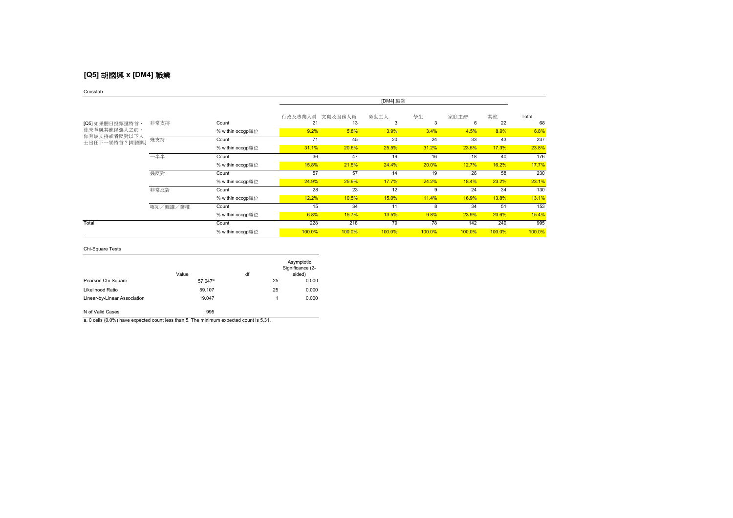## [Q5] 胡國興 x [DM4] 職業

Crosstab

| | | | [DM4] 職業 | | | | | | Total |
|---|---|---|---|---|---|---|---|---|---|
| | | | 行政及專業人員 | 文職及服務人員 | 勞動工人 | 學生 | 家庭主婦 | 其他 | |
| [Q5] 如果聽日投票選特首，係未考慮其他候選人之前，你有幾支持或者反對以下人士出任下一屆特首？[胡國興] | 非常支持 | Count | 21 | 13 | 3 | 3 | 6 | 22 | 68 |
| | | % within occgp職位 | 9.2% | 5.8% | 3.9% | 3.4% | 4.5% | 8.9% | 6.8% |
| | 幾支持 | Count | 71 | 45 | 20 | 24 | 33 | 43 | 237 |
| | | % within occgp職位 | 31.1% | 20.6% | 25.5% | 31.2% | 23.5% | 17.3% | 23.8% |
| | 一半半 | Count | 36 | 47 | 19 | 16 | 18 | 40 | 176 |
| | | % within occgp職位 | 15.8% | 21.5% | 24.4% | 20.0% | 12.7% | 16.2% | 17.7% |
| | 幾反對 | Count | 57 | 57 | 14 | 19 | 26 | 58 | 230 |
| | | % within occgp職位 | 24.9% | 25.9% | 17.7% | 24.2% | 18.4% | 23.2% | 23.1% |
| | 非常反對 | Count | 28 | 23 | 12 | 9 | 24 | 34 | 130 |
| | | % within occgp職位 | 12.2% | 10.5% | 15.0% | 11.4% | 16.9% | 13.8% | 13.1% |
| | 唔知／難講／棄權 | Count | 15 | 34 | 11 | 8 | 34 | 51 | 153 |
| | | % within occgp職位 | 6.8% | 15.7% | 13.5% | 9.8% | 23.9% | 20.6% | 15.4% |
| Total | | Count | 228 | 218 | 79 | 78 | 142 | 249 | 995 |
| | | % within occgp職位 | 100.0% | 100.0% | 100.0% | 100.0% | 100.0% | 100.0% | 100.0% |

Chi-Square Tests

| | Value | df | Asymptotic Significance (2-sided) |
|---|---|---|---|
| Pearson Chi-Square | 57.047[a] | 25 | 0.000 |
| Likelihood Ratio | 59.107 | 25 | 0.000 |
| Linear-by-Linear Association | 19.047 | 1 | 0.000 |
| N of Valid Cases | 995 | | |

a. 0 cells (0.0%) have expected count less than 5. The minimum expected count is 5.31.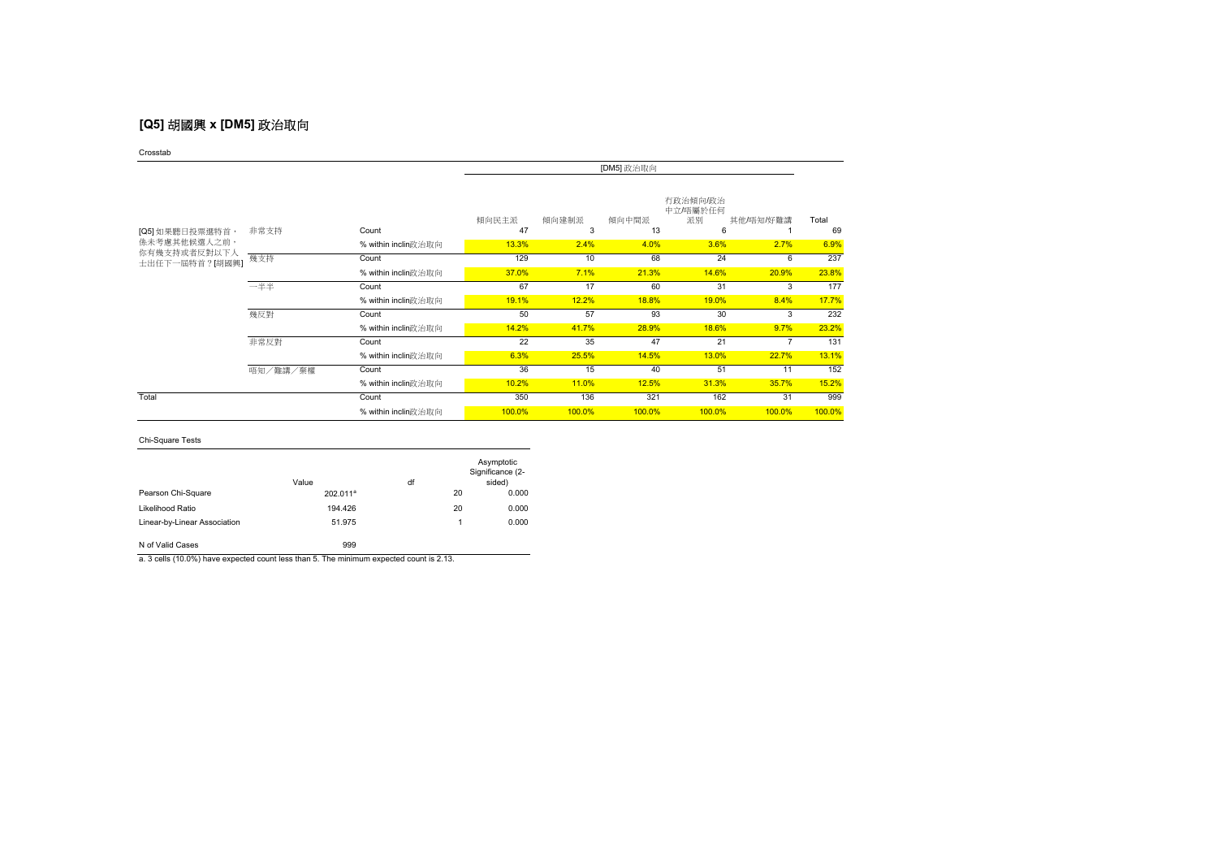## [Q5] 胡國興 x [DM5] 政治取向

Crosstab

| | | | [DM5] 政治取向 | | | | | |
|---|---|---|---|---|---|---|---|---|
| | | | 傾向民主派 | 傾向建制派 | 傾向中間派 | 冇政治傾向/政治中立/唔屬於任何派別 | 其他/唔知/好難講 | Total |
| [Q5] 如果聽日投票選特首，係未考慮其他候選人之前，你有幾支持或者反對以下人士出任下一屆特首？[胡國興] | 非常支持 | Count | 47 | 3 | 13 | 6 | 1 | 69 |
| | | % within inclin政治取向 | 13.3% | 2.4% | 4.0% | 3.6% | 2.7% | 6.9% |
| | 幾支持 | Count | 129 | 10 | 68 | 24 | 6 | 237 |
| | | % within inclin政治取向 | 37.0% | 7.1% | 21.3% | 14.6% | 20.9% | 23.8% |
| | 一半半 | Count | 67 | 17 | 60 | 31 | 3 | 177 |
| | | % within inclin政治取向 | 19.1% | 12.2% | 18.8% | 19.0% | 8.4% | 17.7% |
| | 幾反對 | Count | 50 | 57 | 93 | 30 | 3 | 232 |
| | | % within inclin政治取向 | 14.2% | 41.7% | 28.9% | 18.6% | 9.7% | 23.2% |
| | 非常反對 | Count | 22 | 35 | 47 | 21 | 7 | 131 |
| | | % within inclin政治取向 | 6.3% | 25.5% | 14.5% | 13.0% | 22.7% | 13.1% |
| | 唔知／難講／棄權 | Count | 36 | 15 | 40 | 51 | 11 | 152 |
| | | % within inclin政治取向 | 10.2% | 11.0% | 12.5% | 31.3% | 35.7% | 15.2% |
| Total | | Count | 350 | 136 | 321 | 162 | 31 | 999 |
| | | % within inclin政治取向 | 100.0% | 100.0% | 100.0% | 100.0% | 100.0% | 100.0% |

Chi-Square Tests

| | Value | df | Asymptotic Significance (2-sided) |
|---|---|---|---|
| Pearson Chi-Square | 202.011[a] | 20 | 0.000 |
| Likelihood Ratio | 194.426 | 20 | 0.000 |
| Linear-by-Linear Association | 51.975 | 1 | 0.000 |
| N of Valid Cases | 999 | | |

a. 3 cells (10.0%) have expected count less than 5. The minimum expected count is 2.13.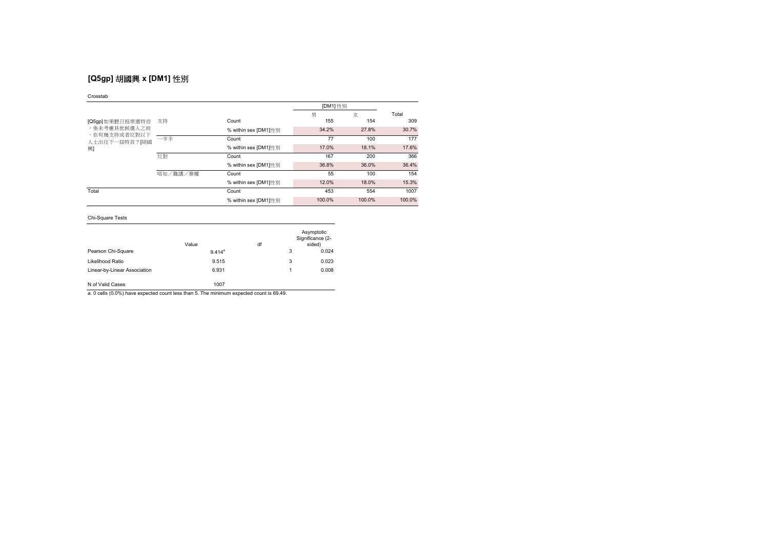## [Q5gp] 胡國興 x [DM1] 性別

Crosstab

| | | | [DM1] 性別 | | Total |
|---|---|---|---|---|---|
| | | | 男 | 女 | |
| [Q5gp] 如果聽日投票選特首，係未考慮其他候選人之前，你有幾支持或者反對以下人士出任下一屆特首？[胡國興] | 支持 | Count | 155 | 154 | 309 |
| | | % within sex [DM1]性別 | 34.2% | 27.8% | 30.7% |
| | 一半半 | Count | 77 | 100 | 177 |
| | | % within sex [DM1]性別 | 17.0% | 18.1% | 17.6% |
| | 反對 | Count | 167 | 200 | 366 |
| | | % within sex [DM1]性別 | 36.8% | 36.0% | 36.4% |
| | 唔知／難講／棄權 | Count | 55 | 100 | 154 |
| | | % within sex [DM1]性別 | 12.0% | 18.0% | 15.3% |
| Total | | Count | 453 | 554 | 1007 |
| | | % within sex [DM1]性別 | 100.0% | 100.0% | 100.0% |

Chi-Square Tests

| | Value | df | Asymptotic Significance (2-sided) |
|---|---|---|---|
| Pearson Chi-Square | 9.414[a] | 3 | 0.024 |
| Likelihood Ratio | 9.515 | 3 | 0.023 |
| Linear-by-Linear Association | 6.931 | 1 | 0.008 |
| N of Valid Cases | 1007 | | |

a. 0 cells (0.0%) have expected count less than 5. The minimum expected count is 69.49.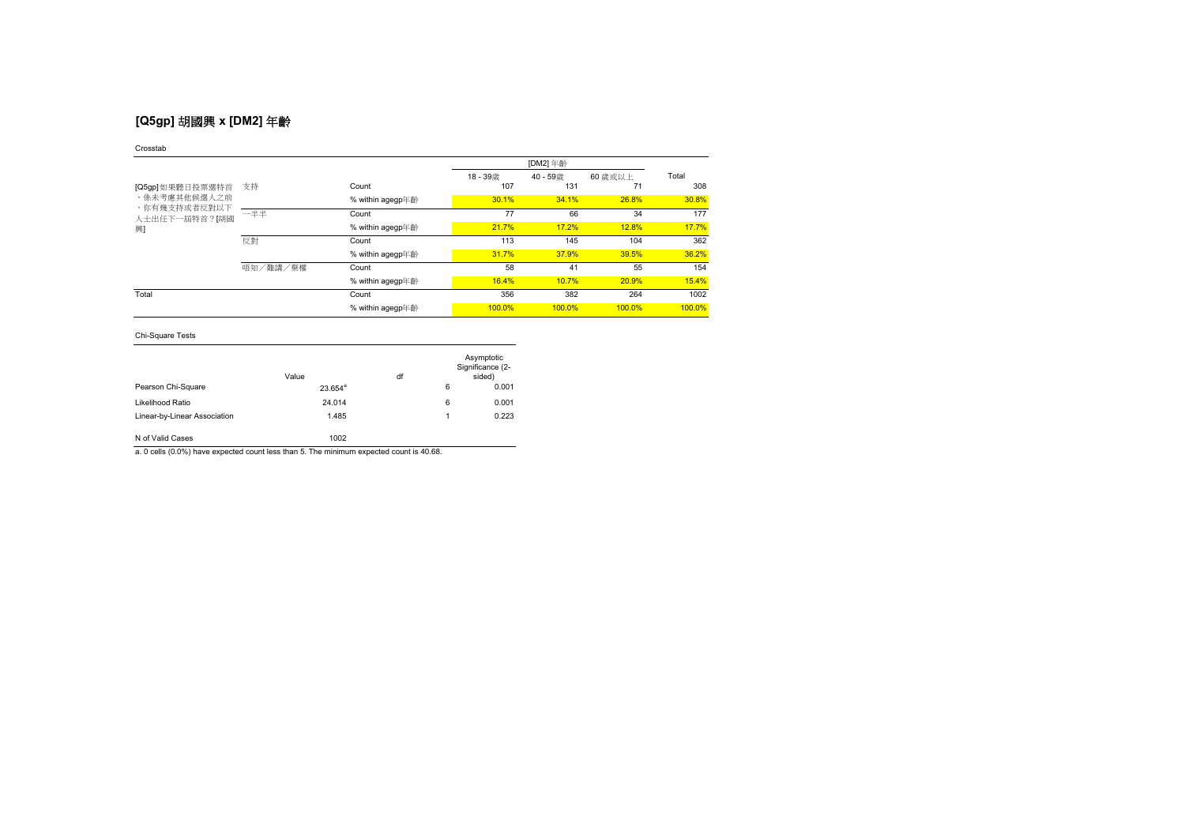## [Q5gp] 胡國興 x [DM2] 年齡

Crosstab

| | | | [DM2] 年齡 | | | Total |
|---|---|---|---|---|---|---|
| | | | 18 - 39歲 | 40 - 59歲 | 60 歲或以上 | |
| [Q5gp] 如果聽日投票選特首，係未考慮其他候選人之前，你有幾支持或者反對以下人士出任下一屆特首？[胡國興] | 支持 | Count | 107 | 131 | 71 | 308 |
| | | % within agegp年齡 | 30.1% | 34.1% | 26.8% | 30.8% |
| | 一半半 | Count | 77 | 66 | 34 | 177 |
| | | % within agegp年齡 | 21.7% | 17.2% | 12.8% | 17.7% |
| | 反對 | Count | 113 | 145 | 104 | 362 |
| | | % within agegp年齡 | 31.7% | 37.9% | 39.5% | 36.2% |
| | 唔知／難講／棄權 | Count | 58 | 41 | 55 | 154 |
| | | % within agegp年齡 | 16.4% | 10.7% | 20.9% | 15.4% |
| Total | | Count | 356 | 382 | 264 | 1002 |
| | | % within agegp年齡 | 100.0% | 100.0% | 100.0% | 100.0% |

Chi-Square Tests

| | Value | df | Asymptotic Significance (2-sided) |
|---|---|---|---|
| Pearson Chi-Square | 23.654[a] | 6 | 0.001 |
| Likelihood Ratio | 24.014 | 6 | 0.001 |
| Linear-by-Linear Association | 1.485 | 1 | 0.223 |
| N of Valid Cases | 1002 | | |

a. 0 cells (0.0%) have expected count less than 5. The minimum expected count is 40.68.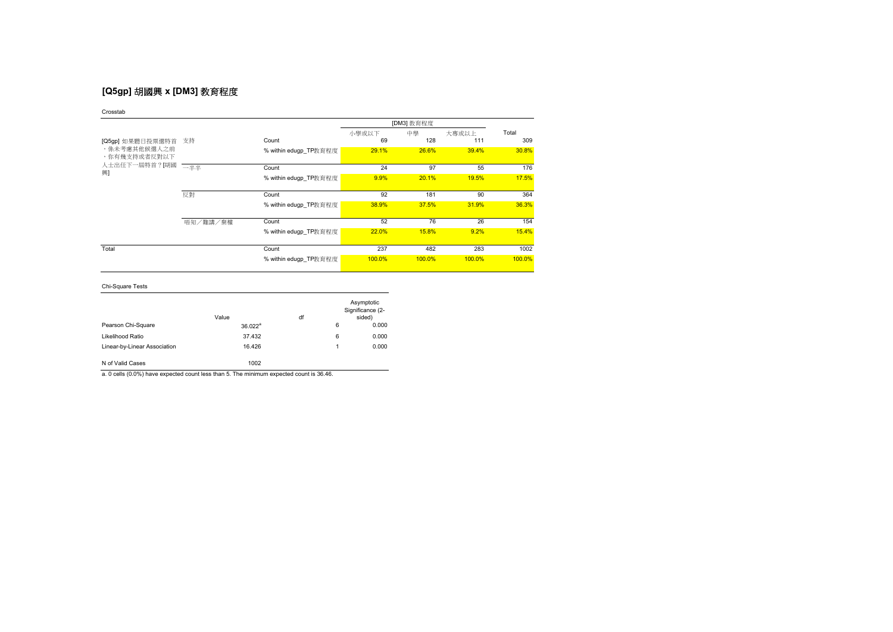## [Q5gp] 胡國興 x [DM3] 教育程度

Crosstab

| | | | [DM3] 教育程度 | | | Total |
|---|---|---|---|---|---|---|
| | | | 小學或以下 | 中學 | 大專或以上 | |
| [Q5gp] 如果聽日投票選特首，係未考慮其他候選人之前，你有幾支持或者反對以下人士出任下一屆特首？[胡國興] | 支持 | Count | 69 | 128 | 111 | 309 |
| | | % within edugp_TP教育程度 | 29.1% | 26.6% | 39.4% | 30.8% |
| | 一半半 | Count | 24 | 97 | 55 | 176 |
| | | % within edugp_TP教育程度 | 9.9% | 20.1% | 19.5% | 17.5% |
| | 反對 | Count | 92 | 181 | 90 | 364 |
| | | % within edugp_TP教育程度 | 38.9% | 37.5% | 31.9% | 36.3% |
| | 唔知／難講／棄權 | Count | 52 | 76 | 26 | 154 |
| | | % within edugp_TP教育程度 | 22.0% | 15.8% | 9.2% | 15.4% |
| Total | | Count | 237 | 482 | 283 | 1002 |
| | | % within edugp_TP教育程度 | 100.0% | 100.0% | 100.0% | 100.0% |

Chi-Square Tests

| | Value | df | Asymptotic Significance (2-sided) |
|---|---|---|---|
| Pearson Chi-Square | 36.022[a] | 6 | 0.000 |
| Likelihood Ratio | 37.432 | 6 | 0.000 |
| Linear-by-Linear Association | 16.426 | 1 | 0.000 |
| N of Valid Cases | 1002 | | |

a. 0 cells (0.0%) have expected count less than 5. The minimum expected count is 36.46.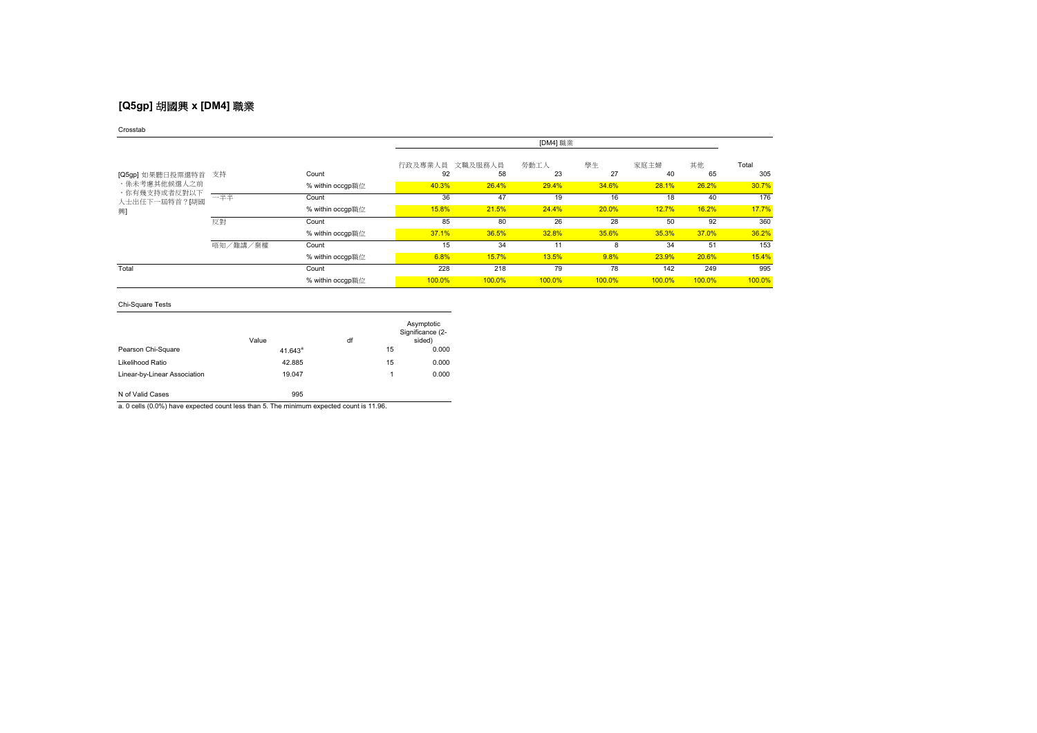## [Q5gp] 胡國興 x [DM4] 職業

Crosstab

| | | | [DM4] 職業 | | | | | | |
|---|---|---|---|---|---|---|---|---|---|
| | | | 行政及專業人員 | 文職及服務人員 | 勞動工人 | 學生 | 家庭主婦 | 其他 | Total |
| [Q5gp] 如果聽日投票選特首，係未考慮其他候選人之前，你有幾支持或者反對以下人士出任下一屆特首？[胡國興] | 支持 | Count | 92 | 58 | 23 | 27 | 40 | 65 | 305 |
| | | % within occgp職位 | 40.3% | 26.4% | 29.4% | 34.6% | 28.1% | 26.2% | 30.7% |
| | 一半半 | Count | 36 | 47 | 19 | 16 | 18 | 40 | 176 |
| | | % within occgp職位 | 15.8% | 21.5% | 24.4% | 20.0% | 12.7% | 16.2% | 17.7% |
| | 反對 | Count | 85 | 80 | 26 | 28 | 50 | 92 | 360 |
| | | % within occgp職位 | 37.1% | 36.5% | 32.8% | 35.6% | 35.3% | 37.0% | 36.2% |
| | 唔知／難講／棄權 | Count | 15 | 34 | 11 | 8 | 34 | 51 | 153 |
| | | % within occgp職位 | 6.8% | 15.7% | 13.5% | 9.8% | 23.9% | 20.6% | 15.4% |
| Total | | Count | 228 | 218 | 79 | 78 | 142 | 249 | 995 |
| | | % within occgp職位 | 100.0% | 100.0% | 100.0% | 100.0% | 100.0% | 100.0% | 100.0% |

Chi-Square Tests

| | Value | df | Asymptotic Significance (2-sided) |
|---|---|---|---|
| Pearson Chi-Square | 41.643[a] | 15 | 0.000 |
| Likelihood Ratio | 42.885 | 15 | 0.000 |
| Linear-by-Linear Association | 19.047 | 1 | 0.000 |
| N of Valid Cases | 995 | | |

a. 0 cells (0.0%) have expected count less than 5. The minimum expected count is 11.96.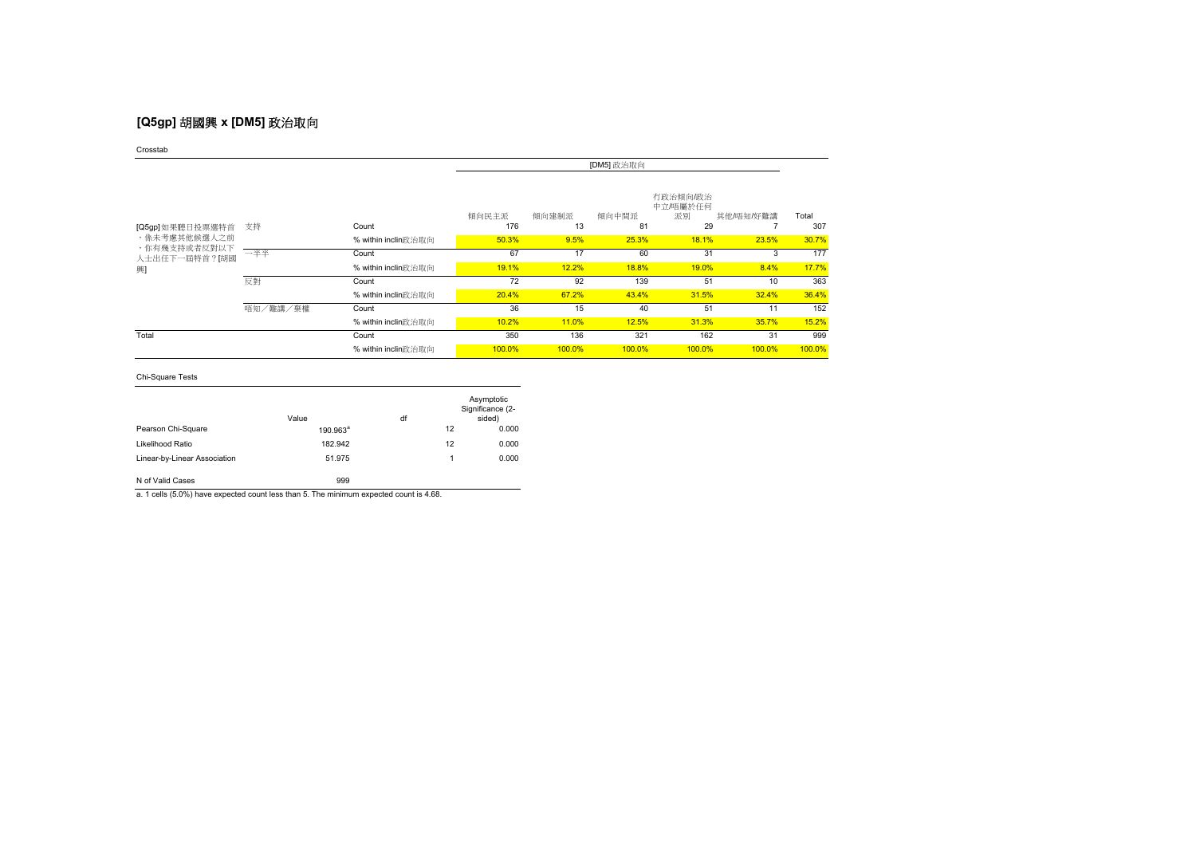## [Q5gp] 胡國興 x [DM5] 政治取向

Crosstab

| | | | [DM5] 政治取向 | | | | | |
|---|---|---|---|---|---|---|---|---|
| | | | 傾向民主派 | 傾向建制派 | 傾向中間派 | 冇政治傾向/政治中立/唔屬於任何派別 | 其他/唔知/好難講 | Total |
| [Q5gp] 如果聽日投票選特首，係未考慮其他候選人之前，你有幾支持或者反對以下人士出任下一屆特首？[胡國興] | 支持 | Count | 176 | 13 | 81 | 29 | 7 | 307 |
| | | % within inclin政治取向 | 50.3% | 9.5% | 25.3% | 18.1% | 23.5% | 30.7% |
| | 一半半 | Count | 67 | 17 | 60 | 31 | 3 | 177 |
| | | % within inclin政治取向 | 19.1% | 12.2% | 18.8% | 19.0% | 8.4% | 17.7% |
| | 反對 | Count | 72 | 92 | 139 | 51 | 10 | 363 |
| | | % within inclin政治取向 | 20.4% | 67.2% | 43.4% | 31.5% | 32.4% | 36.4% |
| | 唔知／難講／棄權 | Count | 36 | 15 | 40 | 51 | 11 | 152 |
| | | % within inclin政治取向 | 10.2% | 11.0% | 12.5% | 31.3% | 35.7% | 15.2% |
| Total | | Count | 350 | 136 | 321 | 162 | 31 | 999 |
| | | % within inclin政治取向 | 100.0% | 100.0% | 100.0% | 100.0% | 100.0% | 100.0% |

Chi-Square Tests

| | Value | df | Asymptotic Significance (2-sided) |
|---|---|---|---|
| Pearson Chi-Square | 190.963[a] | 12 | 0.000 |
| Likelihood Ratio | 182.942 | 12 | 0.000 |
| Linear-by-Linear Association | 51.975 | 1 | 0.000 |
| N of Valid Cases | 999 | | |

a. 1 cells (5.0%) have expected count less than 5. The minimum expected count is 4.68.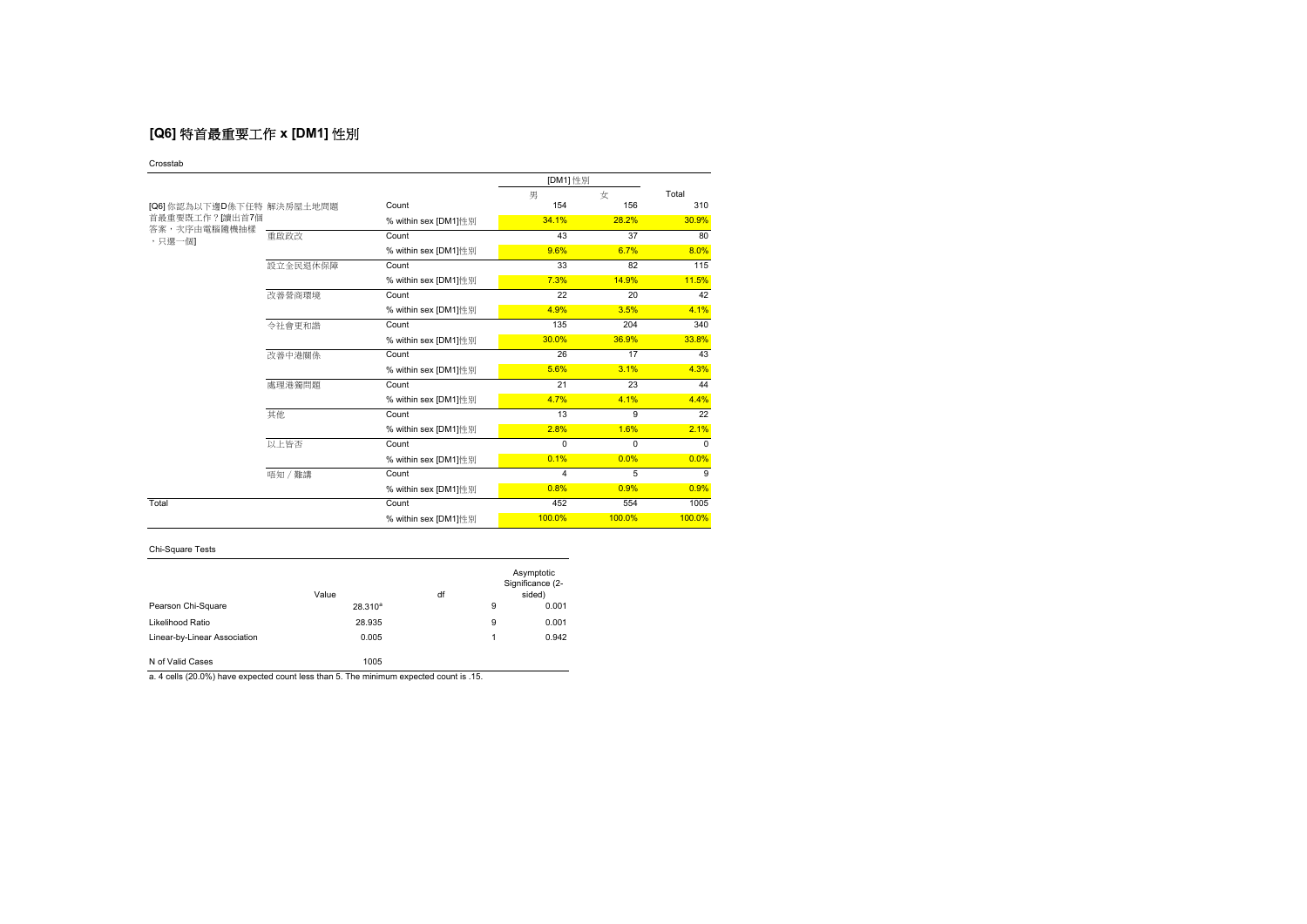## [Q6] 特首最重要工作 x [DM1] 性別

Crosstab

| | | | [DM1] 性別 | | Total |
|---|---|---|---|---|---|
| | | | 男 | 女 | |
| [Q6] 你認為以下邊D係下任特首最重要既工作？[讀出首7個答案，次序由電腦隨機抽樣，只選一個] | 解決房屋土地問題 | Count | 154 | 156 | 310 |
| | | % within sex [DM1]性別 | 34.1% | 28.2% | 30.9% |
| | 重啟政改 | Count | 43 | 37 | 80 |
| | | % within sex [DM1]性別 | 9.6% | 6.7% | 8.0% |
| | 設立全民退休保障 | Count | 33 | 82 | 115 |
| | | % within sex [DM1]性別 | 7.3% | 14.9% | 11.5% |
| | 改善營商環境 | Count | 22 | 20 | 42 |
| | | % within sex [DM1]性別 | 4.9% | 3.5% | 4.1% |
| | 令社會更和諧 | Count | 135 | 204 | 340 |
| | | % within sex [DM1]性別 | 30.0% | 36.9% | 33.8% |
| | 改善中港關係 | Count | 26 | 17 | 43 |
| | | % within sex [DM1]性別 | 5.6% | 3.1% | 4.3% |
| | 處理港獨問題 | Count | 21 | 23 | 44 |
| | | % within sex [DM1]性別 | 4.7% | 4.1% | 4.4% |
| | 其他 | Count | 13 | 9 | 22 |
| | | % within sex [DM1]性別 | 2.8% | 1.6% | 2.1% |
| | 以上皆否 | Count | 0 | 0 | 0 |
| | | % within sex [DM1]性別 | 0.1% | 0.0% | 0.0% |
| | 唔知／難講 | Count | 4 | 5 | 9 |
| | | % within sex [DM1]性別 | 0.8% | 0.9% | 0.9% |
| Total | | Count | 452 | 554 | 1005 |
| | | % within sex [DM1]性別 | 100.0% | 100.0% | 100.0% |

Chi-Square Tests

| | Value | df | Asymptotic Significance (2-sided) |
|---|---|---|---|
| Pearson Chi-Square | 28.310[a] | 9 | 0.001 |
| Likelihood Ratio | 28.935 | 9 | 0.001 |
| Linear-by-Linear Association | 0.005 | 1 | 0.942 |
| N of Valid Cases | 1005 | | |

a. 4 cells (20.0%) have expected count less than 5. The minimum expected count is .15.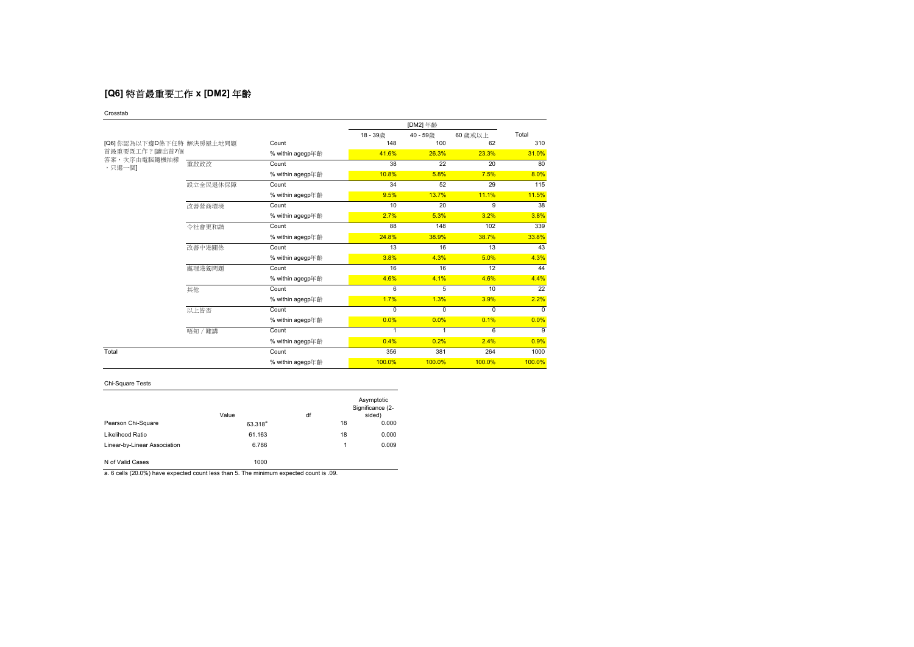## [Q6] 特首最重要工作 x [DM2] 年齡

Crosstab

| | | | [DM2] 年齡 | | | Total |
|---|---|---|---|---|---|---|
| | | | 18 - 39歲 | 40 - 59歲 | 60 歲或以上 | |
| [Q6] 你認為以下邊D係下任特首最重要既工作？[讀出首7個答案，次序由電腦隨機抽樣，只選一個] | 解決房屋土地問題 | Count | 148 | 100 | 62 | 310 |
| | | % within agegp年齡 | 41.6% | 26.3% | 23.3% | 31.0% |
| | 重啟政改 | Count | 38 | 22 | 20 | 80 |
| | | % within agegp年齡 | 10.8% | 5.8% | 7.5% | 8.0% |
| | 設立全民退休保障 | Count | 34 | 52 | 29 | 115 |
| | | % within agegp年齡 | 9.5% | 13.7% | 11.1% | 11.5% |
| | 改善營商環境 | Count | 10 | 20 | 9 | 38 |
| | | % within agegp年齡 | 2.7% | 5.3% | 3.2% | 3.8% |
| | 令社會更和諧 | Count | 88 | 148 | 102 | 339 |
| | | % within agegp年齡 | 24.8% | 38.9% | 38.7% | 33.8% |
| | 改善中港關係 | Count | 13 | 16 | 13 | 43 |
| | | % within agegp年齡 | 3.8% | 4.3% | 5.0% | 4.3% |
| | 處理港獨問題 | Count | 16 | 16 | 12 | 44 |
| | | % within agegp年齡 | 4.6% | 4.1% | 4.6% | 4.4% |
| | 其他 | Count | 6 | 5 | 10 | 22 |
| | | % within agegp年齡 | 1.7% | 1.3% | 3.9% | 2.2% |
| | 以上皆否 | Count | 0 | 0 | 0 | 0 |
| | | % within agegp年齡 | 0.0% | 0.0% | 0.1% | 0.0% |
| | 唔知 / 難講 | Count | 1 | 1 | 6 | 9 |
| | | % within agegp年齡 | 0.4% | 0.2% | 2.4% | 0.9% |
| Total | | Count | 356 | 381 | 264 | 1000 |
| | | % within agegp年齡 | 100.0% | 100.0% | 100.0% | 100.0% |

Chi-Square Tests

| | Value | df | Asymptotic Significance (2-sided) |
|---|---|---|---|
| Pearson Chi-Square | 63.318[a] | 18 | 0.000 |
| Likelihood Ratio | 61.163 | 18 | 0.000 |
| Linear-by-Linear Association | 6.786 | 1 | 0.009 |
| N of Valid Cases | 1000 | | |

a. 6 cells (20.0%) have expected count less than 5. The minimum expected count is .09.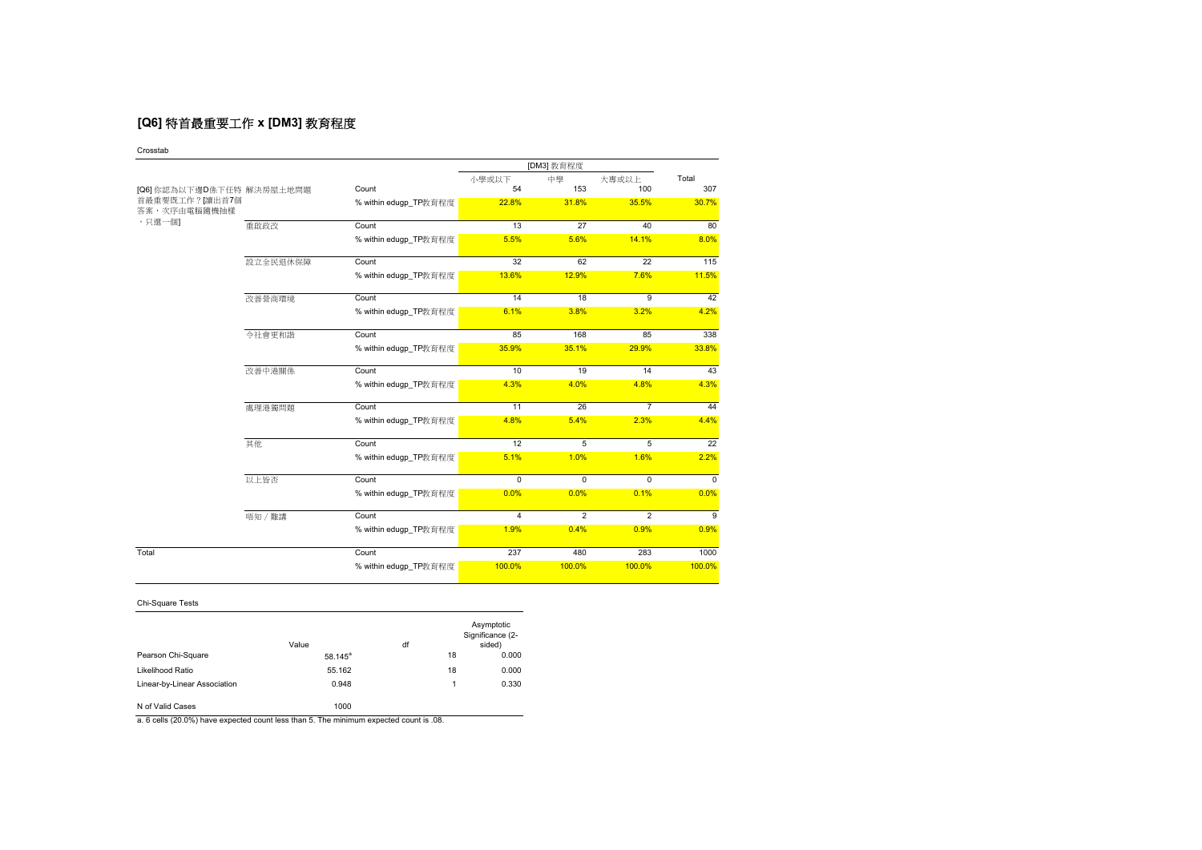## [Q6] 特首最重要工作 x [DM3] 教育程度

Crosstab

| | | | [DM3] 教育程度 | | | Total |
|---|---|---|---|---|---|---|
| | | | 小學或以下 | 中學 | 大專或以上 | |
| [Q6] 你認為以下邊D係下任特首最重要既工作？[讀出首7個答案，次序由電腦隨機抽樣，只選一個] | 解決房屋土地問題 | Count | 54 | 153 | 100 | 307 |
| | | % within edugp_TP教育程度 | 22.8% | 31.8% | 35.5% | 30.7% |
| | 重啟政改 | Count | 13 | 27 | 40 | 80 |
| | | % within edugp_TP教育程度 | 5.5% | 5.6% | 14.1% | 8.0% |
| | 設立全民退休保障 | Count | 32 | 62 | 22 | 115 |
| | | % within edugp_TP教育程度 | 13.6% | 12.9% | 7.6% | 11.5% |
| | 改善營商環境 | Count | 14 | 18 | 9 | 42 |
| | | % within edugp_TP教育程度 | 6.1% | 3.8% | 3.2% | 4.2% |
| | 令社會更和諧 | Count | 85 | 168 | 85 | 338 |
| | | % within edugp_TP教育程度 | 35.9% | 35.1% | 29.9% | 33.8% |
| | 改善中港關係 | Count | 10 | 19 | 14 | 43 |
| | | % within edugp_TP教育程度 | 4.3% | 4.0% | 4.8% | 4.3% |
| | 處理港獨問題 | Count | 11 | 26 | 7 | 44 |
| | | % within edugp_TP教育程度 | 4.8% | 5.4% | 2.3% | 4.4% |
| | 其他 | Count | 12 | 5 | 5 | 22 |
| | | % within edugp_TP教育程度 | 5.1% | 1.0% | 1.6% | 2.2% |
| | 以上皆否 | Count | 0 | 0 | 0 | 0 |
| | | % within edugp_TP教育程度 | 0.0% | 0.0% | 0.1% | 0.0% |
| | 唔知 / 難講 | Count | 4 | 2 | 2 | 9 |
| | | % within edugp_TP教育程度 | 1.9% | 0.4% | 0.9% | 0.9% |
| Total | | Count | 237 | 480 | 283 | 1000 |
| | | % within edugp_TP教育程度 | 100.0% | 100.0% | 100.0% | 100.0% |

Chi-Square Tests

| | Value | df | Asymptotic Significance (2-sided) |
|---|---|---|---|
| Pearson Chi-Square | 58.145[a] | 18 | 0.000 |
| Likelihood Ratio | 55.162 | 18 | 0.000 |
| Linear-by-Linear Association | 0.948 | 1 | 0.330 |
| N of Valid Cases | 1000 | | |

a. 6 cells (20.0%) have expected count less than 5. The minimum expected count is .08.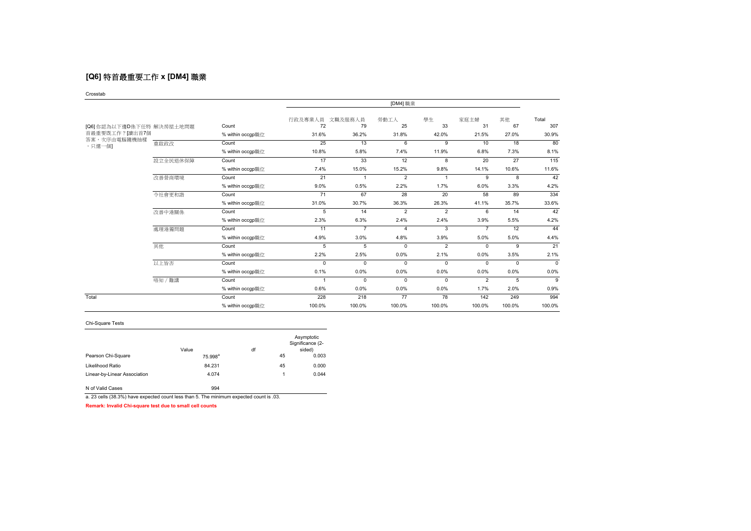## [Q6] 特首最重要工作 x [DM4] 職業

Crosstab

| | | | [DM4] 職業 | | | | | | |
|---|---|---|---|---|---|---|---|---|---|
| | | | 行政及專業人員 | 文職及服務人員 | 勞動工人 | 學生 | 家庭主婦 | 其他 | Total |
| [Q6] 你認為以下邊D係下任特首最重要既工作？[讀出首7個答案，次序由電腦隨機抽樣，只選一個] | 解決房屋土地問題 | Count | 72 | 79 | 25 | 33 | 31 | 67 | 307 |
| | | % within occgp職位 | 31.6% | 36.2% | 31.8% | 42.0% | 21.5% | 27.0% | 30.9% |
| | 重啟政改 | Count | 25 | 13 | 6 | 9 | 10 | 18 | 80 |
| | | % within occgp職位 | 10.8% | 5.8% | 7.4% | 11.9% | 6.8% | 7.3% | 8.1% |
| | 設立全民退休保障 | Count | 17 | 33 | 12 | 8 | 20 | 27 | 115 |
| | | % within occgp職位 | 7.4% | 15.0% | 15.2% | 9.8% | 14.1% | 10.6% | 11.6% |
| | 改善營商環境 | Count | 21 | 1 | 2 | 1 | 9 | 8 | 42 |
| | | % within occgp職位 | 9.0% | 0.5% | 2.2% | 1.7% | 6.0% | 3.3% | 4.2% |
| | 令社會更和諧 | Count | 71 | 67 | 28 | 20 | 58 | 89 | 334 |
| | | % within occgp職位 | 31.0% | 30.7% | 36.3% | 26.3% | 41.1% | 35.7% | 33.6% |
| | 改善中港關係 | Count | 5 | 14 | 2 | 2 | 6 | 14 | 42 |
| | | % within occgp職位 | 2.3% | 6.3% | 2.4% | 2.4% | 3.9% | 5.5% | 4.2% |
| | 處理港獨問題 | Count | 11 | 7 | 4 | 3 | 7 | 12 | 44 |
| | | % within occgp職位 | 4.9% | 3.0% | 4.8% | 3.9% | 5.0% | 5.0% | 4.4% |
| | 其他 | Count | 5 | 5 | 0 | 2 | 0 | 9 | 21 |
| | | % within occgp職位 | 2.2% | 2.5% | 0.0% | 2.1% | 0.0% | 3.5% | 2.1% |
| | 以上皆否 | Count | 0 | 0 | 0 | 0 | 0 | 0 | 0 |
| | | % within occgp職位 | 0.1% | 0.0% | 0.0% | 0.0% | 0.0% | 0.0% | 0.0% |
| | 唔知／難講 | Count | 1 | 0 | 0 | 0 | 2 | 5 | 9 |
| | | % within occgp職位 | 0.6% | 0.0% | 0.0% | 0.0% | 1.7% | 2.0% | 0.9% |
| Total | | Count | 228 | 218 | 77 | 78 | 142 | 249 | 994 |
| | | % within occgp職位 | 100.0% | 100.0% | 100.0% | 100.0% | 100.0% | 100.0% | 100.0% |

Chi-Square Tests

| | Value | df | Asymptotic Significance (2-sided) |
|---|---|---|---|
| Pearson Chi-Square | 75.998[a] | 45 | 0.003 |
| Likelihood Ratio | 84.231 | 45 | 0.000 |
| Linear-by-Linear Association | 4.074 | 1 | 0.044 |
| N of Valid Cases | 994 | | |

a. 23 cells (38.3%) have expected count less than 5. The minimum expected count is .03.

**Remark: Invalid Chi-square test due to small cell counts**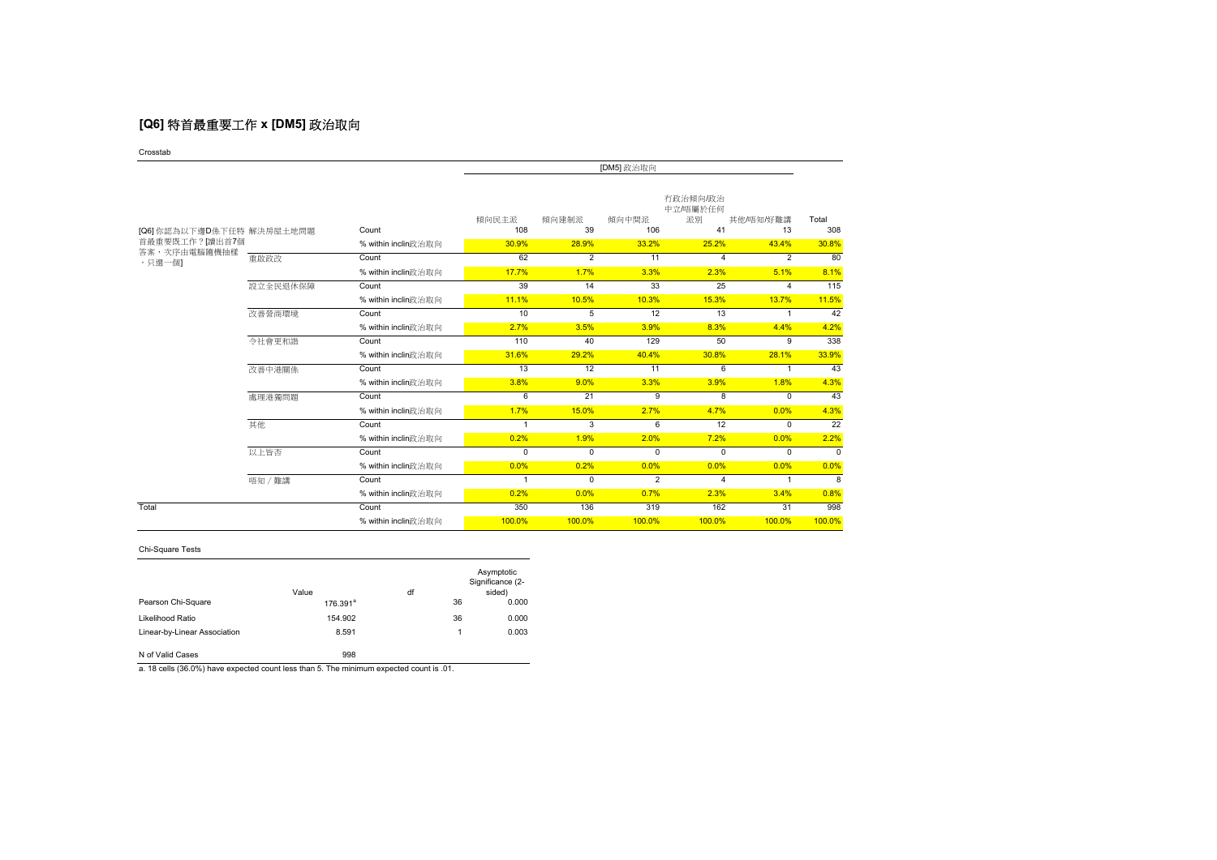## [Q6] 特首最重要工作 x [DM5] 政治取向

Crosstab

| | | | [DM5] 政治取向 | | | | | |
|---|---|---|---|---|---|---|---|---|
| | | | 傾向民主派 | 傾向建制派 | 傾向中間派 | 冇政治傾向/政治中立/唔屬於任何派別 | 其他/唔知/好難講 | Total |
| [Q6] 你認為以下邊D係下任特首最重要既工作？[讀出首7個答案，次序由電腦隨機抽樣，只選一個] | 解決房屋土地問題 | Count | 108 | 39 | 106 | 41 | 13 | 308 |
| | | % within inclin政治取向 | 30.9% | 28.9% | 33.2% | 25.2% | 43.4% | 30.8% |
| | 重啟政改 | Count | 62 | 2 | 11 | 4 | 2 | 80 |
| | | % within inclin政治取向 | 17.7% | 1.7% | 3.3% | 2.3% | 5.1% | 8.1% |
| | 設立全民退休保障 | Count | 39 | 14 | 33 | 25 | 4 | 115 |
| | | % within inclin政治取向 | 11.1% | 10.5% | 10.3% | 15.3% | 13.7% | 11.5% |
| | 改善營商環境 | Count | 10 | 5 | 12 | 13 | 1 | 42 |
| | | % within inclin政治取向 | 2.7% | 3.5% | 3.9% | 8.3% | 4.4% | 4.2% |
| | 令社會更和諧 | Count | 110 | 40 | 129 | 50 | 9 | 338 |
| | | % within inclin政治取向 | 31.6% | 29.2% | 40.4% | 30.8% | 28.1% | 33.9% |
| | 改善中港關係 | Count | 13 | 12 | 11 | 6 | 1 | 43 |
| | | % within inclin政治取向 | 3.8% | 9.0% | 3.3% | 3.9% | 1.8% | 4.3% |
| | 處理港獨問題 | Count | 6 | 21 | 9 | 8 | 0 | 43 |
| | | % within inclin政治取向 | 1.7% | 15.0% | 2.7% | 4.7% | 0.0% | 4.3% |
| | 其他 | Count | 1 | 3 | 6 | 12 | 0 | 22 |
| | | % within inclin政治取向 | 0.2% | 1.9% | 2.0% | 7.2% | 0.0% | 2.2% |
| | 以上皆否 | Count | 0 | 0 | 0 | 0 | 0 | 0 |
| | | % within inclin政治取向 | 0.0% | 0.2% | 0.0% | 0.0% | 0.0% | 0.0% |
| | 唔知／難講 | Count | 1 | 0 | 2 | 4 | 1 | 8 |
| | | % within inclin政治取向 | 0.2% | 0.0% | 0.7% | 2.3% | 3.4% | 0.8% |
| Total | | Count | 350 | 136 | 319 | 162 | 31 | 998 |
| | | % within inclin政治取向 | 100.0% | 100.0% | 100.0% | 100.0% | 100.0% | 100.0% |

Chi-Square Tests

| | Value | df | Asymptotic Significance (2-sided) |
|---|---|---|---|
| Pearson Chi-Square | 176.391[a] | 36 | 0.000 |
| Likelihood Ratio | 154.902 | 36 | 0.000 |
| Linear-by-Linear Association | 8.591 | 1 | 0.003 |
| N of Valid Cases | 998 | | |

a. 18 cells (36.0%) have expected count less than 5. The minimum expected count is .01.